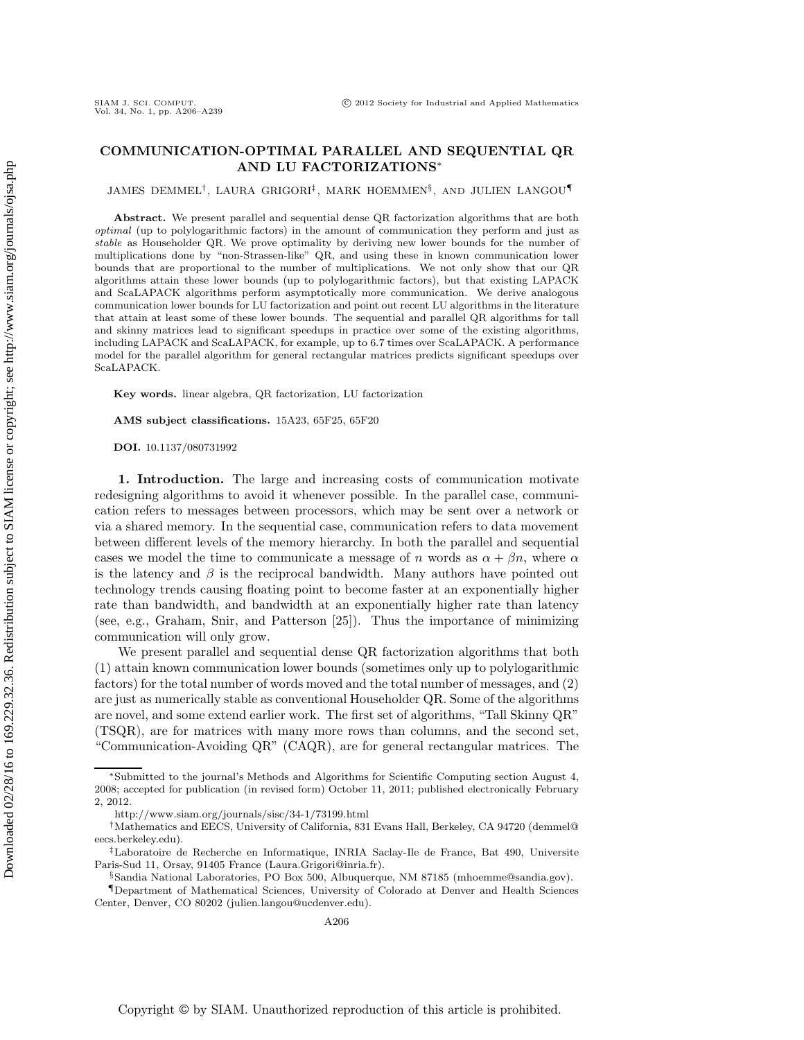# COMMUNICATION-OPTIMAL PARALLEL AND SEQUENTIAL QR AND LU FACTORIZATIONS*

JAMES DEMMEL†, LAURA GRIGORI‡, MARK HOEMMEN§, AND JULIEN LANGOU¶

**Abstract.** We present parallel and sequential dense QR factorization algorithms that are both *optimal* (up to polylogarithmic factors) in the amount of communication they perform and just as *stable* as Householder QR. We prove optimality by deriving new lower bounds for the number of multiplications done by "non-Strassen-like" QR, and using these in known communication lower bounds that are proportional to the number of multiplications. We not only show that our QR algorithms attain these lower bounds (up to polylogarithmic factors), but that existing LAPACK and ScaLAPACK algorithms perform asymptotically more communication. We derive analogous communication lower bounds for LU factorization and point out recent LU algorithms in the literature that attain at least some of these lower bounds. The sequential and parallel QR algorithms for tall and skinny matrices lead to significant speedups in practice over some of the existing algorithms, including LAPACK and ScaLAPACK, for example, up to 6.7 times over ScaLAPACK. A performance model for the parallel algorithm for general rectangular matrices predicts significant speedups over ScaLAPACK.

**Key words.** linear algebra, QR factorization, LU factorization

**AMS subject classifications.** 15A23, 65F25, 65F20

**DOI.** 10.1137/080731992

**1. Introduction.** The large and increasing costs of communication motivate redesigning algorithms to avoid it whenever possible. In the parallel case, communication refers to messages between processors, which may be sent over a network or via a shared memory. In the sequential case, communication refers to data movement between different levels of the memory hierarchy. In both the parallel and sequential cases we model the time to communicate a message of $n$ words as $\alpha + \beta n$, where $\alpha$ is the latency and $\beta$ is the reciprocal bandwidth. Many authors have pointed out technology trends causing floating point to become faster at an exponentially higher rate than bandwidth, and bandwidth at an exponentially higher rate than latency (see, e.g., Graham, Snir, and Patterson [25]). Thus the importance of minimizing communication will only grow.

We present parallel and sequential dense QR factorization algorithms that both (1) attain known communication lower bounds (sometimes only up to polylogarithmic factors) for the total number of words moved and the total number of messages, and (2) are just as numerically stable as conventional Householder QR. Some of the algorithms are novel, and some extend earlier work. The first set of algorithms, "Tall Skinny QR" (TSQR), are for matrices with many more rows than columns, and the second set, "Communication-Avoiding QR" (CAQR), are for general rectangular matrices. The

---

*Submitted to the journal's Methods and Algorithms for Scientific Computing section August 4, 2008; accepted for publication (in revised form) October 11, 2011; published electronically February 2, 2012.

http://www.siam.org/journals/sisc/34-1/73199.html

†Mathematics and EECS, University of California, 831 Evans Hall, Berkeley, CA 94720 (demmel@eecs.berkeley.edu).

‡Laboratoire de Recherche en Informatique, INRIA Saclay-Ile de France, Bat 490, Universite Paris-Sud 11, Orsay, 91405 France (Laura.Grigori@inria.fr).

§Sandia National Laboratories, PO Box 500, Albuquerque, NM 87185 (mhoemme@sandia.gov).

¶Department of Mathematical Sciences, University of Colorado at Denver and Health Sciences Center, Denver, CO 80202 (julien.langou@ucdenver.edu).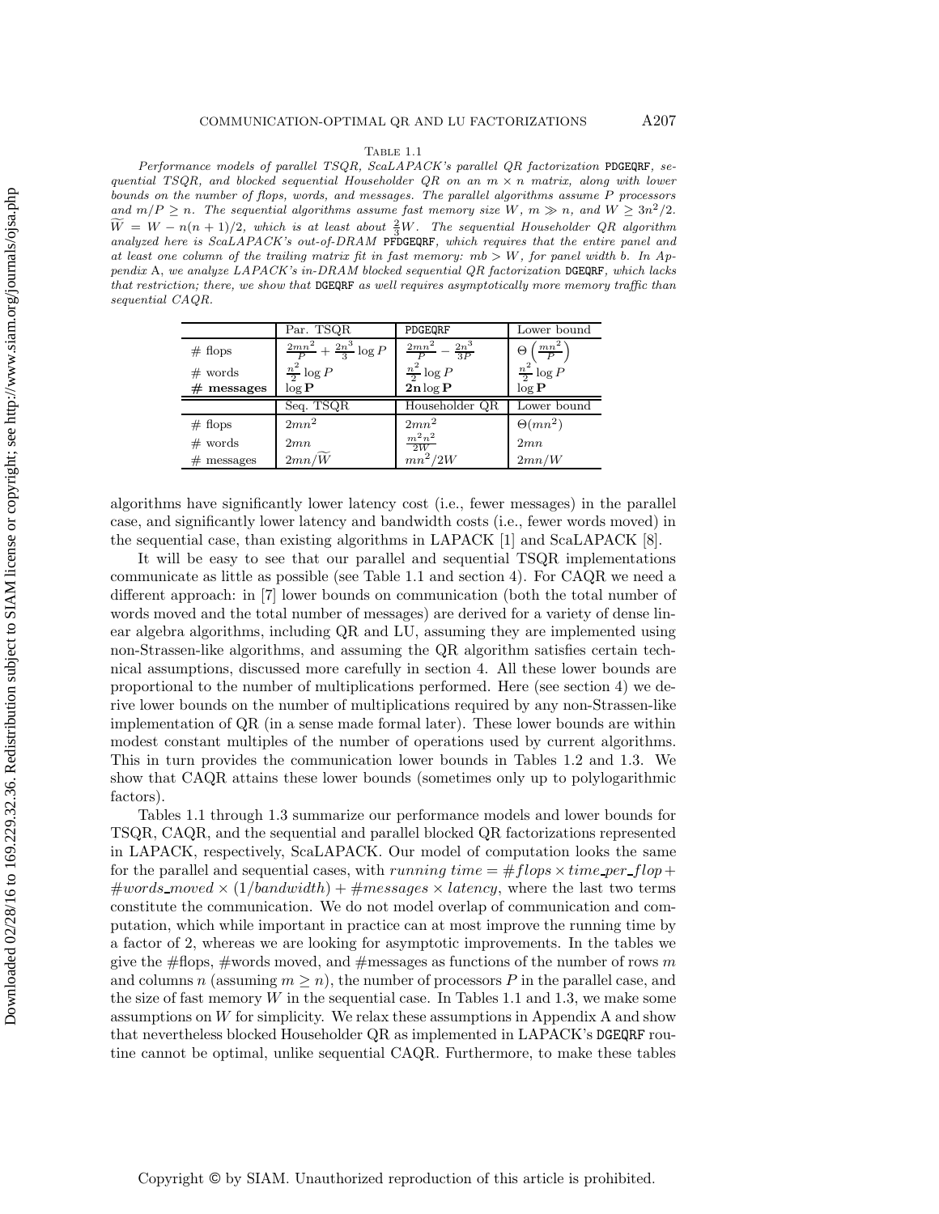Table 1.1

*Performance models of parallel TSQR, ScaLAPACK's parallel QR factorization* PDGEQRF*, sequential TSQR, and blocked sequential Householder QR on an $m \times n$ matrix, along with lower bounds on the number of flops, words, and messages. The parallel algorithms assume $P$ processors and $m/P \geq n$. The sequential algorithms assume fast memory size $W$, $m \gg n$, and $W \geq 3n^2/2$. $\widetilde{W} = W - n(n+1)/2$, which is at least about $\frac{2}{3}W$. The sequential Householder QR algorithm analyzed here is ScaLAPACK's out-of-DRAM* PFDGEQRF*, which requires that the entire panel and at least one column of the trailing matrix fit in fast memory: $mb > W$, for panel width $b$. In Appendix A, we analyze LAPACK's in-DRAM blocked sequential QR factorization* DGEQRF*, which lacks that restriction; there, we show that* DGEQRF *as well requires asymptotically more memory traffic than sequential CAQR.*

| | Par. TSQR | PDGEQRF | Lower bound |
|---|---|---|---|
| # flops | $\frac{2mn^2}{P} + \frac{2n^3}{3}\log P$ | $\frac{2mn^2}{P} - \frac{2n^3}{3P}$ | $\Theta\left(\frac{mn^2}{P}\right)$ |
| # words | $\frac{n^2}{2}\log P$ | $\frac{n^2}{2}\log P$ | $\frac{n^2}{2}\log P$ |
| **# messages** | $\log \mathbf{P}$ | $\mathbf{2n}\log \mathbf{P}$ | $\log \mathbf{P}$ |
| | **Seq. TSQR** | **Householder QR** | **Lower bound** |
| # flops | $2mn^2$ | $2mn^2$ | $\Theta(mn^2)$ |
| # words | $2mn$ | $\frac{m^2n^2}{2W}$ | $2mn$ |
| # messages | $2mn/\widetilde{W}$ | $mn^2/2W$ | $2mn/W$ |

algorithms have significantly lower latency cost (i.e., fewer messages) in the parallel case, and significantly lower latency and bandwidth costs (i.e., fewer words moved) in the sequential case, than existing algorithms in LAPACK [1] and ScaLAPACK [8].

It will be easy to see that our parallel and sequential TSQR implementations communicate as little as possible (see Table 1.1 and section 4). For CAQR we need a different approach: in [7] lower bounds on communication (both the total number of words moved and the total number of messages) are derived for a variety of dense linear algebra algorithms, including QR and LU, assuming they are implemented using non-Strassen-like algorithms, and assuming the QR algorithm satisfies certain technical assumptions, discussed more carefully in section 4. All these lower bounds are proportional to the number of multiplications performed. Here (see section 4) we derive lower bounds on the number of multiplications required by any non-Strassen-like implementation of QR (in a sense made formal later). These lower bounds are within modest constant multiples of the number of operations used by current algorithms. This in turn provides the communication lower bounds in Tables 1.2 and 1.3. We show that CAQR attains these lower bounds (sometimes only up to polylogarithmic factors).

Tables 1.1 through 1.3 summarize our performance models and lower bounds for TSQR, CAQR, and the sequential and parallel blocked QR factorizations represented in LAPACK, respectively, ScaLAPACK. Our model of computation looks the same for the parallel and sequential cases, with *running time* $= \#flops \times time\_per\_flop + \#words\_moved \times (1/bandwidth) + \#messages \times latency$, where the last two terms constitute the communication. We do not model overlap of communication and computation, which while important in practice can at most improve the running time by a factor of 2, whereas we are looking for asymptotic improvements. In the tables we give the #flops, #words moved, and #messages as functions of the number of rows $m$ and columns $n$ (assuming $m \geq n$), the number of processors $P$ in the parallel case, and the size of fast memory $W$ in the sequential case. In Tables 1.1 and 1.3, we make some assumptions on $W$ for simplicity. We relax these assumptions in Appendix A and show that nevertheless blocked Householder QR as implemented in LAPACK's DGEQRF routine cannot be optimal, unlike sequential CAQR. Furthermore, to make these tables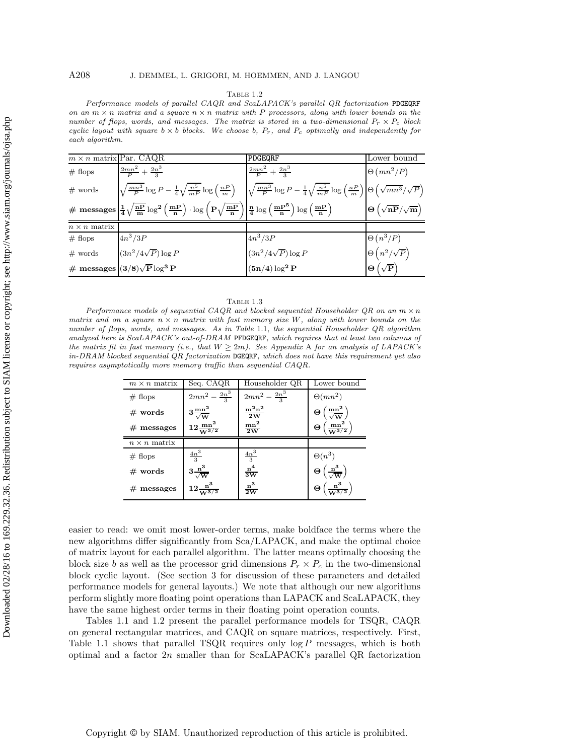Table 1.2

*Performance models of parallel CAQR and ScaLAPACK's parallel QR factorization* PDGEQRF *on an $m \times n$ matrix and a square $n \times n$ matrix with $P$ processors, along with lower bounds on the number of flops, words, and messages. The matrix is stored in a two-dimensional $P_r \times P_c$ block cyclic layout with square $b \times b$ blocks. We choose $b$, $P_r$, and $P_c$ optimally and independently for each algorithm.*

| $m \times n$ matrix | Par. CAQR | PDGEQRF | Lower bound |
|---|---|---|---|
| # flops | $\frac{2mn^2}{P} + \frac{2n^3}{3}$ | $\frac{2mn^2}{P} + \frac{2n^3}{3}$ | $\Theta\left(mn^2/P\right)$ |
| # words | $\sqrt{\frac{mn^3}{P}} \log P - \frac{1}{4}\sqrt{\frac{n^5}{mP}} \log\left(\frac{nP}{m}\right)$ | $\sqrt{\frac{mn^3}{P}} \log P - \frac{1}{4}\sqrt{\frac{n^5}{mP}} \log\left(\frac{nP}{m}\right)$ | $\Theta\left(\sqrt{mn^3}/\sqrt{P}\right)$ |
| **# messages** | $\mathbf{\frac{1}{4}\sqrt{\frac{nP}{m}} \log^2\left(\frac{mP}{n}\right) \cdot \log\left(P\sqrt{\frac{mP}{n}}\right)}$ | $\mathbf{\frac{n}{4} \log\left(\frac{mP^5}{n}\right) \log\left(\frac{mP}{n}\right)}$ | $\mathbf{\Theta\left(\sqrt{nP}/\sqrt{m}\right)}$ |
| $n \times n$ matrix | | | |
| # flops | $4n^3/3P$ | $4n^3/3P$ | $\Theta\left(n^3/P\right)$ |
| # words | $(3n^2/4\sqrt{P}) \log P$ | $(3n^2/4\sqrt{P}) \log P$ | $\Theta\left(n^2/\sqrt{P}\right)$ |
| **# messages** | $\mathbf{(3/8)\sqrt{P} \log^3 P}$ | $\mathbf{(5n/4) \log^2 P}$ | $\mathbf{\Theta\left(\sqrt{P}\right)}$ |

Table 1.3

*Performance models of sequential CAQR and blocked sequential Householder QR on an $m \times n$ matrix and on a square $n \times n$ matrix with fast memory size $W$, along with lower bounds on the number of flops, words, and messages. As in Table* 1.1*, the sequential Householder QR algorithm analyzed here is ScaLAPACK's out-of-DRAM* PFDGEQRF*, which requires that at least two columns of the matrix fit in fast memory (i.e., that $W \geq 2m$). See Appendix* A *for an analysis of LAPACK's in-DRAM blocked sequential QR factorization* DGEQRF*, which does not have this requirement yet also requires asymptotically more memory traffic than sequential CAQR.*

| $m \times n$ matrix | Seq. CAQR | Householder QR | Lower bound |
|---|---|---|---|
| # flops | $2mn^2 - \frac{2n^3}{3}$ | $2mn^2 - \frac{2n^3}{3}$ | $\Theta(mn^2)$ |
| **# words** | $\mathbf{3\frac{mn^2}{\sqrt{W}}}$ | $\mathbf{\frac{m^2n^2}{2W}}$ | $\mathbf{\Theta\left(\frac{mn^2}{\sqrt{W}}\right)}$ |
| **# messages** | $\mathbf{12\frac{mn^2}{W^{3/2}}}$ | $\mathbf{\frac{mn^2}{2W}}$ | $\mathbf{\Theta\left(\frac{mn^2}{W^{3/2}}\right)}$ |
| $n \times n$ matrix | | | |
| # flops | $\frac{4n^3}{3}$ | $\frac{4n^3}{3}$ | $\Theta(n^3)$ |
| **# words** | $\mathbf{3\frac{n^3}{\sqrt{W}}}$ | $\mathbf{\frac{n^4}{3W}}$ | $\mathbf{\Theta\left(\frac{n^3}{\sqrt{W}}\right)}$ |
| **# messages** | $\mathbf{12\frac{n^3}{W^{3/2}}}$ | $\mathbf{\frac{n^3}{2W}}$ | $\mathbf{\Theta\left(\frac{n^3}{W^{3/2}}\right)}$ |

easier to read: we omit most lower-order terms, make boldface the terms where the new algorithms differ significantly from Sca/LAPACK, and make the optimal choice of matrix layout for each parallel algorithm. The latter means optimally choosing the block size $b$ as well as the processor grid dimensions $P_r \times P_c$ in the two-dimensional block cyclic layout. (See section 3 for discussion of these parameters and detailed performance models for general layouts.) We note that although our new algorithms perform slightly more floating point operations than LAPACK and ScaLAPACK, they have the same highest order terms in their floating point operation counts.

Tables 1.1 and 1.2 present the parallel performance models for TSQR, CAQR on general rectangular matrices, and CAQR on square matrices, respectively. First, Table 1.1 shows that parallel TSQR requires only $\log P$ messages, which is both optimal and a factor $2n$ smaller than for ScaLAPACK's parallel QR factorization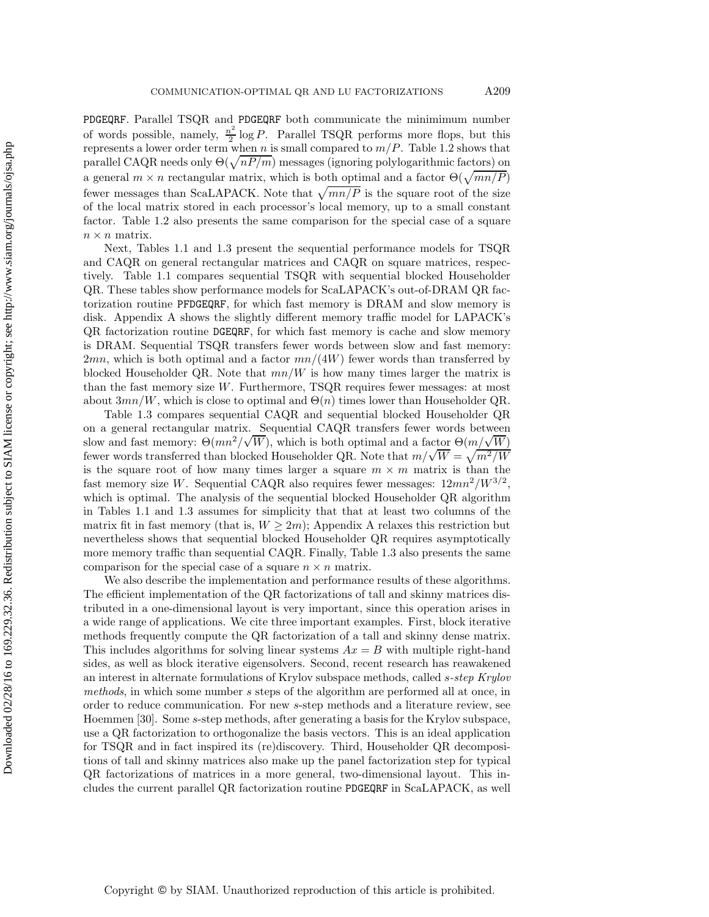PDGEQRF. Parallel TSQR and PDGEQRF both communicate the miniminum number of words possible, namely, $\frac{n^2}{2}\log P$. Parallel TSQR performs more flops, but this represents a lower order term when $n$ is small compared to $m/P$. Table 1.2 shows that parallel CAQR needs only $\Theta(\sqrt{nP/m})$ messages (ignoring polylogarithmic factors) on a general $m \times n$ rectangular matrix, which is both optimal and a factor $\Theta(\sqrt{mn/P})$ fewer messages than ScaLAPACK. Note that $\sqrt{mn/P}$ is the square root of the size of the local matrix stored in each processor's local memory, up to a small constant factor. Table 1.2 also presents the same comparison for the special case of a square $n \times n$ matrix.

Next, Tables 1.1 and 1.3 present the sequential performance models for TSQR and CAQR on general rectangular matrices and CAQR on square matrices, respectively. Table 1.1 compares sequential TSQR with sequential blocked Householder QR. These tables show performance models for ScaLAPACK's out-of-DRAM QR factorization routine PFDGEQRF, for which fast memory is DRAM and slow memory is disk. Appendix A shows the slightly different memory traffic model for LAPACK's QR factorization routine DGEQRF, for which fast memory is cache and slow memory is DRAM. Sequential TSQR transfers fewer words between slow and fast memory: $2mn$, which is both optimal and a factor $mn/(4W)$ fewer words than transferred by blocked Householder QR. Note that $mn/W$ is how many times larger the matrix is than the fast memory size $W$. Furthermore, TSQR requires fewer messages: at most about $3mn/W$, which is close to optimal and $\Theta(n)$ times lower than Householder QR.

Table 1.3 compares sequential CAQR and sequential blocked Householder QR on a general rectangular matrix. Sequential CAQR transfers fewer words between slow and fast memory: $\Theta(mn^2/\sqrt{W})$, which is both optimal and a factor $\Theta(m/\sqrt{W})$ fewer words transferred than blocked Householder QR. Note that $m/\sqrt{W} = \sqrt{m^2/W}$ is the square root of how many times larger a square $m \times m$ matrix is than the fast memory size $W$. Sequential CAQR also requires fewer messages: $12mn^2/W^{3/2}$, which is optimal. The analysis of the sequential blocked Householder QR algorithm in Tables 1.1 and 1.3 assumes for simplicity that that at least two columns of the matrix fit in fast memory (that is, $W \geq 2m$); Appendix A relaxes this restriction but nevertheless shows that sequential blocked Householder QR requires asymptotically more memory traffic than sequential CAQR. Finally, Table 1.3 also presents the same comparison for the special case of a square $n \times n$ matrix.

We also describe the implementation and performance results of these algorithms. The efficient implementation of the QR factorizations of tall and skinny matrices distributed in a one-dimensional layout is very important, since this operation arises in a wide range of applications. We cite three important examples. First, block iterative methods frequently compute the QR factorization of a tall and skinny dense matrix. This includes algorithms for solving linear systems $Ax = B$ with multiple right-hand sides, as well as block iterative eigensolvers. Second, recent research has reawakened an interest in alternate formulations of Krylov subspace methods, called *s-step Krylov methods*, in which some number $s$ steps of the algorithm are performed all at once, in order to reduce communication. For new $s$-step methods and a literature review, see Hoemmen [30]. Some $s$-step methods, after generating a basis for the Krylov subspace, use a QR factorization to orthogonalize the basis vectors. This is an ideal application for TSQR and in fact inspired its (re)discovery. Third, Householder QR decompositions of tall and skinny matrices also make up the panel factorization step for typical QR factorizations of matrices in a more general, two-dimensional layout. This includes the current parallel QR factorization routine PDGEQRF in ScaLAPACK, as well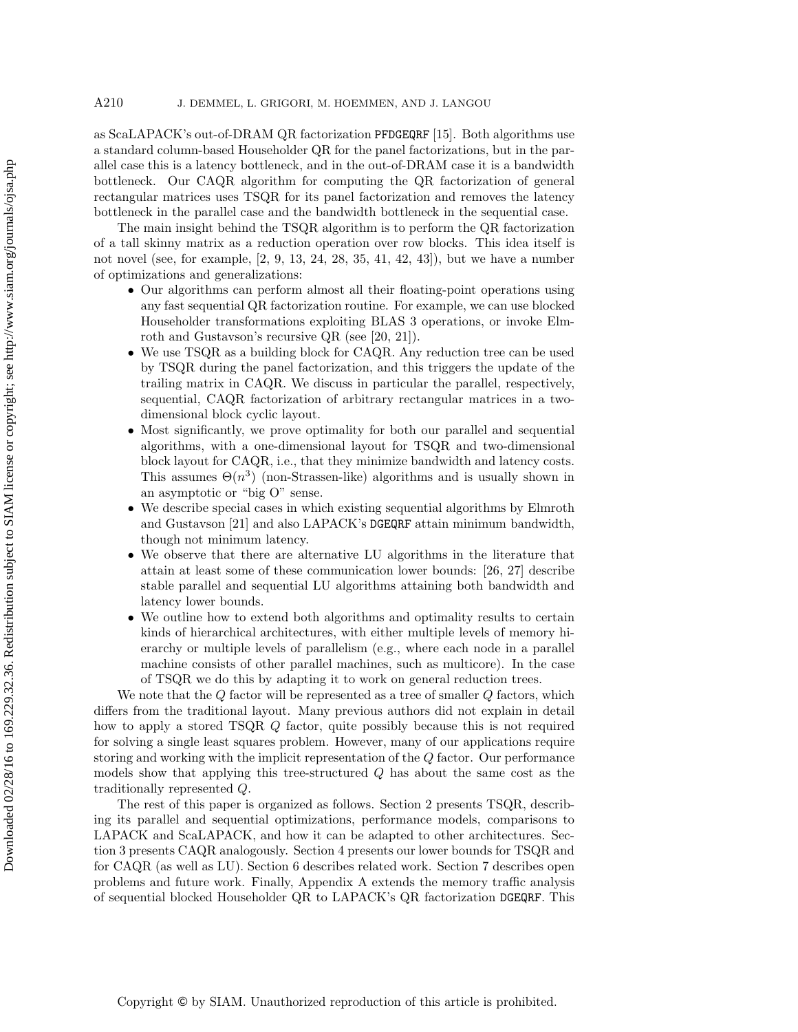as ScaLAPACK's out-of-DRAM QR factorization PFDGEQRF [15]. Both algorithms use a standard column-based Householder QR for the panel factorizations, but in the parallel case this is a latency bottleneck, and in the out-of-DRAM case it is a bandwidth bottleneck. Our CAQR algorithm for computing the QR factorization of general rectangular matrices uses TSQR for its panel factorization and removes the latency bottleneck in the parallel case and the bandwidth bottleneck in the sequential case.

The main insight behind the TSQR algorithm is to perform the QR factorization of a tall skinny matrix as a reduction operation over row blocks. This idea itself is not novel (see, for example, [2, 9, 13, 24, 28, 35, 41, 42, 43]), but we have a number of optimizations and generalizations:

- Our algorithms can perform almost all their floating-point operations using any fast sequential QR factorization routine. For example, we can use blocked Householder transformations exploiting BLAS 3 operations, or invoke Elmroth and Gustavson's recursive QR (see [20, 21]).
- We use TSQR as a building block for CAQR. Any reduction tree can be used by TSQR during the panel factorization, and this triggers the update of the trailing matrix in CAQR. We discuss in particular the parallel, respectively, sequential, CAQR factorization of arbitrary rectangular matrices in a two-dimensional block cyclic layout.
- Most significantly, we prove optimality for both our parallel and sequential algorithms, with a one-dimensional layout for TSQR and two-dimensional block layout for CAQR, i.e., that they minimize bandwidth and latency costs. This assumes $\Theta(n^3)$ (non-Strassen-like) algorithms and is usually shown in an asymptotic or "big O" sense.
- We describe special cases in which existing sequential algorithms by Elmroth and Gustavson [21] and also LAPACK's DGEQRF attain minimum bandwidth, though not minimum latency.
- We observe that there are alternative LU algorithms in the literature that attain at least some of these communication lower bounds: [26, 27] describe stable parallel and sequential LU algorithms attaining both bandwidth and latency lower bounds.
- We outline how to extend both algorithms and optimality results to certain kinds of hierarchical architectures, with either multiple levels of memory hierarchy or multiple levels of parallelism (e.g., where each node in a parallel machine consists of other parallel machines, such as multicore). In the case of TSQR we do this by adapting it to work on general reduction trees.

We note that the $Q$ factor will be represented as a tree of smaller $Q$ factors, which differs from the traditional layout. Many previous authors did not explain in detail how to apply a stored TSQR $Q$ factor, quite possibly because this is not required for solving a single least squares problem. However, many of our applications require storing and working with the implicit representation of the $Q$ factor. Our performance models show that applying this tree-structured $Q$ has about the same cost as the traditionally represented $Q$.

The rest of this paper is organized as follows. Section 2 presents TSQR, describing its parallel and sequential optimizations, performance models, comparisons to LAPACK and ScaLAPACK, and how it can be adapted to other architectures. Section 3 presents CAQR analogously. Section 4 presents our lower bounds for TSQR and for CAQR (as well as LU). Section 6 describes related work. Section 7 describes open problems and future work. Finally, Appendix A extends the memory traffic analysis of sequential blocked Householder QR to LAPACK's QR factorization DGEQRF. This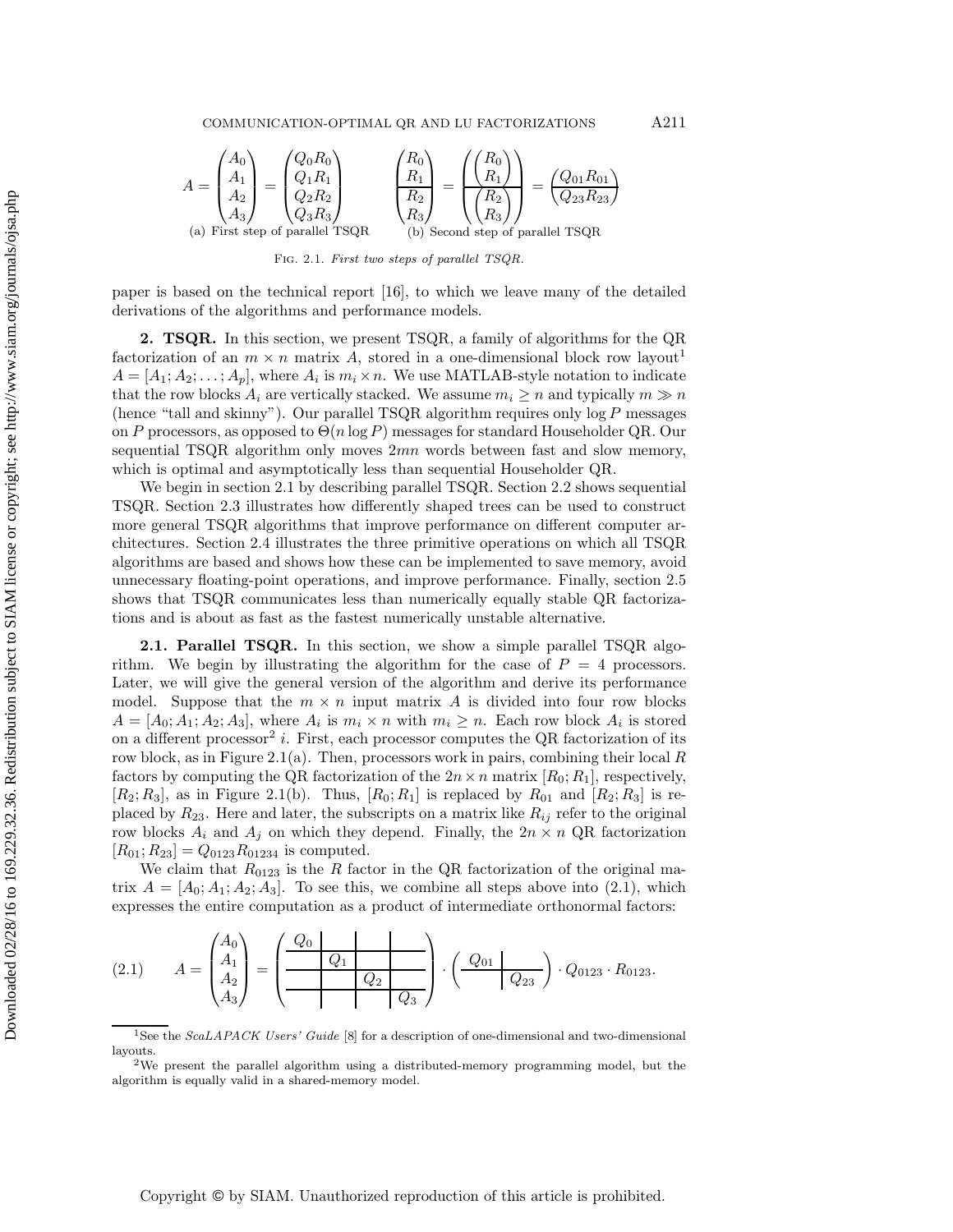$$A = \begin{pmatrix} A_0 \\ A_1 \\ A_2 \\ A_3 \end{pmatrix} = \begin{pmatrix} Q_0 R_0 \\ Q_1 R_1 \\ Q_2 R_2 \\ Q_3 R_3 \end{pmatrix}$$

(a) First step of parallel TSQR

$$\begin{pmatrix} R_0 \\ R_1 \\ \hline R_2 \\ R_3 \end{pmatrix} = \begin{pmatrix} \begin{pmatrix} R_0 \\ R_1 \end{pmatrix} \\ \hline \begin{pmatrix} R_2 \\ R_3 \end{pmatrix} \end{pmatrix} = \begin{pmatrix} Q_{01} R_{01} \\ \hline Q_{23} R_{23} \end{pmatrix}$$

(b) Second step of parallel TSQR

Fig. 2.1. *First two steps of parallel TSQR.*

paper is based on the technical report [16], to which we leave many of the detailed derivations of the algorithms and performance models.

## 2. TSQR.

In this section, we present TSQR, a family of algorithms for the QR factorization of an $m \times n$ matrix $A$, stored in a one-dimensional block row layout[1] $A = [A_1; A_2; \ldots; A_p]$, where $A_i$ is $m_i \times n$. We use MATLAB-style notation to indicate that the row blocks $A_i$ are vertically stacked. We assume $m_i \geq n$ and typically $m \gg n$ (hence "tall and skinny"). Our parallel TSQR algorithm requires only $\log P$ messages on $P$ processors, as opposed to $\Theta(n \log P)$ messages for standard Householder QR. Our sequential TSQR algorithm only moves $2mn$ words between fast and slow memory, which is optimal and asymptotically less than sequential Householder QR.

We begin in section 2.1 by describing parallel TSQR. Section 2.2 shows sequential TSQR. Section 2.3 illustrates how differently shaped trees can be used to construct more general TSQR algorithms that improve performance on different computer architectures. Section 2.4 illustrates the three primitive operations on which all TSQR algorithms are based and shows how these can be implemented to save memory, avoid unnecessary floating-point operations, and improve performance. Finally, section 2.5 shows that TSQR communicates less than numerically equally stable QR factorizations and is about as fast as the fastest numerically unstable alternative.

### 2.1. Parallel TSQR.

In this section, we show a simple parallel TSQR algorithm. We begin by illustrating the algorithm for the case of $P = 4$ processors. Later, we will give the general version of the algorithm and derive its performance model. Suppose that the $m \times n$ input matrix $A$ is divided into four row blocks $A = [A_0; A_1; A_2; A_3]$, where $A_i$ is $m_i \times n$ with $m_i \geq n$. Each row block $A_i$ is stored on a different processor[2] $i$. First, each processor computes the QR factorization of its row block, as in Figure 2.1(a). Then, processors work in pairs, combining their local $R$ factors by computing the QR factorization of the $2n \times n$ matrix $[R_0; R_1]$, respectively, $[R_2; R_3]$, as in Figure 2.1(b). Thus, $[R_0; R_1]$ is replaced by $R_{01}$ and $[R_2; R_3]$ is replaced by $R_{23}$. Here and later, the subscripts on a matrix like $R_{ij}$ refer to the original row blocks $A_i$ and $A_j$ on which they depend. Finally, the $2n \times n$ QR factorization $[R_{01}; R_{23}] = Q_{0123} R_{01234}$ is computed.

We claim that $R_{0123}$ is the $R$ factor in the QR factorization of the original matrix $A = [A_0; A_1; A_2; A_3]$. To see this, we combine all steps above into (2.1), which expresses the entire computation as a product of intermediate orthonormal factors:

$$A = \begin{pmatrix} A_0 \\ A_1 \\ A_2 \\ A_3 \end{pmatrix} = \begin{pmatrix} Q_0 & & & \\ & Q_1 & & \\ & & Q_2 & \\ & & & Q_3 \end{pmatrix} \cdot \begin{pmatrix} Q_{01} & \\ & Q_{23} \end{pmatrix} \cdot Q_{0123} \cdot R_{0123}. \tag{2.1}$$

[1] See the *ScaLAPACK Users' Guide* [8] for a description of one-dimensional and two-dimensional layouts.

[2] We present the parallel algorithm using a distributed-memory programming model, but the algorithm is equally valid in a shared-memory model.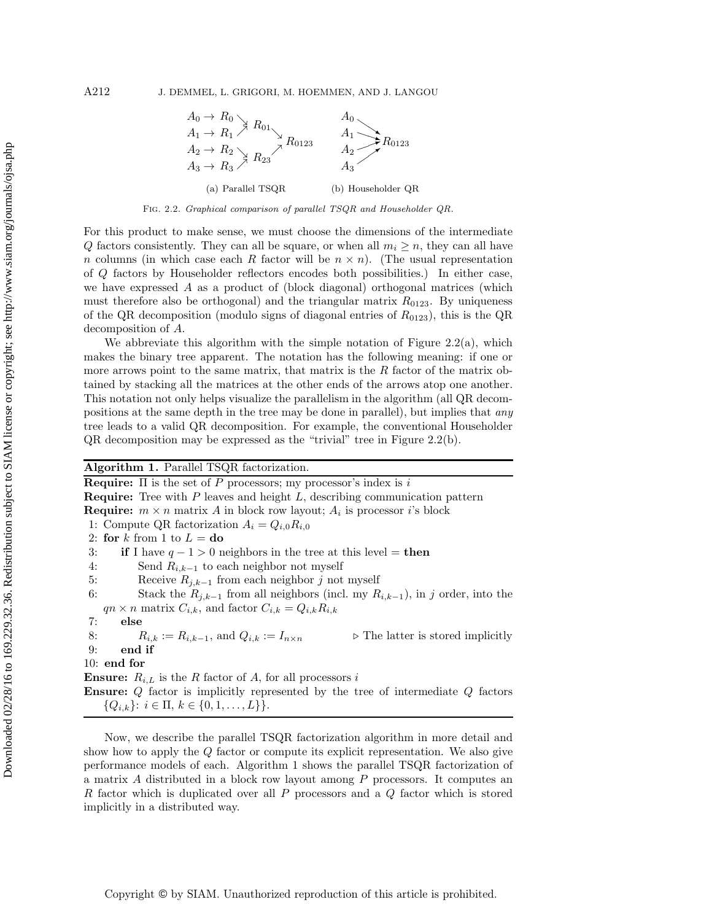$$
\begin{array}{llll}
A_0 \to R_0 \searrow & & & \\
 & R_{01} \searrow & & \\
A_1 \to R_1 \nearrow & & & \\
 & & R_{0123} & \\
A_2 \to R_2 \searrow & & & \\
 & R_{23} \nearrow & & \\
A_3 \to R_3 \nearrow & & &
\end{array}
\qquad
\begin{array}{ll}
A_0 \searrow & \\
A_1 \to & R_{0123} \\
A_2 \nearrow & \\
A_3 \nearrow &
\end{array}
$$

(a) Parallel TSQR (b) Householder QR

Fig. 2.2. *Graphical comparison of parallel TSQR and Householder QR.*

For this product to make sense, we must choose the dimensions of the intermediate $Q$ factors consistently. They can all be square, or when all $m_i \geq n$, they can all have $n$ columns (in which case each $R$ factor will be $n \times n$). (The usual representation of $Q$ factors by Householder reflectors encodes both possibilities.) In either case, we have expressed $A$ as a product of (block diagonal) orthogonal matrices (which must therefore also be orthogonal) and the triangular matrix $R_{0123}$. By uniqueness of the QR decomposition (modulo signs of diagonal entries of $R_{0123}$), this is the QR decomposition of $A$.

We abbreviate this algorithm with the simple notation of Figure 2.2(a), which makes the binary tree apparent. The notation has the following meaning: if one or more arrows point to the same matrix, that matrix is the $R$ factor of the matrix obtained by stacking all the matrices at the other ends of the arrows atop one another. This notation not only helps visualize the parallelism in the algorithm (all QR decompositions at the same depth in the tree may be done in parallel), but implies that *any* tree leads to a valid QR decomposition. For example, the conventional Householder QR decomposition may be expressed as the "trivial" tree in Figure 2.2(b).

**Algorithm 1.** Parallel TSQR factorization.

**Require:** $\Pi$ is the set of $P$ processors; my processor's index is $i$
**Require:** Tree with $P$ leaves and height $L$, describing communication pattern
**Require:** $m \times n$ matrix $A$ in block row layout; $A_i$ is processor $i$'s block

1: Compute QR factorization $A_i = Q_{i,0} R_{i,0}$
2: **for** $k$ from 1 to $L =$ **do**
3: &nbsp;&nbsp;&nbsp;&nbsp;**if** I have $q - 1 > 0$ neighbors in the tree at this level = **then**
4: &nbsp;&nbsp;&nbsp;&nbsp;&nbsp;&nbsp;&nbsp;&nbsp;Send $R_{i,k-1}$ to each neighbor not myself
5: &nbsp;&nbsp;&nbsp;&nbsp;&nbsp;&nbsp;&nbsp;&nbsp;Receive $R_{j,k-1}$ from each neighbor $j$ not myself
6: &nbsp;&nbsp;&nbsp;&nbsp;&nbsp;&nbsp;&nbsp;&nbsp;Stack the $R_{j,k-1}$ from all neighbors (incl. my $R_{i,k-1}$), in $j$ order, into the $qn \times n$ matrix $C_{i,k}$, and factor $C_{i,k} = Q_{i,k} R_{i,k}$
7: &nbsp;&nbsp;&nbsp;&nbsp;**else**
8: &nbsp;&nbsp;&nbsp;&nbsp;&nbsp;&nbsp;&nbsp;&nbsp;$R_{i,k} := R_{i,k-1}$, and $Q_{i,k} := I_{n \times n}$ &nbsp;&nbsp;&nbsp;&nbsp;▷ The latter is stored implicitly
9: &nbsp;&nbsp;&nbsp;&nbsp;**end if**
10: **end for**

**Ensure:** $R_{i,L}$ is the $R$ factor of $A$, for all processors $i$
**Ensure:** $Q$ factor is implicitly represented by the tree of intermediate $Q$ factors $\{Q_{i,k}\colon\ i \in \Pi,\ k \in \{0, 1, \ldots, L\}\}$.

Now, we describe the parallel TSQR factorization algorithm in more detail and show how to apply the $Q$ factor or compute its explicit representation. We also give performance models of each. Algorithm 1 shows the parallel TSQR factorization of a matrix $A$ distributed in a block row layout among $P$ processors. It computes an $R$ factor which is duplicated over all $P$ processors and a $Q$ factor which is stored implicitly in a distributed way.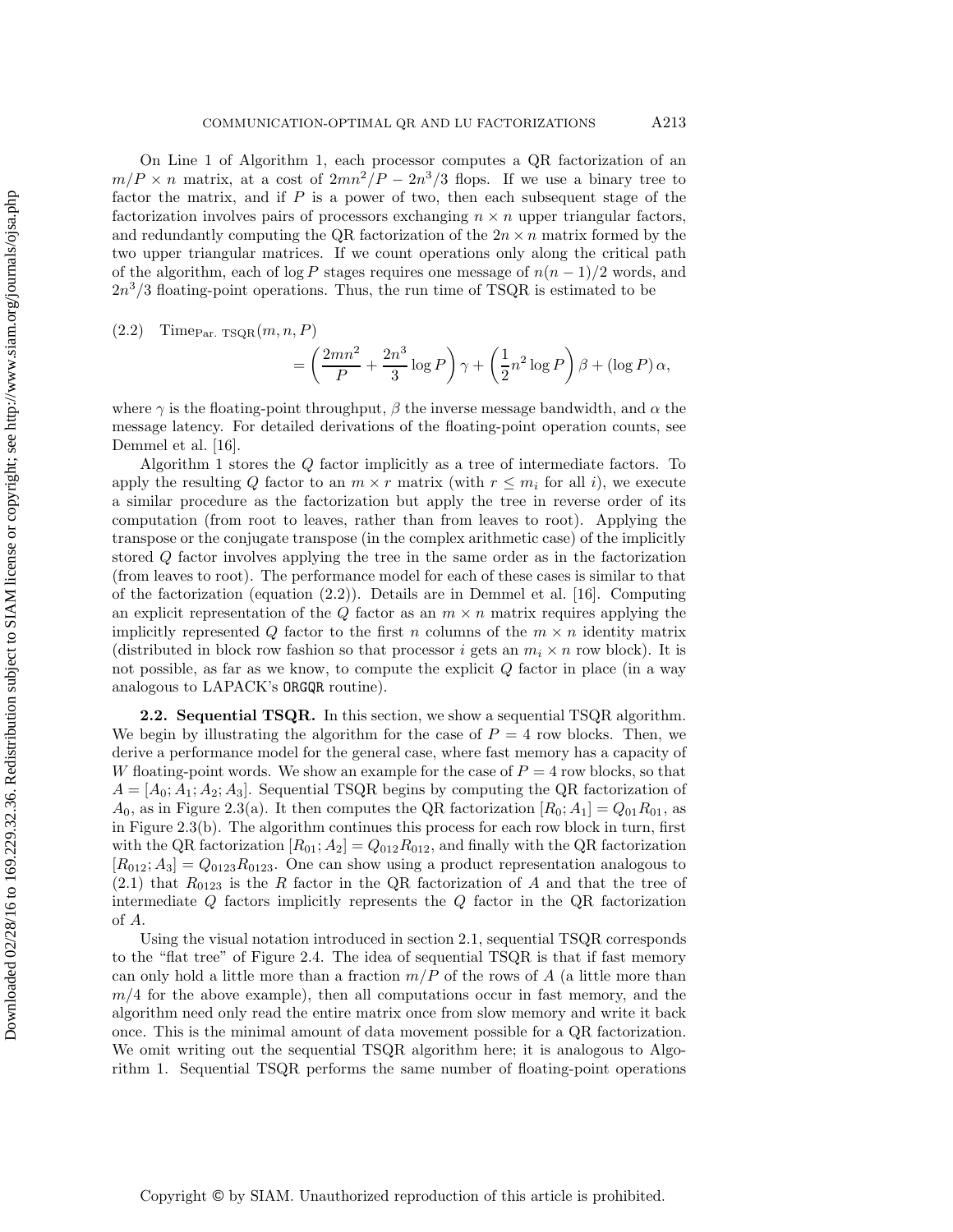On Line 1 of Algorithm 1, each processor computes a QR factorization of an $m/P \times n$ matrix, at a cost of $2mn^2/P - 2n^3/3$ flops. If we use a binary tree to factor the matrix, and if $P$ is a power of two, then each subsequent stage of the factorization involves pairs of processors exchanging $n \times n$ upper triangular factors, and redundantly computing the QR factorization of the $2n \times n$ matrix formed by the two upper triangular matrices. If we count operations only along the critical path of the algorithm, each of $\log P$ stages requires one message of $n(n-1)/2$ words, and $2n^3/3$ floating-point operations. Thus, the run time of TSQR is estimated to be

$$
\text{(2.2)} \quad \text{Time}_{\text{Par. TSQR}}(m, n, P) = \left( \frac{2mn^2}{P} + \frac{2n^3}{3} \log P \right) \gamma + \left( \frac{1}{2} n^2 \log P \right) \beta + (\log P)\, \alpha,
$$

where $\gamma$ is the floating-point throughput, $\beta$ the inverse message bandwidth, and $\alpha$ the message latency. For detailed derivations of the floating-point operation counts, see Demmel et al. [16].

Algorithm 1 stores the $Q$ factor implicitly as a tree of intermediate factors. To apply the resulting $Q$ factor to an $m \times r$ matrix (with $r \leq m_i$ for all $i$), we execute a similar procedure as the factorization but apply the tree in reverse order of its computation (from root to leaves, rather than from leaves to root). Applying the transpose or the conjugate transpose (in the complex arithmetic case) of the implicitly stored $Q$ factor involves applying the tree in the same order as in the factorization (from leaves to root). The performance model for each of these cases is similar to that of the factorization (equation (2.2)). Details are in Demmel et al. [16]. Computing an explicit representation of the $Q$ factor as an $m \times n$ matrix requires applying the implicitly represented $Q$ factor to the first $n$ columns of the $m \times n$ identity matrix (distributed in block row fashion so that processor $i$ gets an $m_i \times n$ row block). It is not possible, as far as we know, to compute the explicit $Q$ factor in place (in a way analogous to LAPACK's `ORGQR` routine).

**2.2. Sequential TSQR.** In this section, we show a sequential TSQR algorithm. We begin by illustrating the algorithm for the case of $P = 4$ row blocks. Then, we derive a performance model for the general case, where fast memory has a capacity of $W$ floating-point words. We show an example for the case of $P = 4$ row blocks, so that $A = [A_0; A_1; A_2; A_3]$. Sequential TSQR begins by computing the QR factorization of $A_0$, as in Figure 2.3(a). It then computes the QR factorization $[R_0; A_1] = Q_{01}R_{01}$, as in Figure 2.3(b). The algorithm continues this process for each row block in turn, first with the QR factorization $[R_{01}; A_2] = Q_{012}R_{012}$, and finally with the QR factorization $[R_{012}; A_3] = Q_{0123}R_{0123}$. One can show using a product representation analogous to (2.1) that $R_{0123}$ is the $R$ factor in the QR factorization of $A$ and that the tree of intermediate $Q$ factors implicitly represents the $Q$ factor in the QR factorization of $A$.

Using the visual notation introduced in section 2.1, sequential TSQR corresponds to the "flat tree" of Figure 2.4. The idea of sequential TSQR is that if fast memory can only hold a little more than a fraction $m/P$ of the rows of $A$ (a little more than $m/4$ for the above example), then all computations occur in fast memory, and the algorithm need only read the entire matrix once from slow memory and write it back once. This is the minimal amount of data movement possible for a QR factorization. We omit writing out the sequential TSQR algorithm here; it is analogous to Algorithm 1. Sequential TSQR performs the same number of floating-point operations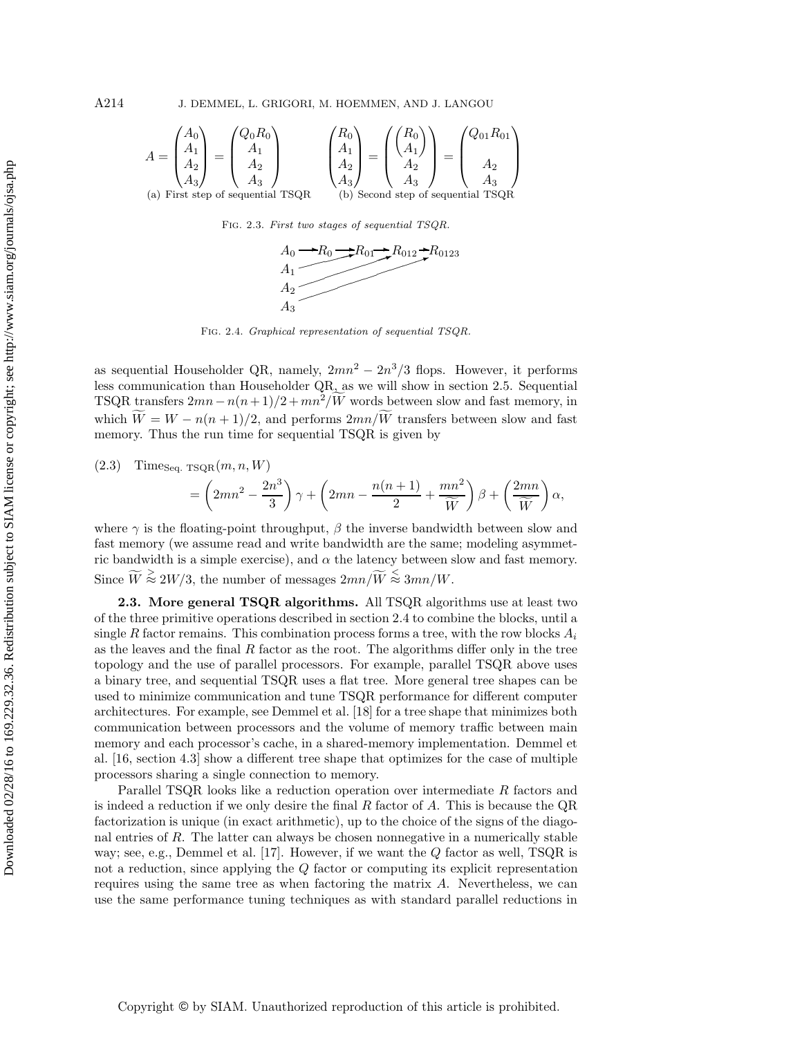$$A = \begin{pmatrix} A_0 \\ A_1 \\ A_2 \\ A_3 \end{pmatrix} = \begin{pmatrix} Q_0 R_0 \\ A_1 \\ A_2 \\ A_3 \end{pmatrix} \qquad \begin{pmatrix} R_0 \\ A_1 \\ A_2 \\ A_3 \end{pmatrix} = \begin{pmatrix} \begin{pmatrix} R_0 \\ A_1 \end{pmatrix} \\ A_2 \\ A_3 \end{pmatrix} = \begin{pmatrix} Q_{01} R_{01} \\ \\ A_2 \\ A_3 \end{pmatrix}$$

(a) First step of sequential TSQR (b) Second step of sequential TSQR

Fig. 2.3. *First two stages of sequential TSQR.*

$$\begin{array}{l} A_0 \to R_0 \to R_{01} \to R_{012} \to R_{0123} \\ A_1 \nearrow R_{01} \\ A_2 \nearrow R_{012} \\ A_3 \nearrow R_{0123} \end{array}$$

Fig. 2.4. *Graphical representation of sequential TSQR.*

as sequential Householder QR, namely, $2mn^2 - 2n^3/3$ flops. However, it performs less communication than Householder QR, as we will show in section 2.5. Sequential TSQR transfers $2mn - n(n+1)/2 + mn^2/\widetilde{W}$ words between slow and fast memory, in which $\widetilde{W} = W - n(n+1)/2$, and performs $2mn/\widetilde{W}$ transfers between slow and fast memory. Thus the run time for sequential TSQR is given by

$$(2.3) \quad \text{Time}_{\text{Seq. TSQR}}(m, n, W) = \left(2mn^2 - \frac{2n^3}{3}\right)\gamma + \left(2mn - \frac{n(n+1)}{2} + \frac{mn^2}{\widetilde{W}}\right)\beta + \left(\frac{2mn}{\widetilde{W}}\right)\alpha,$$

where $\gamma$ is the floating-point throughput, $\beta$ the inverse bandwidth between slow and fast memory (we assume read and write bandwidth are the same; modeling asymmetric bandwidth is a simple exercise), and $\alpha$ the latency between slow and fast memory. Since $\widetilde{W} \gtrapprox 2W/3$, the number of messages $2mn/\widetilde{W} \lessapprox 3mn/W$.

**2.3. More general TSQR algorithms.** All TSQR algorithms use at least two of the three primitive operations described in section 2.4 to combine the blocks, until a single $R$ factor remains. This combination process forms a tree, with the row blocks $A_i$ as the leaves and the final $R$ factor as the root. The algorithms differ only in the tree topology and the use of parallel processors. For example, parallel TSQR above uses a binary tree, and sequential TSQR uses a flat tree. More general tree shapes can be used to minimize communication and tune TSQR performance for different computer architectures. For example, see Demmel et al. [18] for a tree shape that minimizes both communication between processors and the volume of memory traffic between main memory and each processor's cache, in a shared-memory implementation. Demmel et al. [16, section 4.3] show a different tree shape that optimizes for the case of multiple processors sharing a single connection to memory.

Parallel TSQR looks like a reduction operation over intermediate $R$ factors and is indeed a reduction if we only desire the final $R$ factor of $A$. This is because the QR factorization is unique (in exact arithmetic), up to the choice of the signs of the diagonal entries of $R$. The latter can always be chosen nonnegative in a numerically stable way; see, e.g., Demmel et al. [17]. However, if we want the $Q$ factor as well, TSQR is not a reduction, since applying the $Q$ factor or computing its explicit representation requires using the same tree as when factoring the matrix $A$. Nevertheless, we can use the same performance tuning techniques as with standard parallel reductions in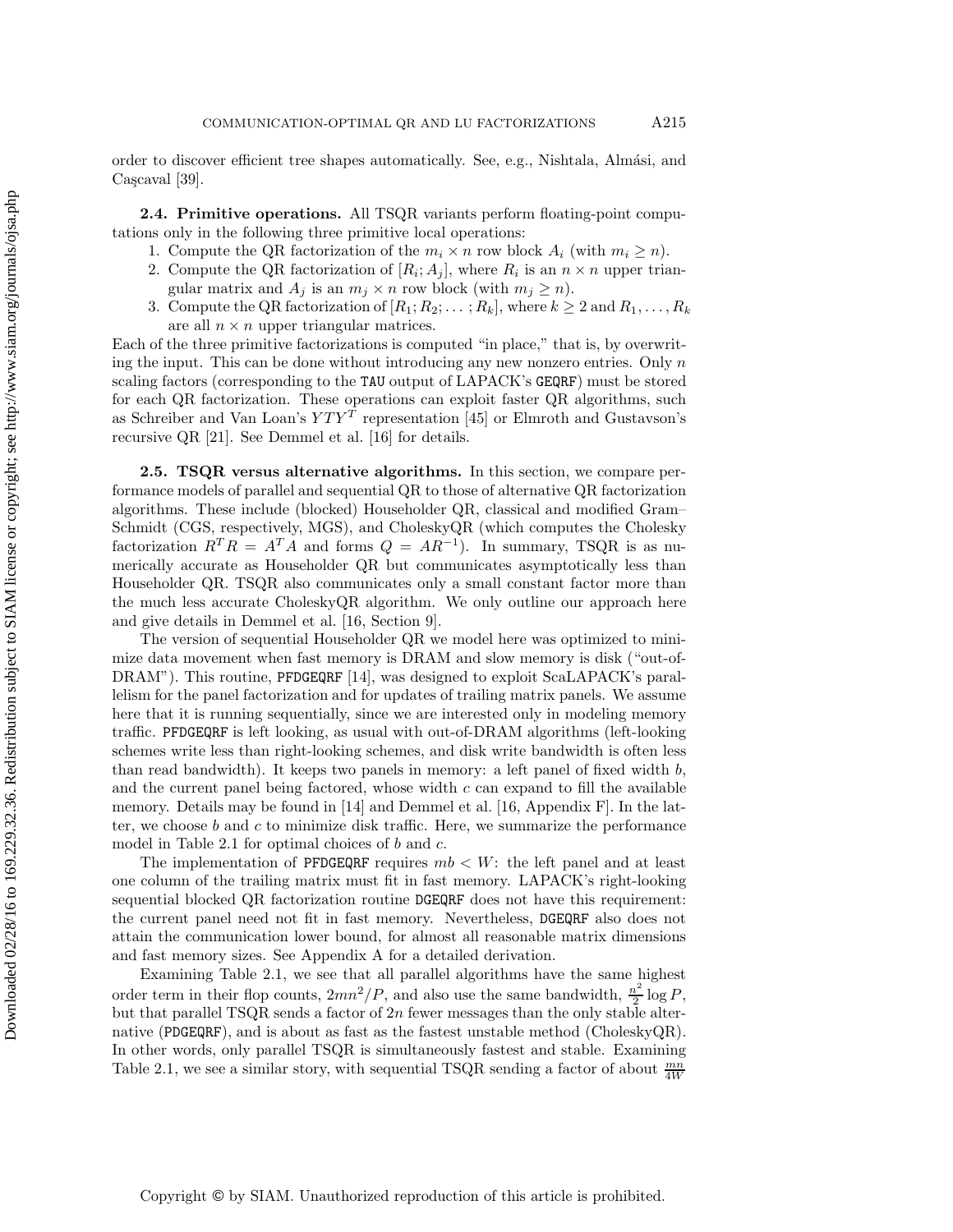order to discover efficient tree shapes automatically. See, e.g., Nishtala, Almási, and Caşcaval [39].

**2.4. Primitive operations.** All TSQR variants perform floating-point computations only in the following three primitive local operations:

1. Compute the QR factorization of the $m_i \times n$ row block $A_i$ (with $m_i \geq n$).
2. Compute the QR factorization of $[R_i; A_j]$, where $R_i$ is an $n \times n$ upper triangular matrix and $A_j$ is an $m_j \times n$ row block (with $m_j \geq n$).
3. Compute the QR factorization of $[R_1; R_2; \ldots ; R_k]$, where $k \geq 2$ and $R_1, \ldots, R_k$ are all $n \times n$ upper triangular matrices.

Each of the three primitive factorizations is computed "in place," that is, by overwriting the input. This can be done without introducing any new nonzero entries. Only $n$ scaling factors (corresponding to the TAU output of LAPACK's GEQRF) must be stored for each QR factorization. These operations can exploit faster QR algorithms, such as Schreiber and Van Loan's $YTY^T$ representation [45] or Elmroth and Gustavson's recursive QR [21]. See Demmel et al. [16] for details.

**2.5. TSQR versus alternative algorithms.** In this section, we compare performance models of parallel and sequential QR to those of alternative QR factorization algorithms. These include (blocked) Householder QR, classical and modified Gram–Schmidt (CGS, respectively, MGS), and CholeskyQR (which computes the Cholesky factorization $R^T R = A^T A$ and forms $Q = AR^{-1}$). In summary, TSQR is as numerically accurate as Householder QR but communicates asymptotically less than Householder QR. TSQR also communicates only a small constant factor more than the much less accurate CholeskyQR algorithm. We only outline our approach here and give details in Demmel et al. [16, Section 9].

The version of sequential Householder QR we model here was optimized to minimize data movement when fast memory is DRAM and slow memory is disk ("out-of-DRAM"). This routine, PFDGEQRF [14], was designed to exploit ScaLAPACK's parallelism for the panel factorization and for updates of trailing matrix panels. We assume here that it is running sequentially, since we are interested only in modeling memory traffic. PFDGEQRF is left looking, as usual with out-of-DRAM algorithms (left-looking schemes write less than right-looking schemes, and disk write bandwidth is often less than read bandwidth). It keeps two panels in memory: a left panel of fixed width $b$, and the current panel being factored, whose width $c$ can expand to fill the available memory. Details may be found in [14] and Demmel et al. [16, Appendix F]. In the latter, we choose $b$ and $c$ to minimize disk traffic. Here, we summarize the performance model in Table 2.1 for optimal choices of $b$ and $c$.

The implementation of PFDGEQRF requires $mb < W$: the left panel and at least one column of the trailing matrix must fit in fast memory. LAPACK's right-looking sequential blocked QR factorization routine DGEQRF does not have this requirement: the current panel need not fit in fast memory. Nevertheless, DGEQRF also does not attain the communication lower bound, for almost all reasonable matrix dimensions and fast memory sizes. See Appendix A for a detailed derivation.

Examining Table 2.1, we see that all parallel algorithms have the same highest order term in their flop counts, $2mn^2/P$, and also use the same bandwidth, $\frac{n^2}{2} \log P$, but that parallel TSQR sends a factor of $2n$ fewer messages than the only stable alternative (PDGEQRF), and is about as fast as the fastest unstable method (CholeskyQR). In other words, only parallel TSQR is simultaneously fastest and stable. Examining Table 2.1, we see a similar story, with sequential TSQR sending a factor of about $\frac{mn}{4W}$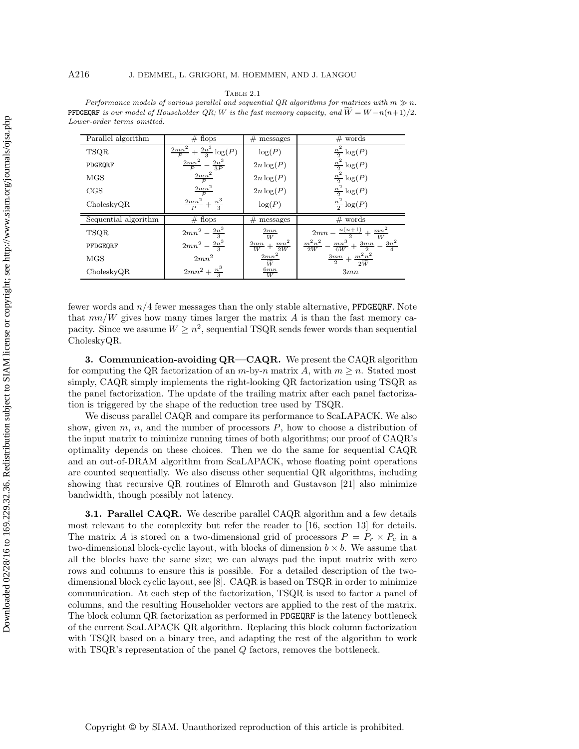Table 2.1

*Performance models of various parallel and sequential QR algorithms for matrices with $m \gg n$. PFDGEQRF is our model of Householder QR; $W$ is the fast memory capacity, and $\widetilde{W} = W - n(n+1)/2$. Lower-order terms omitted.*

| Parallel algorithm | # flops | # messages | # words |
|---|---|---|---|
| TSQR | $\frac{2mn^2}{P} + \frac{2n^3}{3}\log(P)$ | $\log(P)$ | $\frac{n^2}{2}\log(P)$ |
| PDGEQRF | $\frac{2mn^2}{P} - \frac{2n^3}{3P}$ | $2n\log(P)$ | $\frac{n^2}{2}\log(P)$ |
| MGS | $\frac{2mn^2}{P}$ | $2n\log(P)$ | $\frac{n^2}{2}\log(P)$ |
| CGS | $\frac{2mn^2}{P}$ | $2n\log(P)$ | $\frac{n^2}{2}\log(P)$ |
| CholeskyQR | $\frac{2mn^2}{P} + \frac{n^3}{3}$ | $\log(P)$ | $\frac{n^2}{2}\log(P)$ |
| **Sequential algorithm** | **# flops** | **# messages** | **# words** |
| TSQR | $2mn^2 - \frac{2n^3}{3}$ | $\frac{2mn}{\widetilde{W}}$ | $2mn - \frac{n(n+1)}{2} + \frac{mn^2}{\widetilde{W}}$ |
| PFDGEQRF | $2mn^2 - \frac{2n^3}{3}$ | $\frac{2mn}{W} + \frac{mn^2}{2W}$ | $\frac{m^2n^2}{2W} - \frac{mn^3}{6W} + \frac{3mn}{2} - \frac{3n^2}{4}$ |
| MGS | $2mn^2$ | $\frac{2mn^2}{\widetilde{W}}$ | $\frac{3mn}{2} + \frac{m^2n^2}{2\widetilde{W}}$ |
| CholeskyQR | $2mn^2 + \frac{n^3}{3}$ | $\frac{6mn}{W}$ | $3mn$ |

fewer words and $n/4$ fewer messages than the only stable alternative, PFDGEQRF. Note that $mn/W$ gives how many times larger the matrix $A$ is than the fast memory capacity. Since we assume $W \geq n^2$, sequential TSQR sends fewer words than sequential CholeskyQR.

## 3. Communication-avoiding QR—CAQR.

We present the CAQR algorithm for computing the QR factorization of an $m$-by-$n$ matrix $A$, with $m \geq n$. Stated most simply, CAQR simply implements the right-looking QR factorization using TSQR as the panel factorization. The update of the trailing matrix after each panel factorization is triggered by the shape of the reduction tree used by TSQR.

We discuss parallel CAQR and compare its performance to ScaLAPACK. We also show, given $m$, $n$, and the number of processors $P$, how to choose a distribution of the input matrix to minimize running times of both algorithms; our proof of CAQR's optimality depends on these choices. Then we do the same for sequential CAQR and an out-of-DRAM algorithm from ScaLAPACK, whose floating point operations are counted sequentially. We also discuss other sequential QR algorithms, including showing that recursive QR routines of Elmroth and Gustavson [21] also minimize bandwidth, though possibly not latency.

### 3.1. Parallel CAQR.

We describe parallel CAQR algorithm and a few details most relevant to the complexity but refer the reader to [16, section 13] for details. The matrix $A$ is stored on a two-dimensional grid of processors $P = P_r \times P_c$ in a two-dimensional block-cyclic layout, with blocks of dimension $b \times b$. We assume that all the blocks have the same size; we can always pad the input matrix with zero rows and columns to ensure this is possible. For a detailed description of the two-dimensional block cyclic layout, see [8]. CAQR is based on TSQR in order to minimize communication. At each step of the factorization, TSQR is used to factor a panel of columns, and the resulting Householder vectors are applied to the rest of the matrix. The block column QR factorization as performed in PDGEQRF is the latency bottleneck of the current ScaLAPACK QR algorithm. Replacing this block column factorization with TSQR based on a binary tree, and adapting the rest of the algorithm to work with TSQR's representation of the panel $Q$ factors, removes the bottleneck.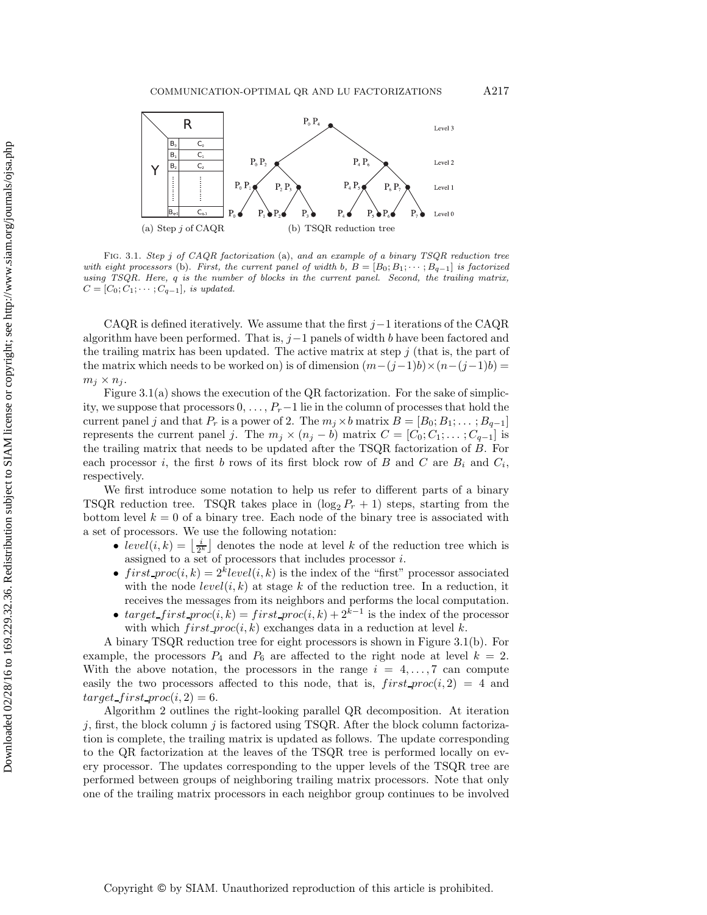FIG. 3.1. *Step $j$ of CAQR factorization* (a), *and an example of a binary TSQR reduction tree with eight processors* (b). *First, the current panel of width $b$, $B = [B_0; B_1; \cdots; B_{q-1}]$ is factorized using TSQR. Here, $q$ is the number of blocks in the current panel. Second, the trailing matrix, $C = [C_0; C_1; \cdots; C_{q-1}]$, is updated.*

CAQR is defined iteratively. We assume that the first $j-1$ iterations of the CAQR algorithm have been performed. That is, $j-1$ panels of width $b$ have been factored and the trailing matrix has been updated. The active matrix at step $j$ (that is, the part of the matrix which needs to be worked on) is of dimension $(m-(j-1)b) \times (n-(j-1)b) = m_j \times n_j$.

Figure 3.1(a) shows the execution of the QR factorization. For the sake of simplicity, we suppose that processors $0, \ldots, P_r - 1$ lie in the column of processes that hold the current panel $j$ and that $P_r$ is a power of 2. The $m_j \times b$ matrix $B = [B_0; B_1; \ldots; B_{q-1}]$ represents the current panel $j$. The $m_j \times (n_j - b)$ matrix $C = [C_0; C_1; \ldots; C_{q-1}]$ is the trailing matrix that needs to be updated after the TSQR factorization of $B$. For each processor $i$, the first $b$ rows of its first block row of $B$ and $C$ are $B_i$ and $C_i$, respectively.

We first introduce some notation to help us refer to different parts of a binary TSQR reduction tree. TSQR takes place in $(\log_2 P_r + 1)$ steps, starting from the bottom level $k = 0$ of a binary tree. Each node of the binary tree is associated with a set of processors. We use the following notation:

- $level(i,k) = \left\lfloor \frac{i}{2^k} \right\rfloor$ denotes the node at level $k$ of the reduction tree which is assigned to a set of processors that includes processor $i$.
- $first\_proc(i,k) = 2^k level(i,k)$ is the index of the "first" processor associated with the node $level(i,k)$ at stage $k$ of the reduction tree. In a reduction, it receives the messages from its neighbors and performs the local computation.
- $target\_first\_proc(i,k) = first\_proc(i,k) + 2^{k-1}$ is the index of the processor with which $first\_proc(i,k)$ exchanges data in a reduction at level $k$.

A binary TSQR reduction tree for eight processors is shown in Figure 3.1(b). For example, the processors $P_4$ and $P_6$ are affected to the right node at level $k = 2$. With the above notation, the processors in the range $i = 4, \ldots, 7$ can compute easily the two processors affected to this node, that is, $first\_proc(i,2) = 4$ and $target\_first\_proc(i,2) = 6$.

Algorithm 2 outlines the right-looking parallel QR decomposition. At iteration $j$, first, the block column $j$ is factored using TSQR. After the block column factorization is complete, the trailing matrix is updated as follows. The update corresponding to the QR factorization at the leaves of the TSQR tree is performed locally on every processor. The updates corresponding to the upper levels of the TSQR tree are performed between groups of neighboring trailing matrix processors. Note that only one of the trailing matrix processors in each neighbor group continues to be involved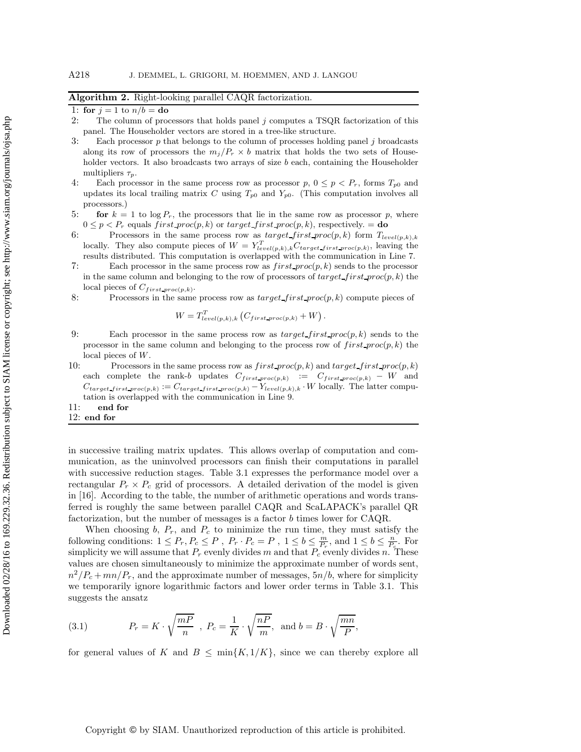**Algorithm 2.** Right-looking parallel CAQR factorization.

1: **for** $j = 1$ to $n/b =$ **do**

2: The column of processors that holds panel $j$ computes a TSQR factorization of this panel. The Householder vectors are stored in a tree-like structure.

3: Each processor $p$ that belongs to the column of processes holding panel $j$ broadcasts along its row of processors the $m_j/P_r \times b$ matrix that holds the two sets of Householder vectors. It also broadcasts two arrays of size $b$ each, containing the Householder multipliers $\tau_p$.

4: Each processor in the same process row as processor $p$, $0 \leq p < P_r$, forms $T_{p0}$ and updates its local trailing matrix $C$ using $T_{p0}$ and $Y_{p0}$. (This computation involves all processors.)

5: **for** $k = 1$ to $\log P_r$, the processors that lie in the same row as processor $p$, where $0 \leq p < P_r$ equals $first\_proc(p, k)$ or $target\_first\_proc(p, k)$, respectively. $=$ **do**

6: Processors in the same process row as $target\_first\_proc(p, k)$ form $T_{level(p,k),k}$ locally. They also compute pieces of $W = Y^T_{level(p,k),k} C_{target\_first\_proc(p,k)}$, leaving the results distributed. This computation is overlapped with the communication in Line 7.

7: Each processor in the same process row as $first\_proc(p, k)$ sends to the processor in the same column and belonging to the row of processors of $target\_first\_proc(p, k)$ the local pieces of $C_{first\_proc(p,k)}$.

8: Processors in the same process row as $target\_first\_proc(p, k)$ compute pieces of

$$W = T^T_{level(p,k),k} \left( C_{first\_proc(p,k)} + W \right).$$

9: Each processor in the same process row as $target\_first\_proc(p, k)$ sends to the processor in the same column and belonging to the process row of $first\_proc(p, k)$ the local pieces of $W$.

10: Processors in the same process row as $first\_proc(p, k)$ and $target\_first\_proc(p, k)$ each complete the rank-$b$ updates $C_{first\_proc(p,k)} := C_{first\_proc(p,k)} - W$ and $C_{target\_first\_proc(p,k)} := C_{target\_first\_proc(p,k)} - Y_{level(p,k),k} \cdot W$ locally. The latter computation is overlapped with the communication in Line 9.

11: **end for**

12: **end for**

in successive trailing matrix updates. This allows overlap of computation and communication, as the uninvolved processors can finish their computations in parallel with successive reduction stages. Table 3.1 expresses the performance model over a rectangular $P_r \times P_c$ grid of processors. A detailed derivation of the model is given in [16]. According to the table, the number of arithmetic operations and words transferred is roughly the same between parallel CAQR and ScaLAPACK's parallel QR factorization, but the number of messages is a factor $b$ times lower for CAQR.

When choosing $b$, $P_r$, and $P_c$ to minimize the run time, they must satisfy the following conditions: $1 \leq P_r, P_c \leq P$, $P_r \cdot P_c = P$, $1 \leq b \leq \frac{m}{P_r}$, and $1 \leq b \leq \frac{n}{P_c}$. For simplicity we will assume that $P_r$ evenly divides $m$ and that $P_c$ evenly divides $n$. These values are chosen simultaneously to minimize the approximate number of words sent, $n^2/P_c + mn/P_r$, and the approximate number of messages, $5n/b$, where for simplicity we temporarily ignore logarithmic factors and lower order terms in Table 3.1. This suggests the ansatz

$$P_r = K \cdot \sqrt{\frac{mP}{n}}\ ,\ P_c = \frac{1}{K} \cdot \sqrt{\frac{nP}{m}},\ \text{ and } b = B \cdot \sqrt{\frac{mn}{P}}, \tag{3.1}$$

for general values of $K$ and $B \leq \min\{K, 1/K\}$, since we can thereby explore all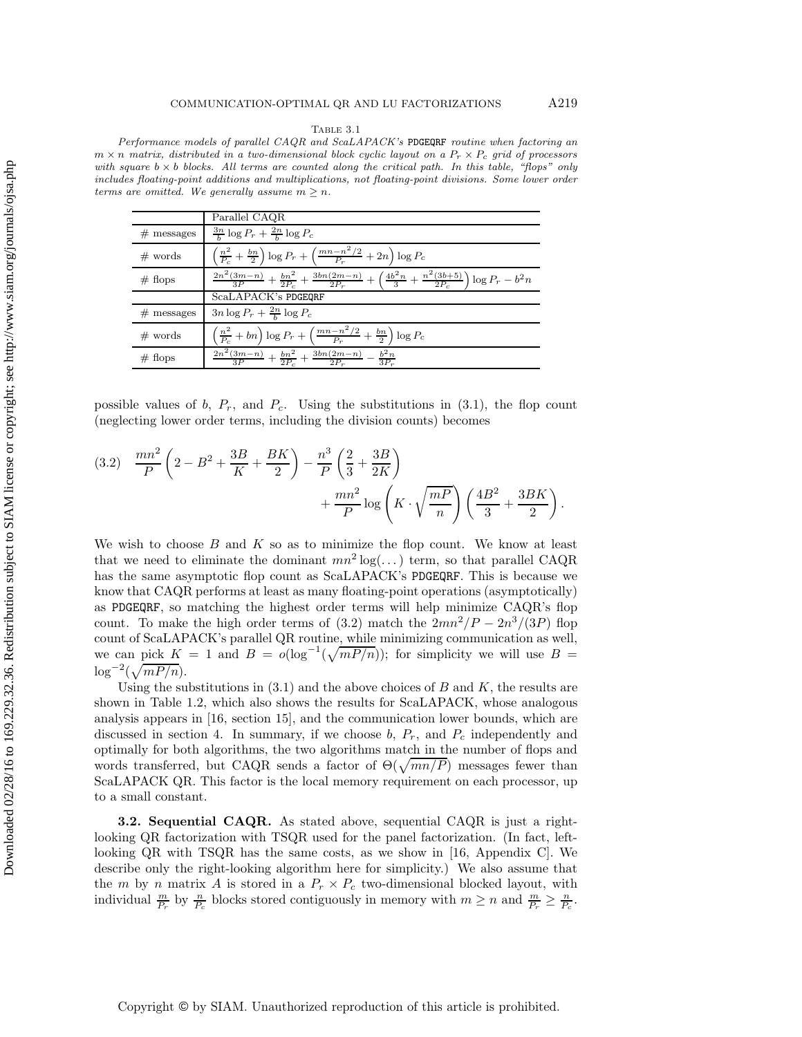Table 3.1

*Performance models of parallel CAQR and ScaLAPACK's* PDGEQRF *routine when factoring an $m \times n$ matrix, distributed in a two-dimensional block cyclic layout on a $P_r \times P_c$ grid of processors with square $b \times b$ blocks. All terms are counted along the critical path. In this table, "flops" only includes floating-point additions and multiplications, not floating-point divisions. Some lower order terms are omitted. We generally assume $m \geq n$.*

| | Parallel CAQR |
|---|---|
| # messages | $\frac{3n}{b}\log P_r + \frac{2n}{b}\log P_c$ |
| # words | $\left(\frac{n^2}{P_c} + \frac{bn}{2}\right)\log P_r + \left(\frac{mn - n^2/2}{P_r} + 2n\right)\log P_c$ |
| # flops | $\frac{2n^2(3m-n)}{3P} + \frac{bn^2}{2P_c} + \frac{3bn(2m-n)}{2P_r} + \left(\frac{4b^2n}{3} + \frac{n^2(3b+5)}{2P_c}\right)\log P_r - b^2 n$ |
| | ScaLAPACK's PDGEQRF |
| # messages | $3n\log P_r + \frac{2n}{b}\log P_c$ |
| # words | $\left(\frac{n^2}{P_c} + bn\right)\log P_r + \left(\frac{mn - n^2/2}{P_r} + \frac{bn}{2}\right)\log P_c$ |
| # flops | $\frac{2n^2(3m-n)}{3P} + \frac{bn^2}{2P_c} + \frac{3bn(2m-n)}{2P_r} - \frac{b^2 n}{3P_r}$ |

possible values of $b$, $P_r$, and $P_c$. Using the substitutions in (3.1), the flop count (neglecting lower order terms, including the division counts) becomes

$$(3.2)\quad \frac{mn^2}{P}\left(2 - B^2 + \frac{3B}{K} + \frac{BK}{2}\right) - \frac{n^3}{P}\left(\frac{2}{3} + \frac{3B}{2K}\right) + \frac{mn^2}{P}\log\left(K \cdot \sqrt{\frac{mP}{n}}\right)\left(\frac{4B^2}{3} + \frac{3BK}{2}\right).$$

We wish to choose $B$ and $K$ so as to minimize the flop count. We know at least that we need to eliminate the dominant $mn^2 \log(\dots)$ term, so that parallel CAQR has the same asymptotic flop count as ScaLAPACK's PDGEQRF. This is because we know that CAQR performs at least as many floating-point operations (asymptotically) as PDGEQRF, so matching the highest order terms will help minimize CAQR's flop count. To make the high order terms of (3.2) match the $2mn^2/P - 2n^3/(3P)$ flop count of ScaLAPACK's parallel QR routine, while minimizing communication as well, we can pick $K = 1$ and $B = o(\log^{-1}(\sqrt{mP/n}))$; for simplicity we will use $B = \log^{-2}(\sqrt{mP/n})$.

Using the substitutions in (3.1) and the above choices of $B$ and $K$, the results are shown in Table 1.2, which also shows the results for ScaLAPACK, whose analogous analysis appears in [16, section 15], and the communication lower bounds, which are discussed in section 4. In summary, if we choose $b$, $P_r$, and $P_c$ independently and optimally for both algorithms, the two algorithms match in the number of flops and words transferred, but CAQR sends a factor of $\Theta(\sqrt{mn/P})$ messages fewer than ScaLAPACK QR. This factor is the local memory requirement on each processor, up to a small constant.

**3.2. Sequential CAQR.** As stated above, sequential CAQR is just a right-looking QR factorization with TSQR used for the panel factorization. (In fact, left-looking QR with TSQR has the same costs, as we show in [16, Appendix C]. We describe only the right-looking algorithm here for simplicity.) We also assume that the $m$ by $n$ matrix $A$ is stored in a $P_r \times P_c$ two-dimensional blocked layout, with individual $\frac{m}{P_r}$ by $\frac{n}{P_c}$ blocks stored contiguously in memory with $m \geq n$ and $\frac{m}{P_r} \geq \frac{n}{P_c}$.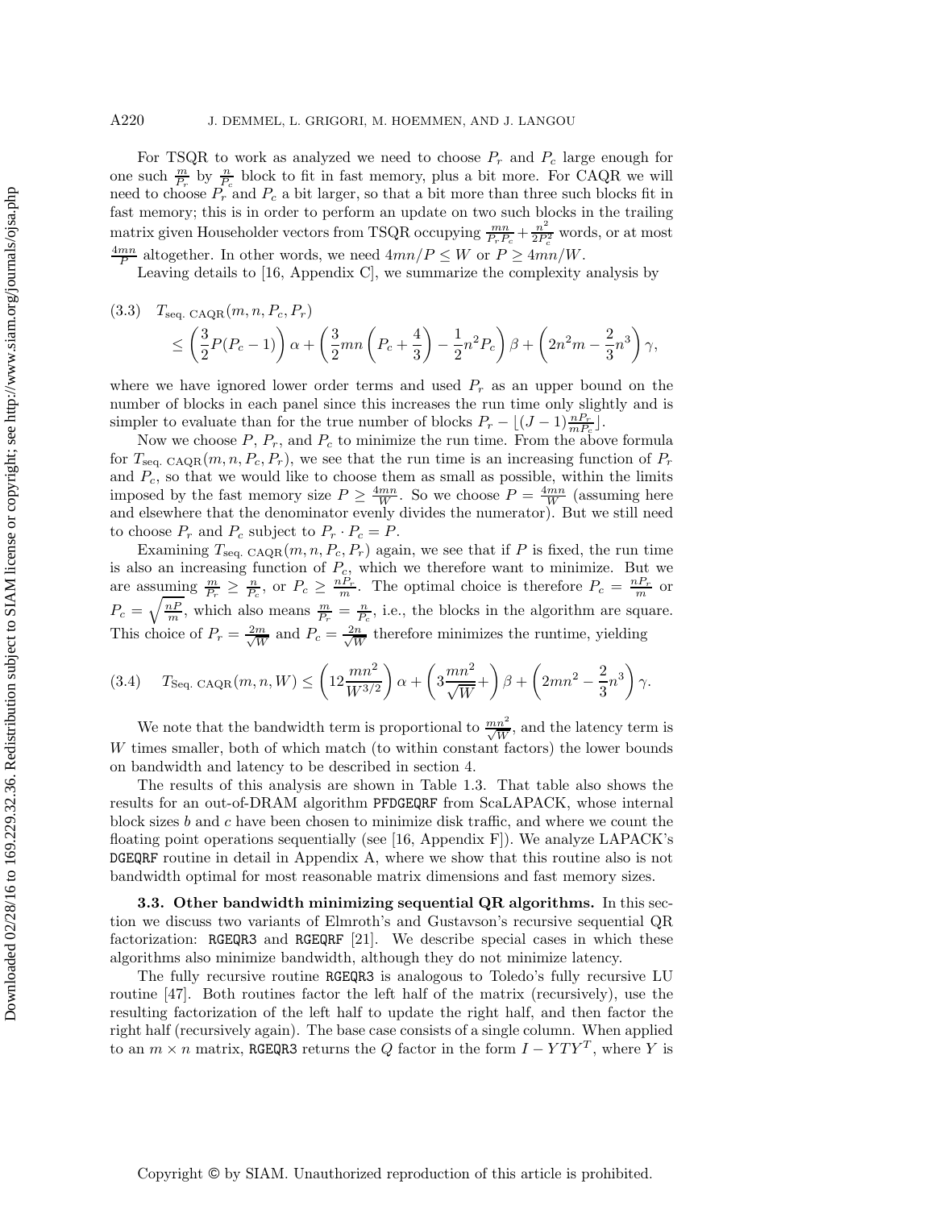For TSQR to work as analyzed we need to choose $P_r$ and $P_c$ large enough for one such $\frac{m}{P_r}$ by $\frac{n}{P_c}$ block to fit in fast memory, plus a bit more. For CAQR we will need to choose $P_r$ and $P_c$ a bit larger, so that a bit more than three such blocks fit in fast memory; this is in order to perform an update on two such blocks in the trailing matrix given Householder vectors from TSQR occupying $\frac{mn}{P_r P_c} + \frac{n^2}{2P_c^2}$ words, or at most $\frac{4mn}{P}$ altogether. In other words, we need $4mn/P \leq W$ or $P \geq 4mn/W$.

Leaving details to [16, Appendix C], we summarize the complexity analysis by

$$
\begin{aligned}
(3.3)\quad & T_{\text{seq. CAQR}}(m, n, P_c, P_r) \\
& \leq \left(\frac{3}{2}P(P_c - 1)\right)\alpha + \left(\frac{3}{2}mn\left(P_c + \frac{4}{3}\right) - \frac{1}{2}n^2 P_c\right)\beta + \left(2n^2 m - \frac{2}{3}n^3\right)\gamma,
\end{aligned}
$$

where we have ignored lower order terms and used $P_r$ as an upper bound on the number of blocks in each panel since this increases the run time only slightly and is simpler to evaluate than for the true number of blocks $P_r - \lfloor (J-1)\frac{nP_r}{mP_c} \rfloor$.

Now we choose $P$, $P_r$, and $P_c$ to minimize the run time. From the above formula for $T_{\text{seq. CAQR}}(m, n, P_c, P_r)$, we see that the run time is an increasing function of $P_r$ and $P_c$, so that we would like to choose them as small as possible, within the limits imposed by the fast memory size $P \geq \frac{4mn}{W}$. So we choose $P = \frac{4mn}{W}$ (assuming here and elsewhere that the denominator evenly divides the numerator). But we still need to choose $P_r$ and $P_c$ subject to $P_r \cdot P_c = P$.

Examining $T_{\text{seq. CAQR}}(m, n, P_c, P_r)$ again, we see that if $P$ is fixed, the run time is also an increasing function of $P_c$, which we therefore want to minimize. But we are assuming $\frac{m}{P_r} \geq \frac{n}{P_c}$, or $P_c \geq \frac{nP_r}{m}$. The optimal choice is therefore $P_c = \frac{nP_r}{m}$ or $P_c = \sqrt{\frac{nP}{m}}$, which also means $\frac{m}{P_r} = \frac{n}{P_c}$, i.e., the blocks in the algorithm are square. This choice of $P_r = \frac{2m}{\sqrt{W}}$ and $P_c = \frac{2n}{\sqrt{W}}$ therefore minimizes the runtime, yielding

$$
(3.4)\quad T_{\text{Seq. CAQR}}(m, n, W) \leq \left(12\frac{mn^2}{W^{3/2}}\right)\alpha + \left(3\frac{mn^2}{\sqrt{W}} +\right)\beta + \left(2mn^2 - \frac{2}{3}n^3\right)\gamma.
$$

We note that the bandwidth term is proportional to $\frac{mn^2}{\sqrt{W}}$, and the latency term is $W$ times smaller, both of which match (to within constant factors) the lower bounds on bandwidth and latency to be described in section 4.

The results of this analysis are shown in Table 1.3. That table also shows the results for an out-of-DRAM algorithm PFDGEQRF from ScaLAPACK, whose internal block sizes $b$ and $c$ have been chosen to minimize disk traffic, and where we count the floating point operations sequentially (see [16, Appendix F]). We analyze LAPACK's DGEQRF routine in detail in Appendix A, where we show that this routine also is not bandwidth optimal for most reasonable matrix dimensions and fast memory sizes.

**3.3. Other bandwidth minimizing sequential QR algorithms.** In this section we discuss two variants of Elmroth's and Gustavson's recursive sequential QR factorization: RGEQR3 and RGEQRF [21]. We describe special cases in which these algorithms also minimize bandwidth, although they do not minimize latency.

The fully recursive routine RGEQR3 is analogous to Toledo's fully recursive LU routine [47]. Both routines factor the left half of the matrix (recursively), use the resulting factorization of the left half to update the right half, and then factor the right half (recursively again). The base case consists of a single column. When applied to an $m \times n$ matrix, RGEQR3 returns the $Q$ factor in the form $I - YTY^T$, where $Y$ is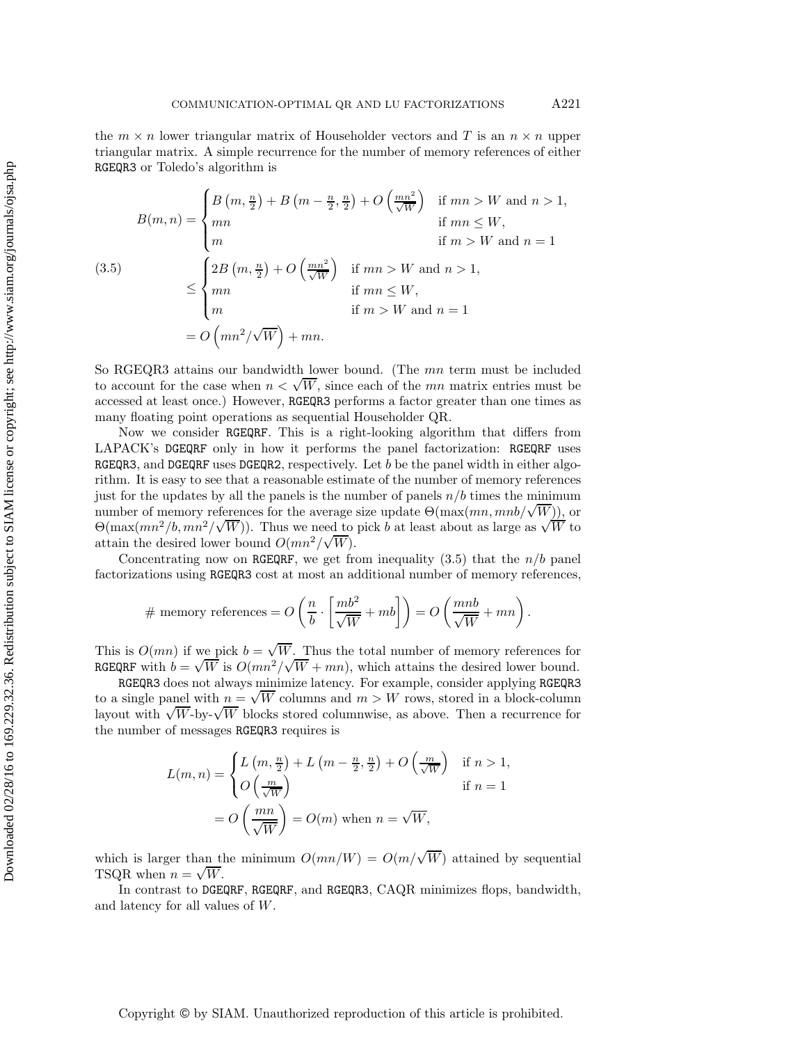the $m \times n$ lower triangular matrix of Householder vectors and $T$ is an $n \times n$ upper triangular matrix. A simple recurrence for the number of memory references of either RGEQR3 or Toledo's algorithm is

$$
\begin{aligned}
B(m,n) &= \begin{cases} B\left(m, \frac{n}{2}\right) + B\left(m - \frac{n}{2}, \frac{n}{2}\right) + O\left(\frac{mn^2}{\sqrt{W}}\right) & \text{if } mn > W \text{ and } n > 1, \\ mn & \text{if } mn \leq W, \\ m & \text{if } m > W \text{ and } n = 1 \end{cases} \\
&\leq \begin{cases} 2B\left(m, \frac{n}{2}\right) + O\left(\frac{mn^2}{\sqrt{W}}\right) & \text{if } mn > W \text{ and } n > 1, \\ mn & \text{if } mn \leq W, \\ m & \text{if } m > W \text{ and } n = 1 \end{cases} \\
&= O\left(mn^2/\sqrt{W}\right) + mn.
\end{aligned}
\tag{3.5}
$$

So RGEQR3 attains our bandwidth lower bound. (The $mn$ term must be included to account for the case when $n < \sqrt{W}$, since each of the $mn$ matrix entries must be accessed at least once.) However, RGEQR3 performs a factor greater than one times as many floating point operations as sequential Householder QR.

Now we consider RGEQRF. This is a right-looking algorithm that differs from LAPACK's DGEQRF only in how it performs the panel factorization: RGEQRF uses RGEQR3, and DGEQRF uses DGEQR2, respectively. Let $b$ be the panel width in either algorithm. It is easy to see that a reasonable estimate of the number of memory references just for the updates by all the panels is the number of panels $n/b$ times the minimum number of memory references for the average size update $\Theta(\max(mn, mnb/\sqrt{W}))$, or $\Theta(\max(mn^2/b, mn^2/\sqrt{W}))$. Thus we need to pick $b$ at least about as large as $\sqrt{W}$ to attain the desired lower bound $O(mn^2/\sqrt{W})$.

Concentrating now on RGEQRF, we get from inequality (3.5) that the $n/b$ panel factorizations using RGEQR3 cost at most an additional number of memory references,

$$
\#\text{ memory references} = O\left(\frac{n}{b} \cdot \left[\frac{mb^2}{\sqrt{W}} + mb\right]\right) = O\left(\frac{mnb}{\sqrt{W}} + mn\right).
$$

This is $O(mn)$ if we pick $b = \sqrt{W}$. Thus the total number of memory references for RGEQRF with $b = \sqrt{W}$ is $O(mn^2/\sqrt{W} + mn)$, which attains the desired lower bound.

RGEQR3 does not always minimize latency. For example, consider applying RGEQR3 to a single panel with $n = \sqrt{W}$ columns and $m > W$ rows, stored in a block-column layout with $\sqrt{W}$-by-$\sqrt{W}$ blocks stored columnwise, as above. Then a recurrence for the number of messages RGEQR3 requires is

$$
\begin{aligned}
L(m,n) &= \begin{cases} L\left(m, \frac{n}{2}\right) + L\left(m - \frac{n}{2}, \frac{n}{2}\right) + O\left(\frac{m}{\sqrt{W}}\right) & \text{if } n > 1, \\ O\left(\frac{m}{\sqrt{W}}\right) & \text{if } n = 1 \end{cases} \\
&= O\left(\frac{mn}{\sqrt{W}}\right) = O(m) \text{ when } n = \sqrt{W},
\end{aligned}
$$

which is larger than the minimum $O(mn/W) = O(m/\sqrt{W})$ attained by sequential TSQR when $n = \sqrt{W}$.

In contrast to DGEQRF, RGEQRF, and RGEQR3, CAQR minimizes flops, bandwidth, and latency for all values of $W$.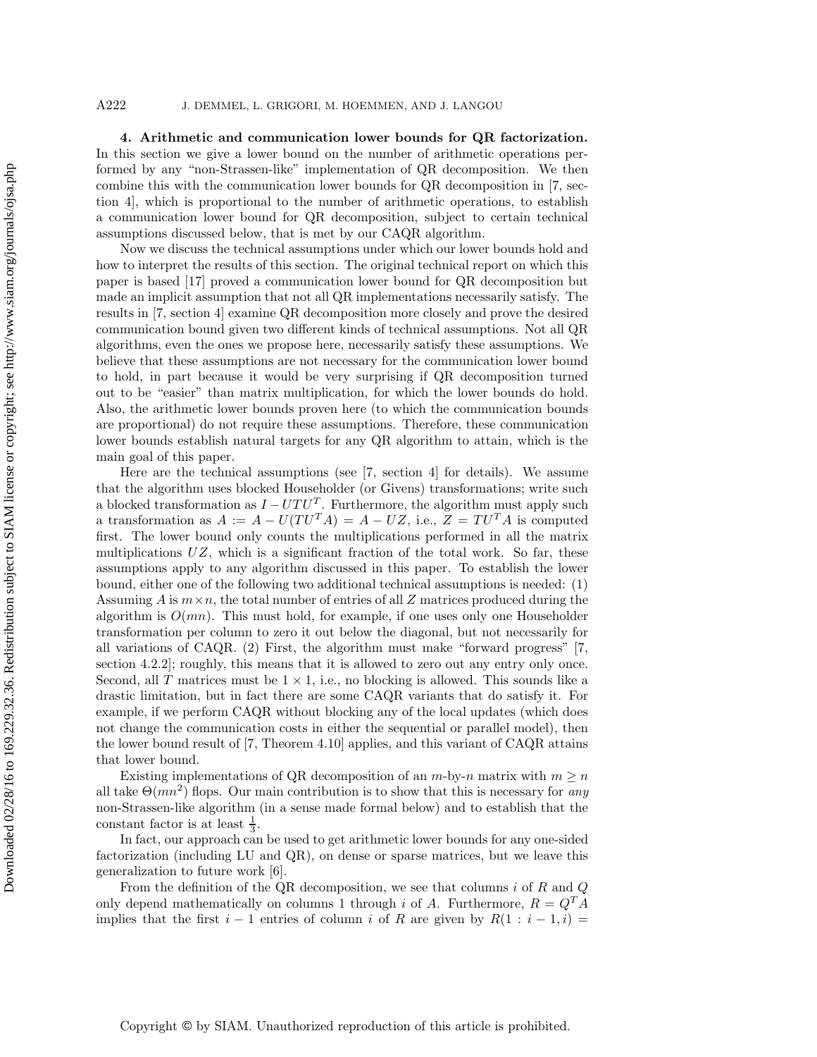**4. Arithmetic and communication lower bounds for QR factorization.** In this section we give a lower bound on the number of arithmetic operations performed by any "non-Strassen-like" implementation of QR decomposition. We then combine this with the communication lower bounds for QR decomposition in [7, section 4], which is proportional to the number of arithmetic operations, to establish a communication lower bound for QR decomposition, subject to certain technical assumptions discussed below, that is met by our CAQR algorithm.

Now we discuss the technical assumptions under which our lower bounds hold and how to interpret the results of this section. The original technical report on which this paper is based [17] proved a communication lower bound for QR decomposition but made an implicit assumption that not all QR implementations necessarily satisfy. The results in [7, section 4] examine QR decomposition more closely and prove the desired communication bound given two different kinds of technical assumptions. Not all QR algorithms, even the ones we propose here, necessarily satisfy these assumptions. We believe that these assumptions are not necessary for the communication lower bound to hold, in part because it would be very surprising if QR decomposition turned out to be "easier" than matrix multiplication, for which the lower bounds do hold. Also, the arithmetic lower bounds proven here (to which the communication bounds are proportional) do not require these assumptions. Therefore, these communication lower bounds establish natural targets for any QR algorithm to attain, which is the main goal of this paper.

Here are the technical assumptions (see [7, section 4] for details). We assume that the algorithm uses blocked Householder (or Givens) transformations; write such a blocked transformation as $I - UTU^T$. Furthermore, the algorithm must apply such a transformation as $A := A - U(TU^TA) = A - UZ$, i.e., $Z = TU^TA$ is computed first. The lower bound only counts the multiplications performed in all the matrix multiplications $UZ$, which is a significant fraction of the total work. So far, these assumptions apply to any algorithm discussed in this paper. To establish the lower bound, either one of the following two additional technical assumptions is needed: (1) Assuming $A$ is $m \times n$, the total number of entries of all $Z$ matrices produced during the algorithm is $O(mn)$. This must hold, for example, if one uses only one Householder transformation per column to zero it out below the diagonal, but not necessarily for all variations of CAQR. (2) First, the algorithm must make "forward progress" [7, section 4.2.2]; roughly, this means that it is allowed to zero out any entry only once. Second, all $T$ matrices must be $1 \times 1$, i.e., no blocking is allowed. This sounds like a drastic limitation, but in fact there are some CAQR variants that do satisfy it. For example, if we perform CAQR without blocking any of the local updates (which does not change the communication costs in either the sequential or parallel model), then the lower bound result of [7, Theorem 4.10] applies, and this variant of CAQR attains that lower bound.

Existing implementations of QR decomposition of an $m$-by-$n$ matrix with $m \geq n$ all take $\Theta(mn^2)$ flops. Our main contribution is to show that this is necessary for *any* non-Strassen-like algorithm (in a sense made formal below) and to establish that the constant factor is at least $\frac{1}{3}$.

In fact, our approach can be used to get arithmetic lower bounds for any one-sided factorization (including LU and QR), on dense or sparse matrices, but we leave this generalization to future work [6].

From the definition of the QR decomposition, we see that columns $i$ of $R$ and $Q$ only depend mathematically on columns 1 through $i$ of $A$. Furthermore, $R = Q^TA$ implies that the first $i-1$ entries of column $i$ of $R$ are given by $R(1 : i-1, i) =$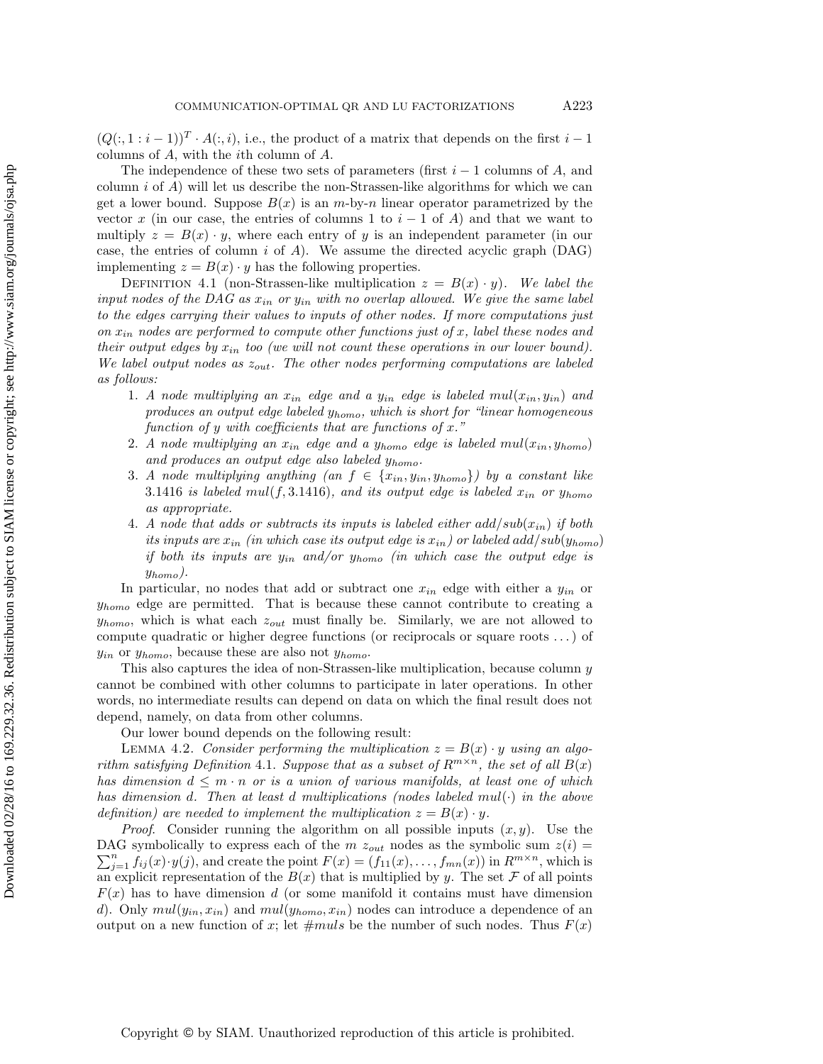$(Q(:, 1 : i-1))^T \cdot A(:, i)$, i.e., the product of a matrix that depends on the first $i-1$ columns of $A$, with the $i$th column of $A$.

The independence of these two sets of parameters (first $i-1$ columns of $A$, and column $i$ of $A$) will let us describe the non-Strassen-like algorithms for which we can get a lower bound. Suppose $B(x)$ is an $m$-by-$n$ linear operator parametrized by the vector $x$ (in our case, the entries of columns 1 to $i-1$ of $A$) and that we want to multiply $z = B(x) \cdot y$, where each entry of $y$ is an independent parameter (in our case, the entries of column $i$ of $A$). We assume the directed acyclic graph (DAG) implementing $z = B(x) \cdot y$ has the following properties.

Definition 4.1 (non-Strassen-like multiplication $z = B(x) \cdot y$). *We label the input nodes of the DAG as $x_{in}$ or $y_{in}$ with no overlap allowed. We give the same label to the edges carrying their values to inputs of other nodes. If more computations just on $x_{in}$ nodes are performed to compute other functions just of $x$, label these nodes and their output edges by $x_{in}$ too (we will not count these operations in our lower bound). We label output nodes as $z_{out}$. The other nodes performing computations are labeled as follows:*

1. *A node multiplying an $x_{in}$ edge and a $y_{in}$ edge is labeled $mul(x_{in}, y_{in})$ and produces an output edge labeled $y_{homo}$, which is short for "linear homogeneous function of $y$ with coefficients that are functions of $x$."*
2. *A node multiplying an $x_{in}$ edge and a $y_{homo}$ edge is labeled $mul(x_{in}, y_{homo})$ and produces an output edge also labeled $y_{homo}$.*
3. *A node multiplying anything (an $f \in \{x_{in}, y_{in}, y_{homo}\}$) by a constant like 3.1416 is labeled $mul(f, 3.1416)$, and its output edge is labeled $x_{in}$ or $y_{homo}$ as appropriate.*
4. *A node that adds or subtracts its inputs is labeled either $add/sub(x_{in})$ if both its inputs are $x_{in}$ (in which case its output edge is $x_{in}$) or labeled $add/sub(y_{homo})$ if both its inputs are $y_{in}$ and/or $y_{homo}$ (in which case the output edge is $y_{homo}$).*

In particular, no nodes that add or subtract one $x_{in}$ edge with either a $y_{in}$ or $y_{homo}$ edge are permitted. That is because these cannot contribute to creating a $y_{homo}$, which is what each $z_{out}$ must finally be. Similarly, we are not allowed to compute quadratic or higher degree functions (or reciprocals or square roots ...) of $y_{in}$ or $y_{homo}$, because these are also not $y_{homo}$.

This also captures the idea of non-Strassen-like multiplication, because column $y$ cannot be combined with other columns to participate in later operations. In other words, no intermediate results can depend on data on which the final result does not depend, namely, on data from other columns.

Our lower bound depends on the following result:

Lemma 4.2. *Consider performing the multiplication $z = B(x) \cdot y$ using an algorithm satisfying Definition 4.1. Suppose that as a subset of $R^{m \times n}$, the set of all $B(x)$ has dimension $d \leq m \cdot n$ or is a union of various manifolds, at least one of which has dimension $d$. Then at least $d$ multiplications (nodes labeled $mul(\cdot)$ in the above definition) are needed to implement the multiplication $z = B(x) \cdot y$.*

*Proof.* Consider running the algorithm on all possible inputs $(x, y)$. Use the DAG symbolically to express each of the $m$ $z_{out}$ nodes as the symbolic sum $z(i) = \sum_{j=1}^{n} f_{ij}(x) \cdot y(j)$, and create the point $F(x) = (f_{11}(x), \ldots, f_{mn}(x))$ in $R^{m \times n}$, which is an explicit representation of the $B(x)$ that is multiplied by $y$. The set $\mathcal{F}$ of all points $F(x)$ has to have dimension $d$ (or some manifold it contains must have dimension $d$). Only $mul(y_{in}, x_{in})$ and $mul(y_{homo}, x_{in})$ nodes can introduce a dependence of an output on a new function of $x$; let $\#muls$ be the number of such nodes. Thus $F(x)$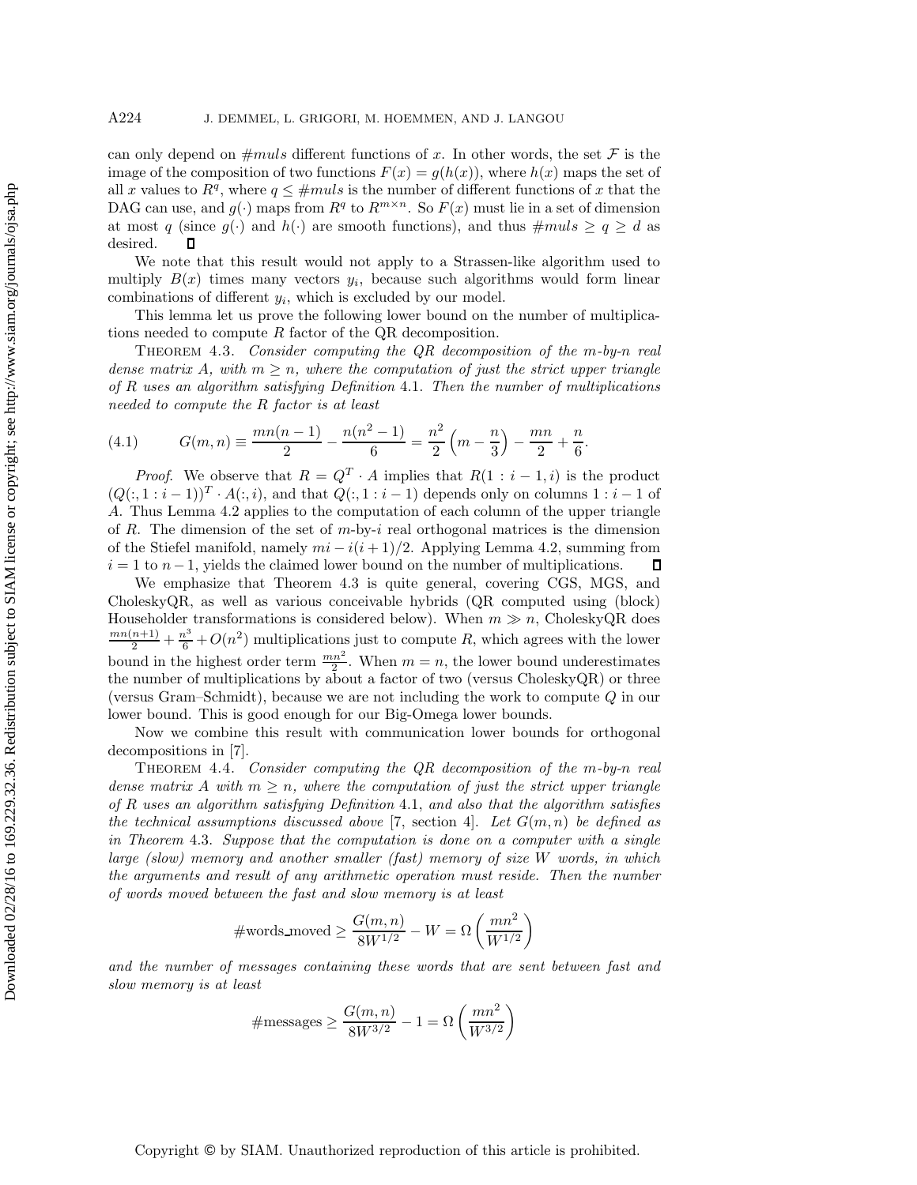can only depend on $\#muls$ different functions of $x$. In other words, the set $\mathcal{F}$ is the image of the composition of two functions $F(x) = g(h(x))$, where $h(x)$ maps the set of all $x$ values to $R^q$, where $q \leq \#muls$ is the number of different functions of $x$ that the DAG can use, and $g(\cdot)$ maps from $R^q$ to $R^{m\times n}$. So $F(x)$ must lie in a set of dimension at most $q$ (since $g(\cdot)$ and $h(\cdot)$ are smooth functions), and thus $\#muls \geq q \geq d$ as desired. ∎

We note that this result would not apply to a Strassen-like algorithm used to multiply $B(x)$ times many vectors $y_i$, because such algorithms would form linear combinations of different $y_i$, which is excluded by our model.

This lemma let us prove the following lower bound on the number of multiplications needed to compute $R$ factor of the QR decomposition.

Theorem 4.3. *Consider computing the QR decomposition of the m-by-n real dense matrix A, with $m \geq n$, where the computation of just the strict upper triangle of R uses an algorithm satisfying Definition* 4.1. *Then the number of multiplications needed to compute the R factor is at least*

$$G(m,n) \equiv \frac{mn(n-1)}{2} - \frac{n(n^2-1)}{6} = \frac{n^2}{2}\left(m - \frac{n}{3}\right) - \frac{mn}{2} + \frac{n}{6}. \tag{4.1}$$

*Proof.* We observe that $R = Q^T \cdot A$ implies that $R(1:i-1,i)$ is the product $(Q(:,1:i-1))^T \cdot A(:,i)$, and that $Q(:,1:i-1)$ depends only on columns $1:i-1$ of $A$. Thus Lemma 4.2 applies to the computation of each column of the upper triangle of $R$. The dimension of the set of $m$-by-$i$ real orthogonal matrices is the dimension of the Stiefel manifold, namely $mi - i(i+1)/2$. Applying Lemma 4.2, summing from $i = 1$ to $n-1$, yields the claimed lower bound on the number of multiplications. ∎

We emphasize that Theorem 4.3 is quite general, covering CGS, MGS, and CholeskyQR, as well as various conceivable hybrids (QR computed using (block) Householder transformations is considered below). When $m \gg n$, CholeskyQR does $\frac{mn(n+1)}{2} + \frac{n^3}{6} + O(n^2)$ multiplications just to compute $R$, which agrees with the lower bound in the highest order term $\frac{mn^2}{2}$. When $m = n$, the lower bound underestimates the number of multiplications by about a factor of two (versus CholeskyQR) or three (versus Gram–Schmidt), because we are not including the work to compute $Q$ in our lower bound. This is good enough for our Big-Omega lower bounds.

Now we combine this result with communication lower bounds for orthogonal decompositions in [7].

Theorem 4.4. *Consider computing the QR decomposition of the m-by-n real dense matrix A with $m \geq n$, where the computation of just the strict upper triangle of R uses an algorithm satisfying Definition* 4.1, *and also that the algorithm satisfies the technical assumptions discussed above* [7, section 4]. *Let $G(m,n)$ be defined as in Theorem* 4.3. *Suppose that the computation is done on a computer with a single large (slow) memory and another smaller (fast) memory of size W words, in which the arguments and result of any arithmetic operation must reside. Then the number of words moved between the fast and slow memory is at least*

$$\#\text{words\_moved} \geq \frac{G(m,n)}{8W^{1/2}} - W = \Omega\left(\frac{mn^2}{W^{1/2}}\right)$$

*and the number of messages containing these words that are sent between fast and slow memory is at least*

$$\#\text{messages} \geq \frac{G(m,n)}{8W^{3/2}} - 1 = \Omega\left(\frac{mn^2}{W^{3/2}}\right)$$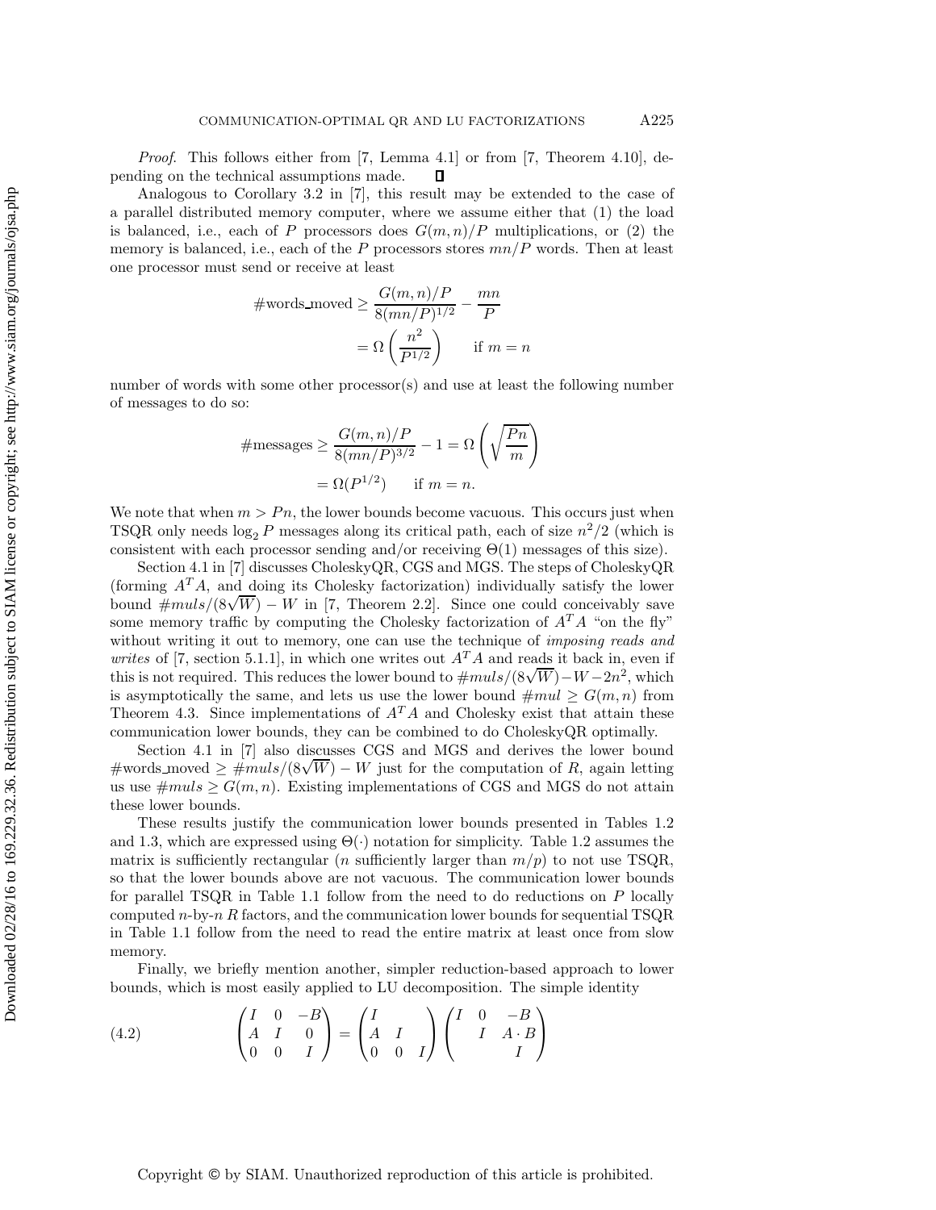*Proof.* This follows either from [7, Lemma 4.1] or from [7, Theorem 4.10], depending on the technical assumptions made. $\square$

Analogous to Corollary 3.2 in [7], this result may be extended to the case of a parallel distributed memory computer, where we assume either that (1) the load is balanced, i.e., each of $P$ processors does $G(m,n)/P$ multiplications, or (2) the memory is balanced, i.e., each of the $P$ processors stores $mn/P$ words. Then at least one processor must send or receive at least

$$\#\text{words\_moved} \geq \frac{G(m,n)/P}{8(mn/P)^{1/2}} - \frac{mn}{P}$$
$$= \Omega\left(\frac{n^2}{P^{1/2}}\right) \qquad \text{if } m = n$$

number of words with some other processor(s) and use at least the following number of messages to do so:

$$\#\text{messages} \geq \frac{G(m,n)/P}{8(mn/P)^{3/2}} - 1 = \Omega\left(\sqrt{\frac{Pn}{m}}\right)$$
$$= \Omega(P^{1/2}) \qquad \text{if } m = n.$$

We note that when $m > Pn$, the lower bounds become vacuous. This occurs just when TSQR only needs $\log_2 P$ messages along its critical path, each of size $n^2/2$ (which is consistent with each processor sending and/or receiving $\Theta(1)$ messages of this size).

Section 4.1 in [7] discusses CholeskyQR, CGS and MGS. The steps of CholeskyQR (forming $A^TA$, and doing its Cholesky factorization) individually satisfy the lower bound $\#muls/(8\sqrt{W}) - W$ in [7, Theorem 2.2]. Since one could conceivably save some memory traffic by computing the Cholesky factorization of $A^TA$ "on the fly" without writing it out to memory, one can use the technique of *imposing reads and writes* of [7, section 5.1.1], in which one writes out $A^TA$ and reads it back in, even if this is not required. This reduces the lower bound to $\#muls/(8\sqrt{W}) - W - 2n^2$, which is asymptotically the same, and lets us use the lower bound $\#mul \geq G(m,n)$ from Theorem 4.3. Since implementations of $A^TA$ and Cholesky exist that attain these communication lower bounds, they can be combined to do CholeskyQR optimally.

Section 4.1 in [7] also discusses CGS and MGS and derives the lower bound $\#\text{words\_moved} \geq \#muls/(8\sqrt{W}) - W$ just for the computation of $R$, again letting us use $\#muls \geq G(m,n)$. Existing implementations of CGS and MGS do not attain these lower bounds.

These results justify the communication lower bounds presented in Tables 1.2 and 1.3, which are expressed using $\Theta(\cdot)$ notation for simplicity. Table 1.2 assumes the matrix is sufficiently rectangular ($n$ sufficiently larger than $m/p$) to not use TSQR, so that the lower bounds above are not vacuous. The communication lower bounds for parallel TSQR in Table 1.1 follow from the need to do reductions on $P$ locally computed $n$-by-$n$ $R$ factors, and the communication lower bounds for sequential TSQR in Table 1.1 follow from the need to read the entire matrix at least once from slow memory.

Finally, we briefly mention another, simpler reduction-based approach to lower bounds, which is most easily applied to LU decomposition. The simple identity

$$\begin{pmatrix} I & 0 & -B \\ A & I & 0 \\ 0 & 0 & I \end{pmatrix} = \begin{pmatrix} I & & \\ A & I & \\ 0 & 0 & I \end{pmatrix} \begin{pmatrix} I & 0 & -B \\ & I & A \cdot B \\ & & I \end{pmatrix} \tag{4.2}$$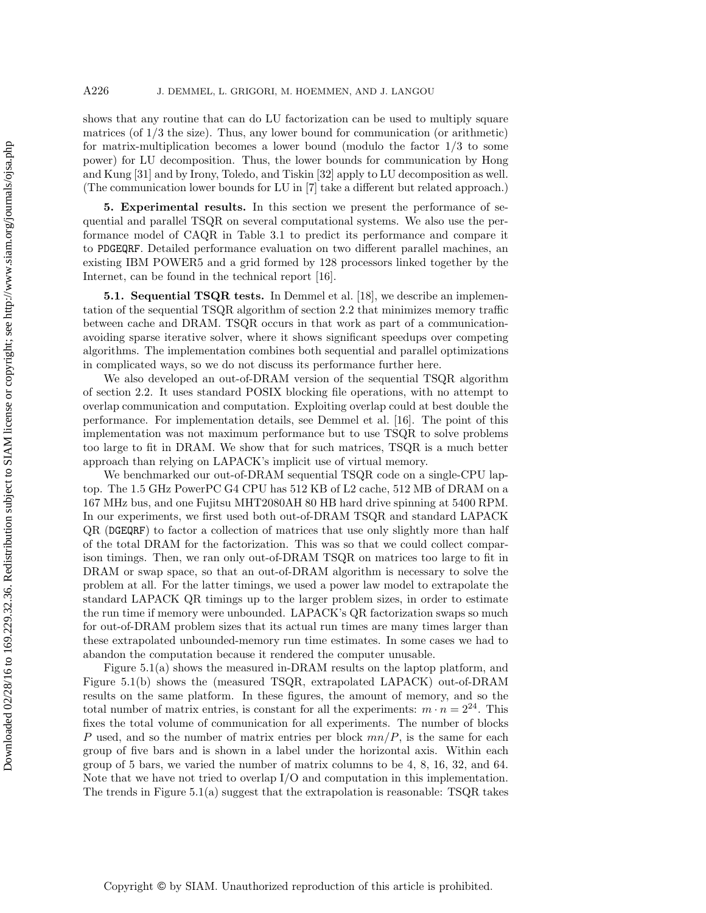shows that any routine that can do LU factorization can be used to multiply square matrices (of 1/3 the size). Thus, any lower bound for communication (or arithmetic) for matrix-multiplication becomes a lower bound (modulo the factor 1/3 to some power) for LU decomposition. Thus, the lower bounds for communication by Hong and Kung [31] and by Irony, Toledo, and Tiskin [32] apply to LU decomposition as well. (The communication lower bounds for LU in [7] take a different but related approach.)

## 5. Experimental results.

In this section we present the performance of sequential and parallel TSQR on several computational systems. We also use the performance model of CAQR in Table 3.1 to predict its performance and compare it to PDGEQRF. Detailed performance evaluation on two different parallel machines, an existing IBM POWER5 and a grid formed by 128 processors linked together by the Internet, can be found in the technical report [16].

### 5.1. Sequential TSQR tests.

In Demmel et al. [18], we describe an implementation of the sequential TSQR algorithm of section 2.2 that minimizes memory traffic between cache and DRAM. TSQR occurs in that work as part of a communication-avoiding sparse iterative solver, where it shows significant speedups over competing algorithms. The implementation combines both sequential and parallel optimizations in complicated ways, so we do not discuss its performance further here.

We also developed an out-of-DRAM version of the sequential TSQR algorithm of section 2.2. It uses standard POSIX blocking file operations, with no attempt to overlap communication and computation. Exploiting overlap could at best double the performance. For implementation details, see Demmel et al. [16]. The point of this implementation was not maximum performance but to use TSQR to solve problems too large to fit in DRAM. We show that for such matrices, TSQR is a much better approach than relying on LAPACK's implicit use of virtual memory.

We benchmarked our out-of-DRAM sequential TSQR code on a single-CPU laptop. The 1.5 GHz PowerPC G4 CPU has 512 KB of L2 cache, 512 MB of DRAM on a 167 MHz bus, and one Fujitsu MHT2080AH 80 HB hard drive spinning at 5400 RPM. In our experiments, we first used both out-of-DRAM TSQR and standard LAPACK QR (DGEQRF) to factor a collection of matrices that use only slightly more than half of the total DRAM for the factorization. This was so that we could collect comparison timings. Then, we ran only out-of-DRAM TSQR on matrices too large to fit in DRAM or swap space, so that an out-of-DRAM algorithm is necessary to solve the problem at all. For the latter timings, we used a power law model to extrapolate the standard LAPACK QR timings up to the larger problem sizes, in order to estimate the run time if memory were unbounded. LAPACK's QR factorization swaps so much for out-of-DRAM problem sizes that its actual run times are many times larger than these extrapolated unbounded-memory run time estimates. In some cases we had to abandon the computation because it rendered the computer unusable.

Figure 5.1(a) shows the measured in-DRAM results on the laptop platform, and Figure 5.1(b) shows the (measured TSQR, extrapolated LAPACK) out-of-DRAM results on the same platform. In these figures, the amount of memory, and so the total number of matrix entries, is constant for all the experiments: $m \cdot n = 2^{24}$. This fixes the total volume of communication for all experiments. The number of blocks $P$ used, and so the number of matrix entries per block $mn/P$, is the same for each group of five bars and is shown in a label under the horizontal axis. Within each group of 5 bars, we varied the number of matrix columns to be 4, 8, 16, 32, and 64. Note that we have not tried to overlap I/O and computation in this implementation. The trends in Figure 5.1(a) suggest that the extrapolation is reasonable: TSQR takes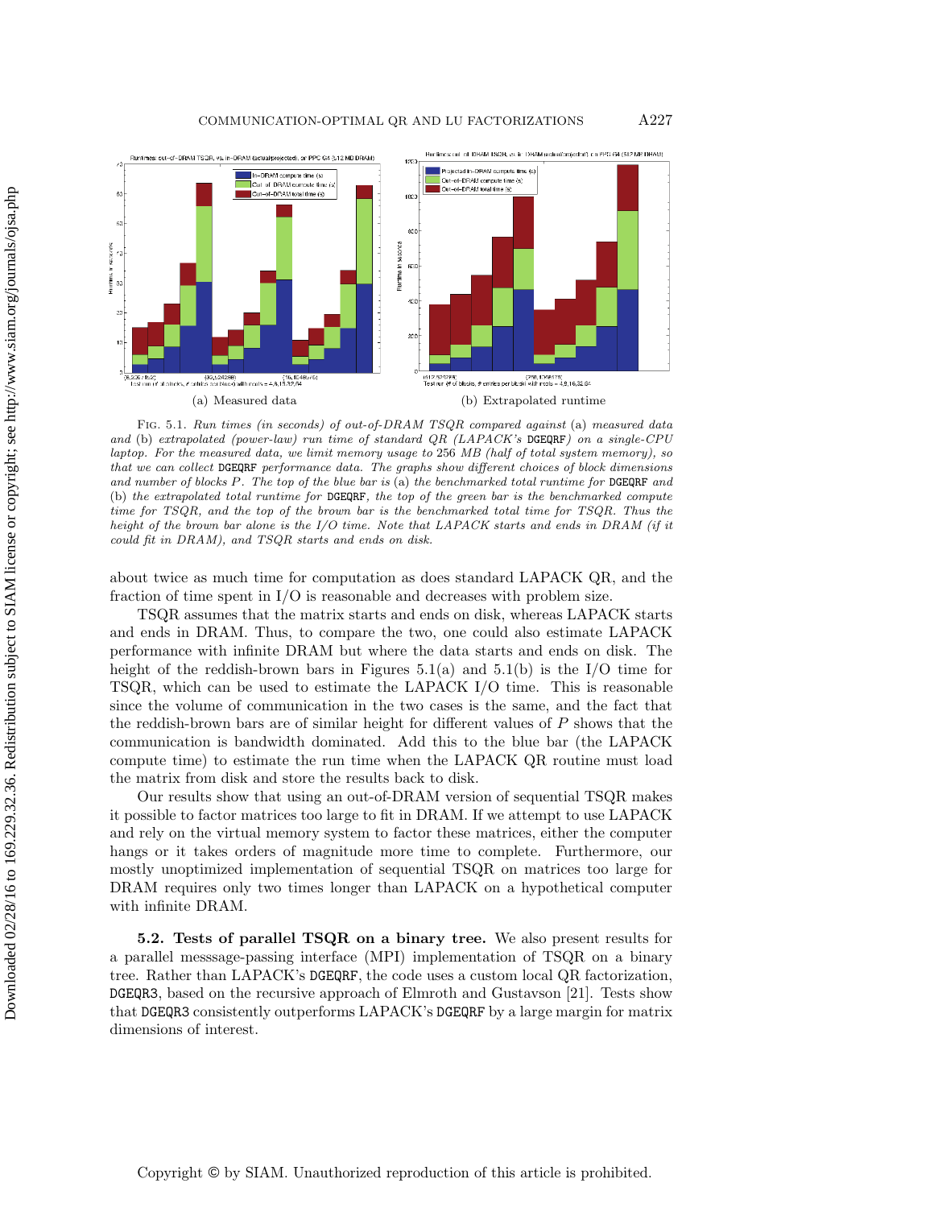(a) Measured data

(b) Extrapolated runtime

Fig. 5.1. *Run times (in seconds) of out-of-DRAM TSQR compared against* (a) *measured data and* (b) *extrapolated (power-law) run time of standard QR (LAPACK's* `DGEQRF`*) on a single-CPU laptop. For the measured data, we limit memory usage to 256 MB (half of total system memory), so that we can collect* `DGEQRF` *performance data. The graphs show different choices of block dimensions and number of blocks P. The top of the blue bar is* (a) *the benchmarked total runtime for* `DGEQRF` *and* (b) *the extrapolated total runtime for* `DGEQRF`*, the top of the green bar is the benchmarked compute time for TSQR, and the top of the brown bar is the benchmarked total time for TSQR. Thus the height of the brown bar alone is the I/O time. Note that LAPACK starts and ends in DRAM (if it could fit in DRAM), and TSQR starts and ends on disk.*

about twice as much time for computation as does standard LAPACK QR, and the fraction of time spent in I/O is reasonable and decreases with problem size.

TSQR assumes that the matrix starts and ends on disk, whereas LAPACK starts and ends in DRAM. Thus, to compare the two, one could also estimate LAPACK performance with infinite DRAM but where the data starts and ends on disk. The height of the reddish-brown bars in Figures 5.1(a) and 5.1(b) is the I/O time for TSQR, which can be used to estimate the LAPACK I/O time. This is reasonable since the volume of communication in the two cases is the same, and the fact that the reddish-brown bars are of similar height for different values of $P$ shows that the communication is bandwidth dominated. Add this to the blue bar (the LAPACK compute time) to estimate the run time when the LAPACK QR routine must load the matrix from disk and store the results back to disk.

Our results show that using an out-of-DRAM version of sequential TSQR makes it possible to factor matrices too large to fit in DRAM. If we attempt to use LAPACK and rely on the virtual memory system to factor these matrices, either the computer hangs or it takes orders of magnitude more time to complete. Furthermore, our mostly unoptimized implementation of sequential TSQR on matrices too large for DRAM requires only two times longer than LAPACK on a hypothetical computer with infinite DRAM.

**5.2. Tests of parallel TSQR on a binary tree.** We also present results for a parallel messsage-passing interface (MPI) implementation of TSQR on a binary tree. Rather than LAPACK's `DGEQRF`, the code uses a custom local QR factorization, `DGEQR3`, based on the recursive approach of Elmroth and Gustavson [21]. Tests show that `DGEQR3` consistently outperforms LAPACK's `DGEQRF` by a large margin for matrix dimensions of interest.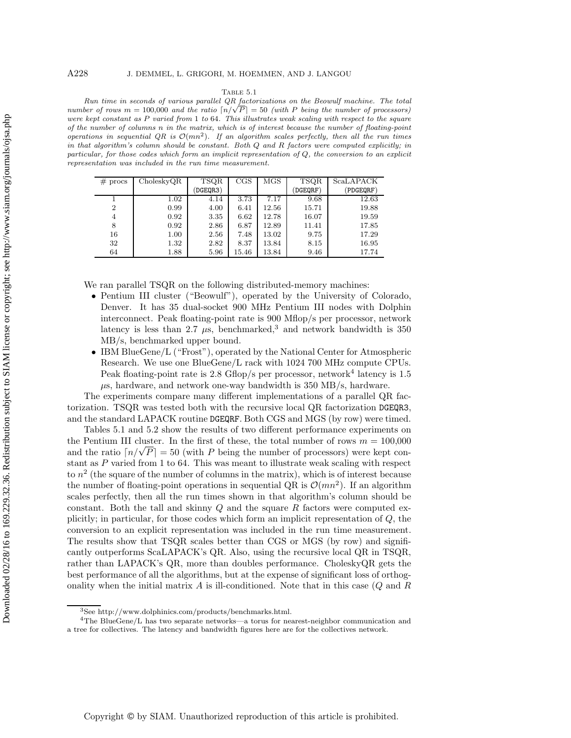Table 5.1

*Run time in seconds of various parallel QR factorizations on the Beowulf machine. The total number of rows $m = 100{,}000$ and the ratio $\lceil n/\sqrt{P}\rceil = 50$ (with $P$ being the number of processors) were kept constant as $P$ varied from 1 to 64. This illustrates weak scaling with respect to the square of the number of columns $n$ in the matrix, which is of interest because the number of floating-point operations in sequential QR is $\mathcal{O}(mn^2)$. If an algorithm scales perfectly, then all the run times in that algorithm's column should be constant. Both Q and R factors were computed explicitly; in particular, for those codes which form an implicit representation of Q, the conversion to an explicit representation was included in the run time measurement.*

| # procs | CholeskyQR | TSQR (DGEQR3) | CGS | MGS | TSQR (DGEQRF) | ScaLAPACK (PDGEQRF) |
|---|---|---|---|---|---|---|
| 1 | 1.02 | 4.14 | 3.73 | 7.17 | 9.68 | 12.63 |
| 2 | 0.99 | 4.00 | 6.41 | 12.56 | 15.71 | 19.88 |
| 4 | 0.92 | 3.35 | 6.62 | 12.78 | 16.07 | 19.59 |
| 8 | 0.92 | 2.86 | 6.87 | 12.89 | 11.41 | 17.85 |
| 16 | 1.00 | 2.56 | 7.48 | 13.02 | 9.75 | 17.29 |
| 32 | 1.32 | 2.82 | 8.37 | 13.84 | 8.15 | 16.95 |
| 64 | 1.88 | 5.96 | 15.46 | 13.84 | 9.46 | 17.74 |

We ran parallel TSQR on the following distributed-memory machines:

- Pentium III cluster ("Beowulf"), operated by the University of Colorado, Denver. It has 35 dual-socket 900 MHz Pentium III nodes with Dolphin interconnect. Peak floating-point rate is 900 Mflop/s per processor, network latency is less than 2.7 $\mu$s, benchmarked,[3] and network bandwidth is 350 MB/s, benchmarked upper bound.
- IBM BlueGene/L ("Frost"), operated by the National Center for Atmospheric Research. We use one BlueGene/L rack with 1024 700 MHz compute CPUs. Peak floating-point rate is 2.8 Gflop/s per processor, network[4] latency is 1.5 $\mu$s, hardware, and network one-way bandwidth is 350 MB/s, hardware.

The experiments compare many different implementations of a parallel QR factorization. TSQR was tested both with the recursive local QR factorization DGEQR3, and the standard LAPACK routine DGEQRF. Both CGS and MGS (by row) were timed.

Tables 5.1 and 5.2 show the results of two different performance experiments on the Pentium III cluster. In the first of these, the total number of rows $m = 100{,}000$ and the ratio $\lceil n/\sqrt{P}\rceil = 50$ (with $P$ being the number of processors) were kept constant as $P$ varied from 1 to 64. This was meant to illustrate weak scaling with respect to $n^2$ (the square of the number of columns in the matrix), which is of interest because the number of floating-point operations in sequential QR is $\mathcal{O}(mn^2)$. If an algorithm scales perfectly, then all the run times shown in that algorithm's column should be constant. Both the tall and skinny $Q$ and the square $R$ factors were computed explicitly; in particular, for those codes which form an implicit representation of $Q$, the conversion to an explicit representation was included in the run time measurement. The results show that TSQR scales better than CGS or MGS (by row) and significantly outperforms ScaLAPACK's QR. Also, using the recursive local QR in TSQR, rather than LAPACK's QR, more than doubles performance. CholeskyQR gets the best performance of all the algorithms, but at the expense of significant loss of orthogonality when the initial matrix $A$ is ill-conditioned. Note that in this case ($Q$ and $R$

[3] See http://www.dolphinics.com/products/benchmarks.html.

[4] The BlueGene/L has two separate networks—a torus for nearest-neighbor communication and a tree for collectives. The latency and bandwidth figures here are for the collectives network.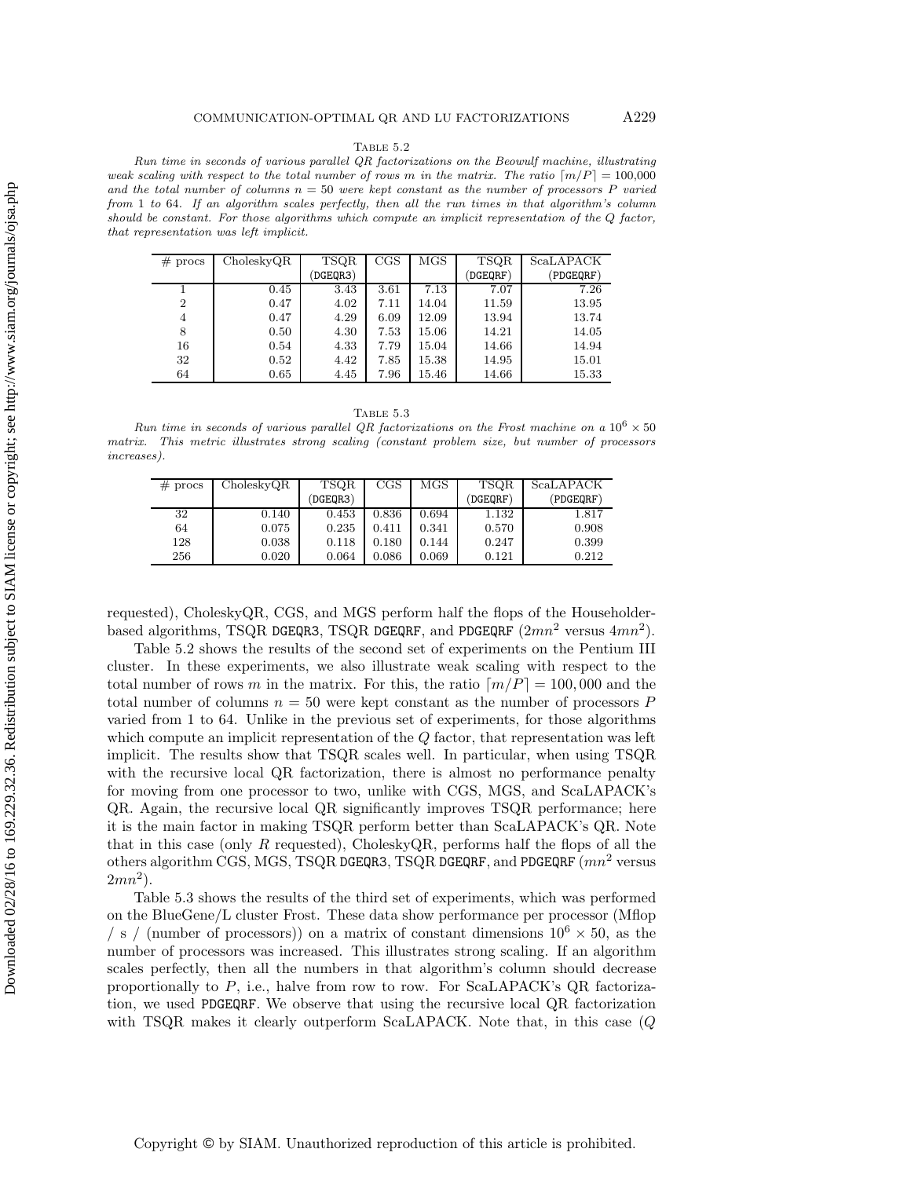Table 5.2

*Run time in seconds of various parallel QR factorizations on the Beowulf machine, illustrating weak scaling with respect to the total number of rows m in the matrix. The ratio $\lceil m/P \rceil = 100{,}000$ and the total number of columns $n = 50$ were kept constant as the number of processors P varied from 1 to 64. If an algorithm scales perfectly, then all the run times in that algorithm's column should be constant. For those algorithms which compute an implicit representation of the Q factor, that representation was left implicit.*

| # procs | CholeskyQR | TSQR (DGEQR3) | CGS | MGS | TSQR (DGEQRF) | ScaLAPACK (PDGEQRF) |
|---|---|---|---|---|---|---|
| 1 | 0.45 | 3.43 | 3.61 | 7.13 | 7.07 | 7.26 |
| 2 | 0.47 | 4.02 | 7.11 | 14.04 | 11.59 | 13.95 |
| 4 | 0.47 | 4.29 | 6.09 | 12.09 | 13.94 | 13.74 |
| 8 | 0.50 | 4.30 | 7.53 | 15.06 | 14.21 | 14.05 |
| 16 | 0.54 | 4.33 | 7.79 | 15.04 | 14.66 | 14.94 |
| 32 | 0.52 | 4.42 | 7.85 | 15.38 | 14.95 | 15.01 |
| 64 | 0.65 | 4.45 | 7.96 | 15.46 | 14.66 | 15.33 |

Table 5.3

*Run time in seconds of various parallel QR factorizations on the Frost machine on a $10^6 \times 50$ matrix. This metric illustrates strong scaling (constant problem size, but number of processors increases).*

| # procs | CholeskyQR | TSQR (DGEQR3) | CGS | MGS | TSQR (DGEQRF) | ScaLAPACK (PDGEQRF) |
|---|---|---|---|---|---|---|
| 32 | 0.140 | 0.453 | 0.836 | 0.694 | 1.132 | 1.817 |
| 64 | 0.075 | 0.235 | 0.411 | 0.341 | 0.570 | 0.908 |
| 128 | 0.038 | 0.118 | 0.180 | 0.144 | 0.247 | 0.399 |
| 256 | 0.020 | 0.064 | 0.086 | 0.069 | 0.121 | 0.212 |

requested), CholeskyQR, CGS, and MGS perform half the flops of the Householder-based algorithms, TSQR DGEQR3, TSQR DGEQRF, and PDGEQRF ($2mn^2$ versus $4mn^2$).

Table 5.2 shows the results of the second set of experiments on the Pentium III cluster. In these experiments, we also illustrate weak scaling with respect to the total number of rows $m$ in the matrix. For this, the ratio $\lceil m/P \rceil = 100{,}000$ and the total number of columns $n = 50$ were kept constant as the number of processors $P$ varied from 1 to 64. Unlike in the previous set of experiments, for those algorithms which compute an implicit representation of the $Q$ factor, that representation was left implicit. The results show that TSQR scales well. In particular, when using TSQR with the recursive local QR factorization, there is almost no performance penalty for moving from one processor to two, unlike with CGS, MGS, and ScaLAPACK's QR. Again, the recursive local QR significantly improves TSQR performance; here it is the main factor in making TSQR perform better than ScaLAPACK's QR. Note that in this case (only $R$ requested), CholeskyQR, performs half the flops of all the others algorithm CGS, MGS, TSQR DGEQR3, TSQR DGEQRF, and PDGEQRF ($mn^2$ versus $2mn^2$).

Table 5.3 shows the results of the third set of experiments, which was performed on the BlueGene/L cluster Frost. These data show performance per processor (Mflop / s / (number of processors)) on a matrix of constant dimensions $10^6 \times 50$, as the number of processors was increased. This illustrates strong scaling. If an algorithm scales perfectly, then all the numbers in that algorithm's column should decrease proportionally to $P$, i.e., halve from row to row. For ScaLAPACK's QR factorization, we used PDGEQRF. We observe that using the recursive local QR factorization with TSQR makes it clearly outperform ScaLAPACK. Note that, in this case ($Q$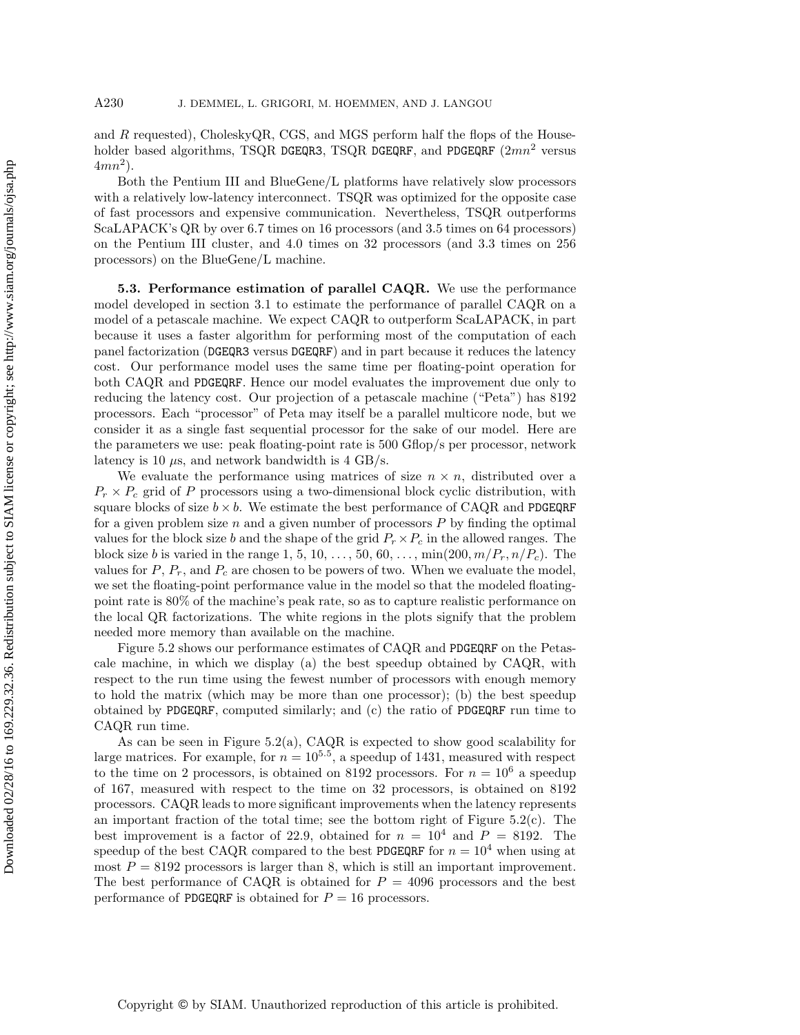and $R$ requested), CholeskyQR, CGS, and MGS perform half the flops of the Householder based algorithms, TSQR DGEQR3, TSQR DGEQRF, and PDGEQRF ($2mn^2$ versus $4mn^2$).

Both the Pentium III and BlueGene/L platforms have relatively slow processors with a relatively low-latency interconnect. TSQR was optimized for the opposite case of fast processors and expensive communication. Nevertheless, TSQR outperforms ScaLAPACK's QR by over 6.7 times on 16 processors (and 3.5 times on 64 processors) on the Pentium III cluster, and 4.0 times on 32 processors (and 3.3 times on 256 processors) on the BlueGene/L machine.

### 5.3. Performance estimation of parallel CAQR.

We use the performance model developed in section 3.1 to estimate the performance of parallel CAQR on a model of a petascale machine. We expect CAQR to outperform ScaLAPACK, in part because it uses a faster algorithm for performing most of the computation of each panel factorization (DGEQR3 versus DGEQRF) and in part because it reduces the latency cost. Our performance model uses the same time per floating-point operation for both CAQR and PDGEQRF. Hence our model evaluates the improvement due only to reducing the latency cost. Our projection of a petascale machine ("Peta") has 8192 processors. Each "processor" of Peta may itself be a parallel multicore node, but we consider it as a single fast sequential processor for the sake of our model. Here are the parameters we use: peak floating-point rate is 500 Gflop/s per processor, network latency is 10 $\mu$s, and network bandwidth is 4 GB/s.

We evaluate the performance using matrices of size $n \times n$, distributed over a $P_r \times P_c$ grid of $P$ processors using a two-dimensional block cyclic distribution, with square blocks of size $b \times b$. We estimate the best performance of CAQR and PDGEQRF for a given problem size $n$ and a given number of processors $P$ by finding the optimal values for the block size $b$ and the shape of the grid $P_r \times P_c$ in the allowed ranges. The block size $b$ is varied in the range 1, 5, 10, ..., 50, 60, ..., $\min(200, m/P_r, n/P_c)$. The values for $P$, $P_r$, and $P_c$ are chosen to be powers of two. When we evaluate the model, we set the floating-point performance value in the model so that the modeled floating-point rate is 80% of the machine's peak rate, so as to capture realistic performance on the local QR factorizations. The white regions in the plots signify that the problem needed more memory than available on the machine.

Figure 5.2 shows our performance estimates of CAQR and PDGEQRF on the Petascale machine, in which we display (a) the best speedup obtained by CAQR, with respect to the run time using the fewest number of processors with enough memory to hold the matrix (which may be more than one processor); (b) the best speedup obtained by PDGEQRF, computed similarly; and (c) the ratio of PDGEQRF run time to CAQR run time.

As can be seen in Figure 5.2(a), CAQR is expected to show good scalability for large matrices. For example, for $n = 10^{5.5}$, a speedup of 1431, measured with respect to the time on 2 processors, is obtained on 8192 processors. For $n = 10^6$ a speedup of 167, measured with respect to the time on 32 processors, is obtained on 8192 processors. CAQR leads to more significant improvements when the latency represents an important fraction of the total time; see the bottom right of Figure 5.2(c). The best improvement is a factor of 22.9, obtained for $n = 10^4$ and $P = 8192$. The speedup of the best CAQR compared to the best PDGEQRF for $n = 10^4$ when using at most $P = 8192$ processors is larger than 8, which is still an important improvement. The best performance of CAQR is obtained for $P = 4096$ processors and the best performance of PDGEQRF is obtained for $P = 16$ processors.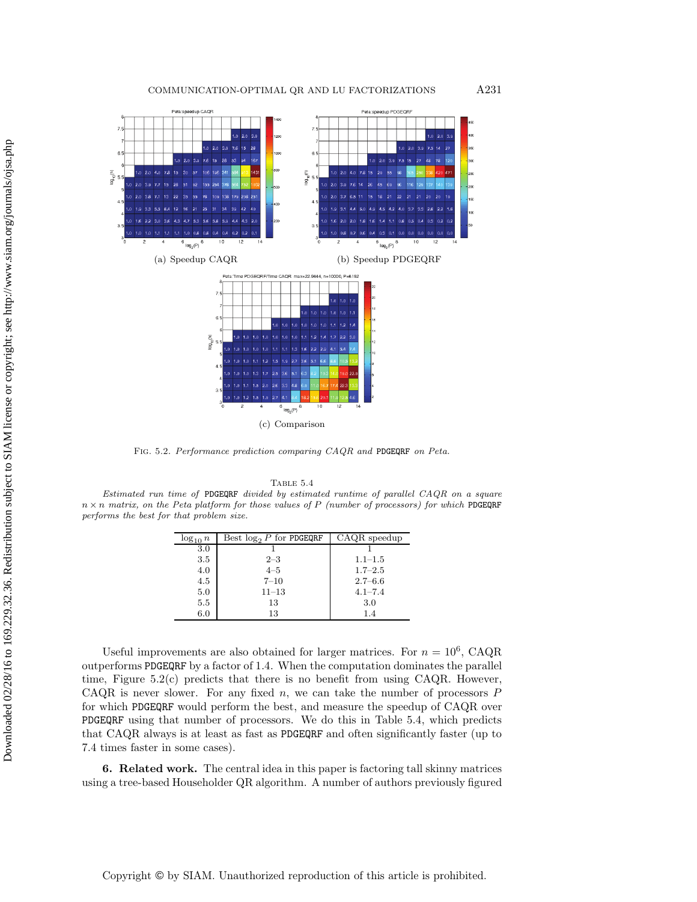(a) Speedup CAQR

(b) Speedup PDGEQRF

(c) Comparison

Fig. 5.2. *Performance prediction comparing CAQR and* PDGEQRF *on Peta.*

Table 5.4

*Estimated run time of* PDGEQRF *divided by estimated runtime of parallel CAQR on a square $n \times n$ matrix, on the Peta platform for those values of $P$ (number of processors) for which* PDGEQRF *performs the best for that problem size.*

| $\log_{10} n$ | Best $\log_2 P$ for PDGEQRF | CAQR speedup |
|---|---|---|
| 3.0 | 1 | 1 |
| 3.5 | 2–3 | 1.1–1.5 |
| 4.0 | 4–5 | 1.7–2.5 |
| 4.5 | 7–10 | 2.7–6.6 |
| 5.0 | 11–13 | 4.1–7.4 |
| 5.5 | 13 | 3.0 |
| 6.0 | 13 | 1.4 |

Useful improvements are also obtained for larger matrices. For $n = 10^6$, CAQR outperforms PDGEQRF by a factor of 1.4. When the computation dominates the parallel time, Figure 5.2(c) predicts that there is no benefit from using CAQR. However, CAQR is never slower. For any fixed $n$, we can take the number of processors $P$ for which PDGEQRF would perform the best, and measure the speedup of CAQR over PDGEQRF using that number of processors. We do this in Table 5.4, which predicts that CAQR always is at least as fast as PDGEQRF and often significantly faster (up to 7.4 times faster in some cases).

**6. Related work.** The central idea in this paper is factoring tall skinny matrices using a tree-based Householder QR algorithm. A number of authors previously figured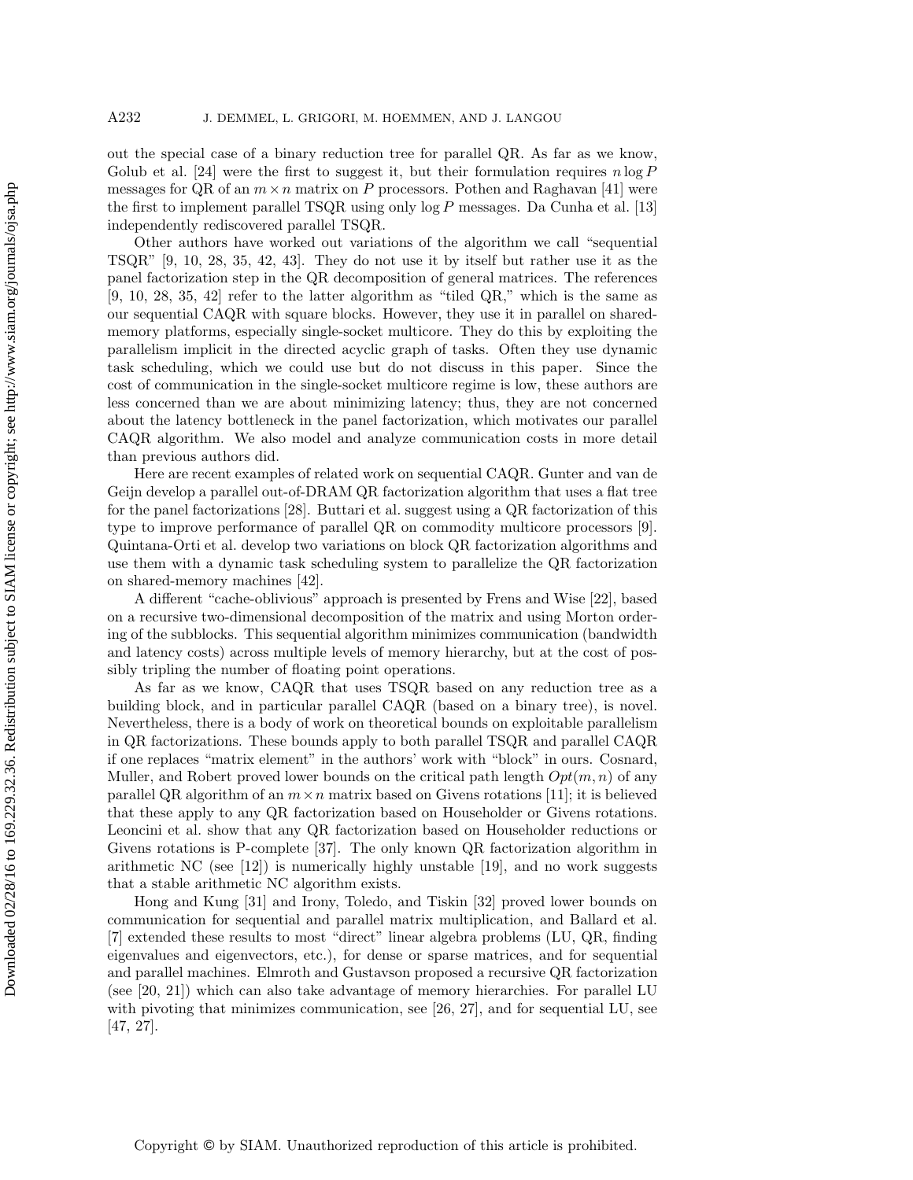out the special case of a binary reduction tree for parallel QR. As far as we know, Golub et al. [24] were the first to suggest it, but their formulation requires $n \log P$ messages for QR of an $m \times n$ matrix on $P$ processors. Pothen and Raghavan [41] were the first to implement parallel TSQR using only $\log P$ messages. Da Cunha et al. [13] independently rediscovered parallel TSQR.

Other authors have worked out variations of the algorithm we call "sequential TSQR" [9, 10, 28, 35, 42, 43]. They do not use it by itself but rather use it as the panel factorization step in the QR decomposition of general matrices. The references [9, 10, 28, 35, 42] refer to the latter algorithm as "tiled QR," which is the same as our sequential CAQR with square blocks. However, they use it in parallel on shared-memory platforms, especially single-socket multicore. They do this by exploiting the parallelism implicit in the directed acyclic graph of tasks. Often they use dynamic task scheduling, which we could use but do not discuss in this paper. Since the cost of communication in the single-socket multicore regime is low, these authors are less concerned than we are about minimizing latency; thus, they are not concerned about the latency bottleneck in the panel factorization, which motivates our parallel CAQR algorithm. We also model and analyze communication costs in more detail than previous authors did.

Here are recent examples of related work on sequential CAQR. Gunter and van de Geijn develop a parallel out-of-DRAM QR factorization algorithm that uses a flat tree for the panel factorizations [28]. Buttari et al. suggest using a QR factorization of this type to improve performance of parallel QR on commodity multicore processors [9]. Quintana-Orti et al. develop two variations on block QR factorization algorithms and use them with a dynamic task scheduling system to parallelize the QR factorization on shared-memory machines [42].

A different "cache-oblivious" approach is presented by Frens and Wise [22], based on a recursive two-dimensional decomposition of the matrix and using Morton ordering of the subblocks. This sequential algorithm minimizes communication (bandwidth and latency costs) across multiple levels of memory hierarchy, but at the cost of possibly tripling the number of floating point operations.

As far as we know, CAQR that uses TSQR based on any reduction tree as a building block, and in particular parallel CAQR (based on a binary tree), is novel. Nevertheless, there is a body of work on theoretical bounds on exploitable parallelism in QR factorizations. These bounds apply to both parallel TSQR and parallel CAQR if one replaces "matrix element" in the authors' work with "block" in ours. Cosnard, Muller, and Robert proved lower bounds on the critical path length $Opt(m, n)$ of any parallel QR algorithm of an $m \times n$ matrix based on Givens rotations [11]; it is believed that these apply to any QR factorization based on Householder or Givens rotations. Leoncini et al. show that any QR factorization based on Householder reductions or Givens rotations is P-complete [37]. The only known QR factorization algorithm in arithmetic NC (see [12]) is numerically highly unstable [19], and no work suggests that a stable arithmetic NC algorithm exists.

Hong and Kung [31] and Irony, Toledo, and Tiskin [32] proved lower bounds on communication for sequential and parallel matrix multiplication, and Ballard et al. [7] extended these results to most "direct" linear algebra problems (LU, QR, finding eigenvalues and eigenvectors, etc.), for dense or sparse matrices, and for sequential and parallel machines. Elmroth and Gustavson proposed a recursive QR factorization (see [20, 21]) which can also take advantage of memory hierarchies. For parallel LU with pivoting that minimizes communication, see [26, 27], and for sequential LU, see [47, 27].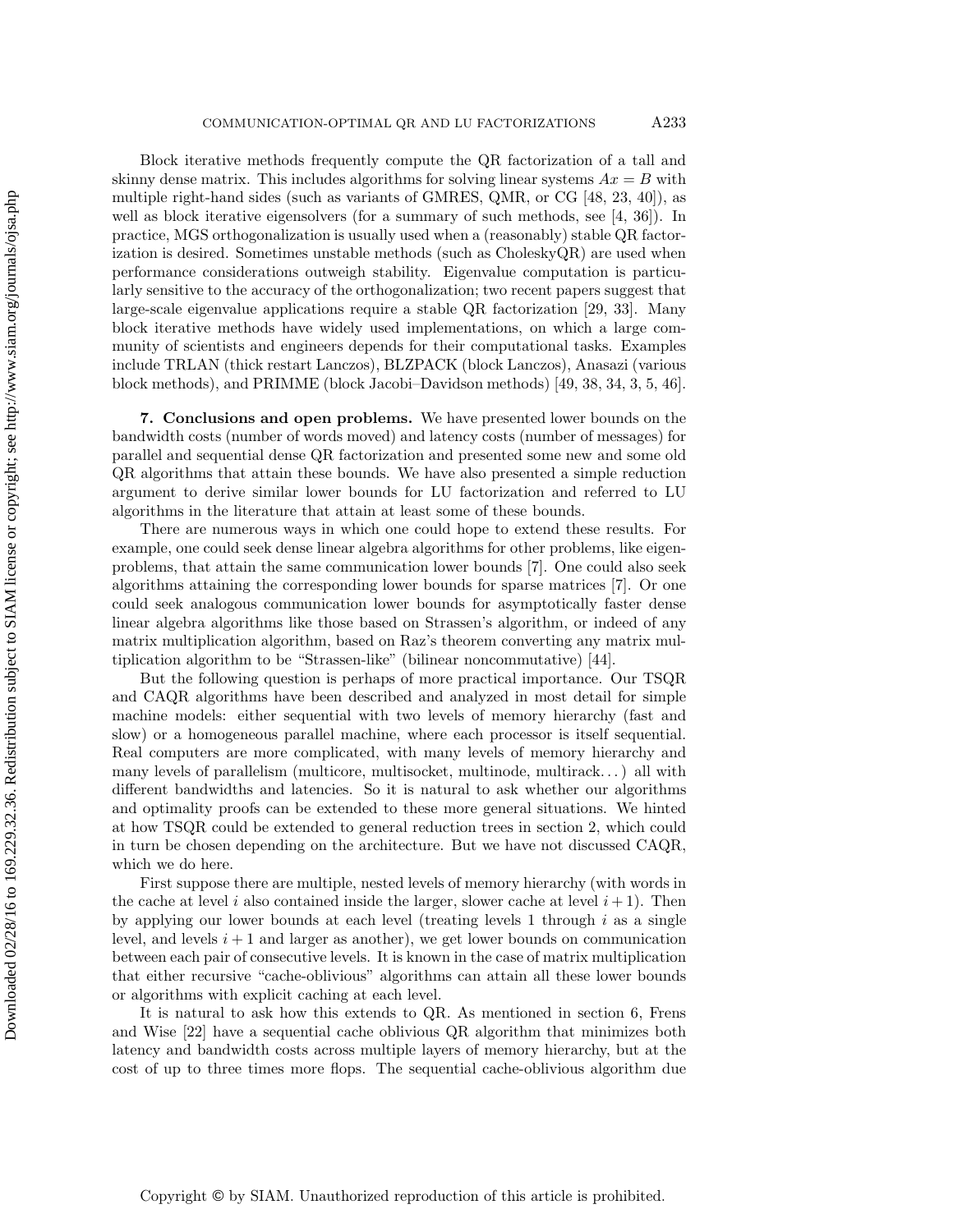Block iterative methods frequently compute the QR factorization of a tall and skinny dense matrix. This includes algorithms for solving linear systems $Ax = B$ with multiple right-hand sides (such as variants of GMRES, QMR, or CG [48, 23, 40]), as well as block iterative eigensolvers (for a summary of such methods, see [4, 36]). In practice, MGS orthogonalization is usually used when a (reasonably) stable QR factorization is desired. Sometimes unstable methods (such as CholeskyQR) are used when performance considerations outweigh stability. Eigenvalue computation is particularly sensitive to the accuracy of the orthogonalization; two recent papers suggest that large-scale eigenvalue applications require a stable QR factorization [29, 33]. Many block iterative methods have widely used implementations, on which a large community of scientists and engineers depends for their computational tasks. Examples include TRLAN (thick restart Lanczos), BLZPACK (block Lanczos), Anasazi (various block methods), and PRIMME (block Jacobi–Davidson methods) [49, 38, 34, 3, 5, 46].

## 7. Conclusions and open problems.

We have presented lower bounds on the bandwidth costs (number of words moved) and latency costs (number of messages) for parallel and sequential dense QR factorization and presented some new and some old QR algorithms that attain these bounds. We have also presented a simple reduction argument to derive similar lower bounds for LU factorization and referred to LU algorithms in the literature that attain at least some of these bounds.

There are numerous ways in which one could hope to extend these results. For example, one could seek dense linear algebra algorithms for other problems, like eigenproblems, that attain the same communication lower bounds [7]. One could also seek algorithms attaining the corresponding lower bounds for sparse matrices [7]. Or one could seek analogous communication lower bounds for asymptotically faster dense linear algebra algorithms like those based on Strassen's algorithm, or indeed of any matrix multiplication algorithm, based on Raz's theorem converting any matrix multiplication algorithm to be "Strassen-like" (bilinear noncommutative) [44].

But the following question is perhaps of more practical importance. Our TSQR and CAQR algorithms have been described and analyzed in most detail for simple machine models: either sequential with two levels of memory hierarchy (fast and slow) or a homogeneous parallel machine, where each processor is itself sequential. Real computers are more complicated, with many levels of memory hierarchy and many levels of parallelism (multicore, multisocket, multinode, multirack...) all with different bandwidths and latencies. So it is natural to ask whether our algorithms and optimality proofs can be extended to these more general situations. We hinted at how TSQR could be extended to general reduction trees in section 2, which could in turn be chosen depending on the architecture. But we have not discussed CAQR, which we do here.

First suppose there are multiple, nested levels of memory hierarchy (with words in the cache at level $i$ also contained inside the larger, slower cache at level $i+1$). Then by applying our lower bounds at each level (treating levels 1 through $i$ as a single level, and levels $i+1$ and larger as another), we get lower bounds on communication between each pair of consecutive levels. It is known in the case of matrix multiplication that either recursive "cache-oblivious" algorithms can attain all these lower bounds or algorithms with explicit caching at each level.

It is natural to ask how this extends to QR. As mentioned in section 6, Frens and Wise [22] have a sequential cache oblivious QR algorithm that minimizes both latency and bandwidth costs across multiple layers of memory hierarchy, but at the cost of up to three times more flops. The sequential cache-oblivious algorithm due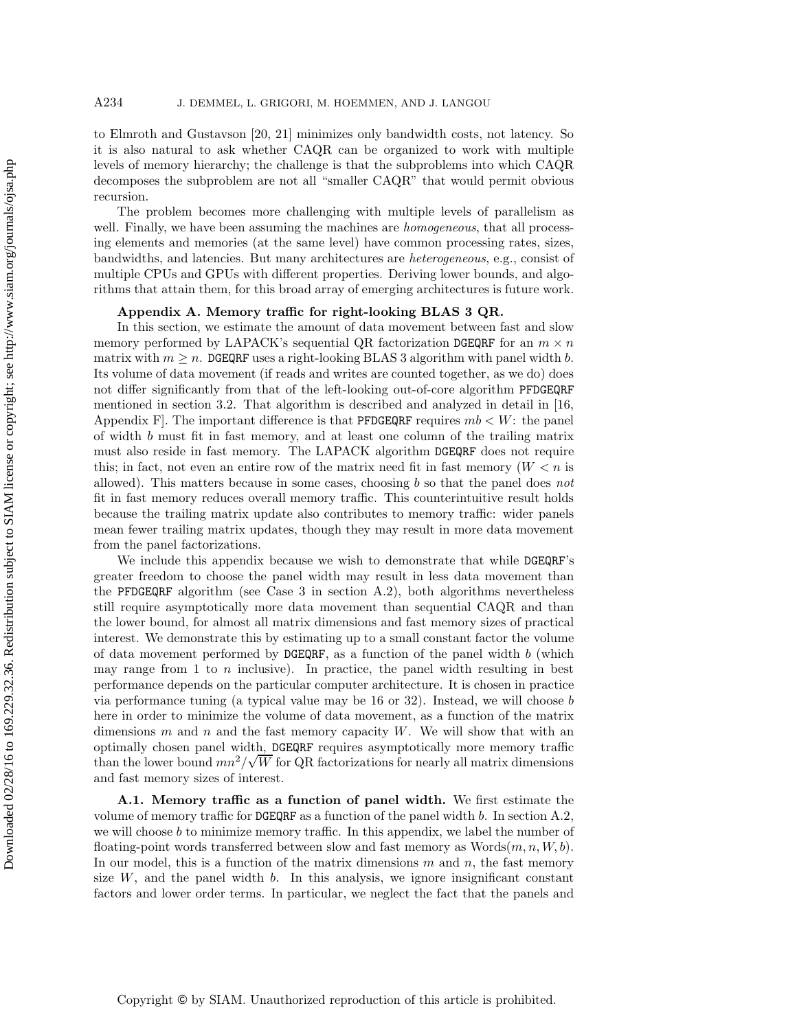to Elmroth and Gustavson [20, 21] minimizes only bandwidth costs, not latency. So it is also natural to ask whether CAQR can be organized to work with multiple levels of memory hierarchy; the challenge is that the subproblems into which CAQR decomposes the subproblem are not all "smaller CAQR" that would permit obvious recursion.

The problem becomes more challenging with multiple levels of parallelism as well. Finally, we have been assuming the machines are *homogeneous*, that all processing elements and memories (at the same level) have common processing rates, sizes, bandwidths, and latencies. But many architectures are *heterogeneous*, e.g., consist of multiple CPUs and GPUs with different properties. Deriving lower bounds, and algorithms that attain them, for this broad array of emerging architectures is future work.

## Appendix A. Memory traffic for right-looking BLAS 3 QR.

In this section, we estimate the amount of data movement between fast and slow memory performed by LAPACK's sequential QR factorization `DGEQRF` for an $m \times n$ matrix with $m \geq n$. `DGEQRF` uses a right-looking BLAS 3 algorithm with panel width $b$. Its volume of data movement (if reads and writes are counted together, as we do) does not differ significantly from that of the left-looking out-of-core algorithm `PFDGEQRF` mentioned in section 3.2. That algorithm is described and analyzed in detail in [16, Appendix F]. The important difference is that `PFDGEQRF` requires $mb < W$: the panel of width $b$ must fit in fast memory, and at least one column of the trailing matrix must also reside in fast memory. The LAPACK algorithm `DGEQRF` does not require this; in fact, not even an entire row of the matrix need fit in fast memory ($W < n$ is allowed). This matters because in some cases, choosing $b$ so that the panel does *not* fit in fast memory reduces overall memory traffic. This counterintuitive result holds because the trailing matrix update also contributes to memory traffic: wider panels mean fewer trailing matrix updates, though they may result in more data movement from the panel factorizations.

We include this appendix because we wish to demonstrate that while `DGEQRF`'s greater freedom to choose the panel width may result in less data movement than the `PFDGEQRF` algorithm (see Case 3 in section A.2), both algorithms nevertheless still require asymptotically more data movement than sequential CAQR and than the lower bound, for almost all matrix dimensions and fast memory sizes of practical interest. We demonstrate this by estimating up to a small constant factor the volume of data movement performed by `DGEQRF`, as a function of the panel width $b$ (which may range from 1 to $n$ inclusive). In practice, the panel width resulting in best performance depends on the particular computer architecture. It is chosen in practice via performance tuning (a typical value may be 16 or 32). Instead, we will choose $b$ here in order to minimize the volume of data movement, as a function of the matrix dimensions $m$ and $n$ and the fast memory capacity $W$. We will show that with an optimally chosen panel width, `DGEQRF` requires asymptotically more memory traffic than the lower bound $mn^2/\sqrt{W}$ for QR factorizations for nearly all matrix dimensions and fast memory sizes of interest.

### A.1. Memory traffic as a function of panel width.

We first estimate the volume of memory traffic for `DGEQRF` as a function of the panel width $b$. In section A.2, we will choose $b$ to minimize memory traffic. In this appendix, we label the number of floating-point words transferred between slow and fast memory as $\text{Words}(m, n, W, b)$. In our model, this is a function of the matrix dimensions $m$ and $n$, the fast memory size $W$, and the panel width $b$. In this analysis, we ignore insignificant constant factors and lower order terms. In particular, we neglect the fact that the panels and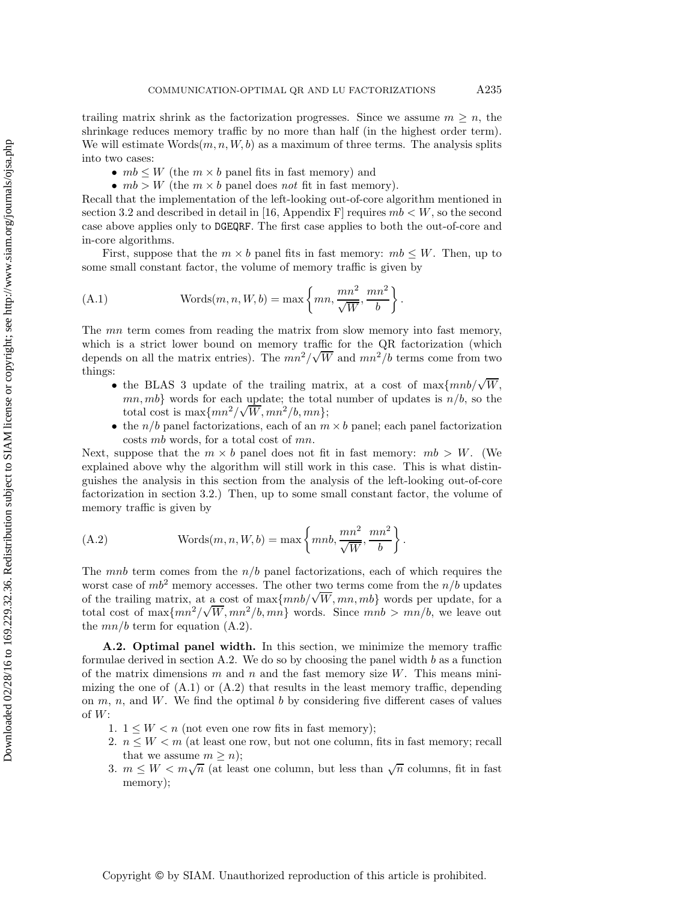trailing matrix shrink as the factorization progresses. Since we assume $m \geq n$, the shrinkage reduces memory traffic by no more than half (in the highest order term). We will estimate $\text{Words}(m, n, W, b)$ as a maximum of three terms. The analysis splits into two cases:

- $mb \leq W$ (the $m \times b$ panel fits in fast memory) and
- $mb > W$ (the $m \times b$ panel does *not* fit in fast memory).

Recall that the implementation of the left-looking out-of-core algorithm mentioned in section 3.2 and described in detail in [16, Appendix F] requires $mb < W$, so the second case above applies only to DGEQRF. The first case applies to both the out-of-core and in-core algorithms.

First, suppose that the $m \times b$ panel fits in fast memory: $mb \leq W$. Then, up to some small constant factor, the volume of memory traffic is given by

$$\text{Words}(m, n, W, b) = \max\left\{mn, \frac{mn^2}{\sqrt{W}}, \frac{mn^2}{b}\right\}. \tag{A.1}$$

The $mn$ term comes from reading the matrix from slow memory into fast memory, which is a strict lower bound on memory traffic for the QR factorization (which depends on all the matrix entries). The $mn^2/\sqrt{W}$ and $mn^2/b$ terms come from two things:

- the BLAS 3 update of the trailing matrix, at a cost of $\max\{mnb/\sqrt{W}, mn, mb\}$ words for each update; the total number of updates is $n/b$, so the total cost is $\max\{mn^2/\sqrt{W}, mn^2/b, mn\}$;
- the $n/b$ panel factorizations, each of an $m \times b$ panel; each panel factorization costs $mb$ words, for a total cost of $mn$.

Next, suppose that the $m \times b$ panel does not fit in fast memory: $mb > W$. (We explained above why the algorithm will still work in this case. This is what distinguishes the analysis in this section from the analysis of the left-looking out-of-core factorization in section 3.2.) Then, up to some small constant factor, the volume of memory traffic is given by

$$\text{Words}(m, n, W, b) = \max\left\{mnb, \frac{mn^2}{\sqrt{W}}, \frac{mn^2}{b}\right\}. \tag{A.2}$$

The $mnb$ term comes from the $n/b$ panel factorizations, each of which requires the worst case of $mb^2$ memory accesses. The other two terms come from the $n/b$ updates of the trailing matrix, at a cost of $\max\{mnb/\sqrt{W}, mn, mb\}$ words per update, for a total cost of $\max\{mn^2/\sqrt{W}, mn^2/b, mn\}$ words. Since $mnb > mn/b$, we leave out the $mn/b$ term for equation (A.2).

**A.2. Optimal panel width.** In this section, we minimize the memory traffic formulae derived in section A.2. We do so by choosing the panel width $b$ as a function of the matrix dimensions $m$ and $n$ and the fast memory size $W$. This means minimizing the one of (A.1) or (A.2) that results in the least memory traffic, depending on $m$, $n$, and $W$. We find the optimal $b$ by considering five different cases of values of $W$:

1. $1 \leq W < n$ (not even one row fits in fast memory);
2. $n \leq W < m$ (at least one row, but not one column, fits in fast memory; recall that we assume $m \geq n$);
3. $m \leq W < m\sqrt{n}$ (at least one column, but less than $\sqrt{n}$ columns, fit in fast memory);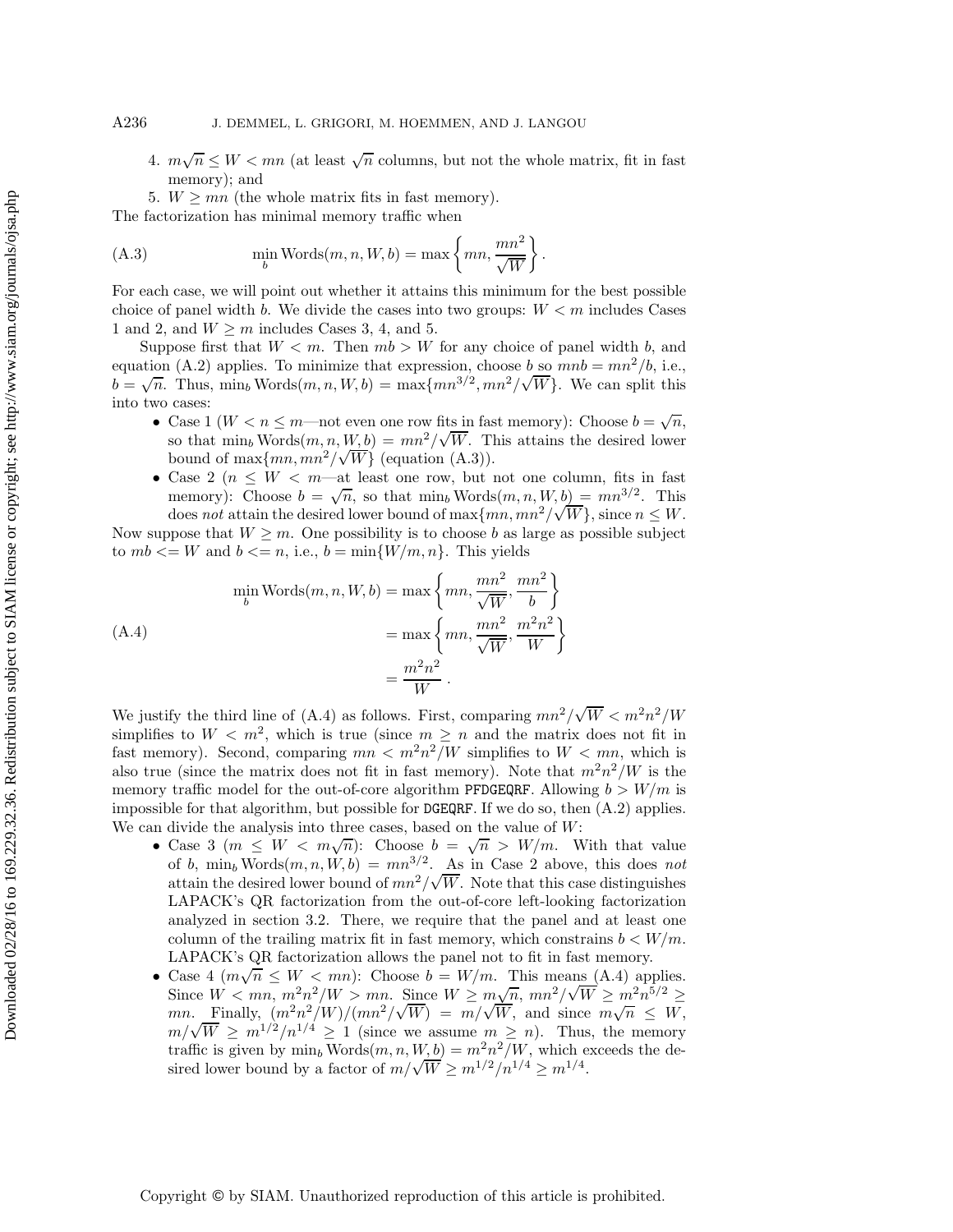4. $m\sqrt{n} \leq W < mn$ (at least $\sqrt{n}$ columns, but not the whole matrix, fit in fast memory); and
5. $W \geq mn$ (the whole matrix fits in fast memory).

The factorization has minimal memory traffic when

$$\min_b \text{Words}(m, n, W, b) = \max\left\{mn, \frac{mn^2}{\sqrt{W}}\right\}. \tag{A.3}$$

For each case, we will point out whether it attains this minimum for the best possible choice of panel width $b$. We divide the cases into two groups: $W < m$ includes Cases 1 and 2, and $W \geq m$ includes Cases 3, 4, and 5.

Suppose first that $W < m$. Then $mb > W$ for any choice of panel width $b$, and equation (A.2) applies. To minimize that expression, choose $b$ so $mnb = mn^2/b$, i.e., $b = \sqrt{n}$. Thus, $\min_b \text{Words}(m, n, W, b) = \max\{mn^{3/2}, mn^2/\sqrt{W}\}$. We can split this into two cases:

- Case 1 ($W < n \leq m$—not even one row fits in fast memory): Choose $b = \sqrt{n}$, so that $\min_b \text{Words}(m, n, W, b) = mn^2/\sqrt{W}$. This attains the desired lower bound of $\max\{mn, mn^2/\sqrt{W}\}$ (equation (A.3)).
- Case 2 ($n \leq W < m$—at least one row, but not one column, fits in fast memory): Choose $b = \sqrt{n}$, so that $\min_b \text{Words}(m, n, W, b) = mn^{3/2}$. This does *not* attain the desired lower bound of $\max\{mn, mn^2/\sqrt{W}\}$, since $n \leq W$.

Now suppose that $W \geq m$. One possibility is to choose $b$ as large as possible subject to $mb <= W$ and $b <= n$, i.e., $b = \min\{W/m, n\}$. This yields

$$\begin{aligned}
\min_b \text{Words}(m, n, W, b) &= \max\left\{mn, \frac{mn^2}{\sqrt{W}}, \frac{mn^2}{b}\right\} \\
&= \max\left\{mn, \frac{mn^2}{\sqrt{W}}, \frac{m^2n^2}{W}\right\} \\
&= \frac{m^2n^2}{W}.
\end{aligned} \tag{A.4}$$

We justify the third line of (A.4) as follows. First, comparing $mn^2/\sqrt{W} < m^2n^2/W$ simplifies to $W < m^2$, which is true (since $m \geq n$ and the matrix does not fit in fast memory). Second, comparing $mn < m^2n^2/W$ simplifies to $W < mn$, which is also true (since the matrix does not fit in fast memory). Note that $m^2n^2/W$ is the memory traffic model for the out-of-core algorithm PFDGEQRF. Allowing $b > W/m$ is impossible for that algorithm, but possible for DGEQRF. If we do so, then (A.2) applies. We can divide the analysis into three cases, based on the value of $W$:

- Case 3 ($m \leq W < m\sqrt{n}$): Choose $b = \sqrt{n} > W/m$. With that value of $b$, $\min_b \text{Words}(m, n, W, b) = mn^{3/2}$. As in Case 2 above, this does *not* attain the desired lower bound of $mn^2/\sqrt{W}$. Note that this case distinguishes LAPACK's QR factorization from the out-of-core left-looking factorization analyzed in section 3.2. There, we require that the panel and at least one column of the trailing matrix fit in fast memory, which constrains $b < W/m$. LAPACK's QR factorization allows the panel not to fit in fast memory.
- Case 4 ($m\sqrt{n} \leq W < mn$): Choose $b = W/m$. This means (A.4) applies. Since $W < mn$, $m^2n^2/W > mn$. Since $W \geq m\sqrt{n}$, $mn^2/\sqrt{W} \geq m^2n^{5/2} \geq mn$. Finally, $(m^2n^2/W)/(mn^2/\sqrt{W}) = m/\sqrt{W}$, and since $m\sqrt{n} \leq W$, $m/\sqrt{W} \geq m^{1/2}/n^{1/4} \geq 1$ (since we assume $m \geq n$). Thus, the memory traffic is given by $\min_b \text{Words}(m, n, W, b) = m^2n^2/W$, which exceeds the desired lower bound by a factor of $m/\sqrt{W} \geq m^{1/2}/n^{1/4} \geq m^{1/4}$.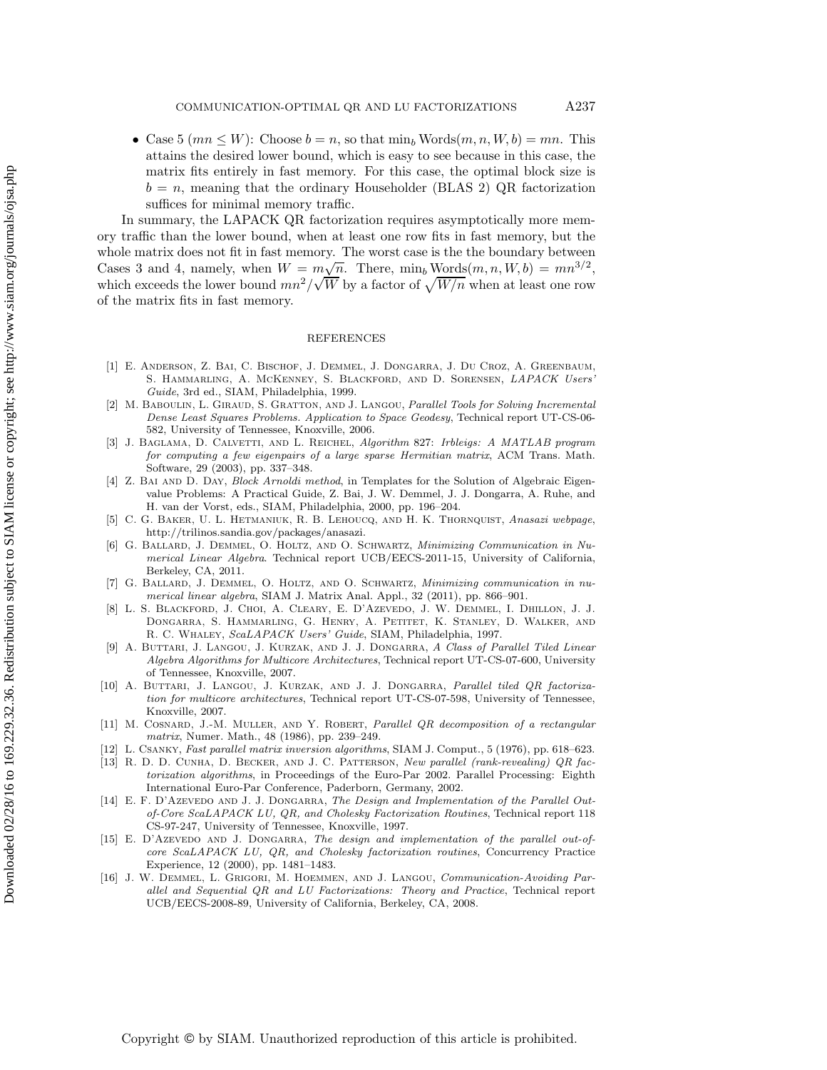- Case 5 ($mn \le W$): Choose $b = n$, so that $\min_b \text{Words}(m, n, W, b) = mn$. This attains the desired lower bound, which is easy to see because in this case, the matrix fits entirely in fast memory. For this case, the optimal block size is $b = n$, meaning that the ordinary Householder (BLAS 2) QR factorization suffices for minimal memory traffic.

In summary, the LAPACK QR factorization requires asymptotically more memory traffic than the lower bound, when at least one row fits in fast memory, but the whole matrix does not fit in fast memory. The worst case is the the boundary between Cases 3 and 4, namely, when $W = m\sqrt{n}$. There, $\min_b \text{Words}(m, n, W, b) = mn^{3/2}$, which exceeds the lower bound $mn^2/\sqrt{W}$ by a factor of $\sqrt{W/n}$ when at least one row of the matrix fits in fast memory.

## REFERENCES

[1] E. Anderson, Z. Bai, C. Bischof, J. Demmel, J. Dongarra, J. Du Croz, A. Greenbaum, S. Hammarling, A. McKenney, S. Blackford, and D. Sorensen, *LAPACK Users' Guide*, 3rd ed., SIAM, Philadelphia, 1999.

[2] M. Baboulin, L. Giraud, S. Gratton, and J. Langou, *Parallel Tools for Solving Incremental Dense Least Squares Problems. Application to Space Geodesy*, Technical report UT-CS-06-582, University of Tennessee, Knoxville, 2006.

[3] J. Baglama, D. Calvetti, and L. Reichel, *Algorithm* 827: *Irbleigs: A MATLAB program for computing a few eigenpairs of a large sparse Hermitian matrix*, ACM Trans. Math. Software, 29 (2003), pp. 337–348.

[4] Z. Bai and D. Day, *Block Arnoldi method*, in Templates for the Solution of Algebraic Eigenvalue Problems: A Practical Guide, Z. Bai, J. W. Demmel, J. J. Dongarra, A. Ruhe, and H. van der Vorst, eds., SIAM, Philadelphia, 2000, pp. 196–204.

[5] C. G. Baker, U. L. Hetmaniuk, R. B. Lehoucq, and H. K. Thornquist, *Anasazi webpage*, http://trilinos.sandia.gov/packages/anasazi.

[6] G. Ballard, J. Demmel, O. Holtz, and O. Schwartz, *Minimizing Communication in Numerical Linear Algebra*. Technical report UCB/EECS-2011-15, University of California, Berkeley, CA, 2011.

[7] G. Ballard, J. Demmel, O. Holtz, and O. Schwartz, *Minimizing communication in numerical linear algebra*, SIAM J. Matrix Anal. Appl., 32 (2011), pp. 866–901.

[8] L. S. Blackford, J. Choi, A. Cleary, E. D'Azevedo, J. W. Demmel, I. Dhillon, J. J. Dongarra, S. Hammarling, G. Henry, A. Petitet, K. Stanley, D. Walker, and R. C. Whaley, *ScaLAPACK Users' Guide*, SIAM, Philadelphia, 1997.

[9] A. Buttari, J. Langou, J. Kurzak, and J. J. Dongarra, *A Class of Parallel Tiled Linear Algebra Algorithms for Multicore Architectures*, Technical report UT-CS-07-600, University of Tennessee, Knoxville, 2007.

[10] A. Buttari, J. Langou, J. Kurzak, and J. J. Dongarra, *Parallel tiled QR factorization for multicore architectures*, Technical report UT-CS-07-598, University of Tennessee, Knoxville, 2007.

[11] M. Cosnard, J.-M. Muller, and Y. Robert, *Parallel QR decomposition of a rectangular matrix*, Numer. Math., 48 (1986), pp. 239–249.

[12] L. Csanky, *Fast parallel matrix inversion algorithms*, SIAM J. Comput., 5 (1976), pp. 618–623.

[13] R. D. D. Cunha, D. Becker, and J. C. Patterson, *New parallel (rank-revealing) QR factorization algorithms*, in Proceedings of the Euro-Par 2002. Parallel Processing: Eighth International Euro-Par Conference, Paderborn, Germany, 2002.

[14] E. F. D'Azevedo and J. J. Dongarra, *The Design and Implementation of the Parallel Out-of-Core ScaLAPACK LU, QR, and Cholesky Factorization Routines*, Technical report 118 CS-97-247, University of Tennessee, Knoxville, 1997.

[15] E. D'Azevedo and J. Dongarra, *The design and implementation of the parallel out-of-core ScaLAPACK LU, QR, and Cholesky factorization routines*, Concurrency Practice Experience, 12 (2000), pp. 1481–1483.

[16] J. W. Demmel, L. Grigori, M. Hoemmen, and J. Langou, *Communication-Avoiding Parallel and Sequential QR and LU Factorizations: Theory and Practice*, Technical report UCB/EECS-2008-89, University of California, Berkeley, CA, 2008.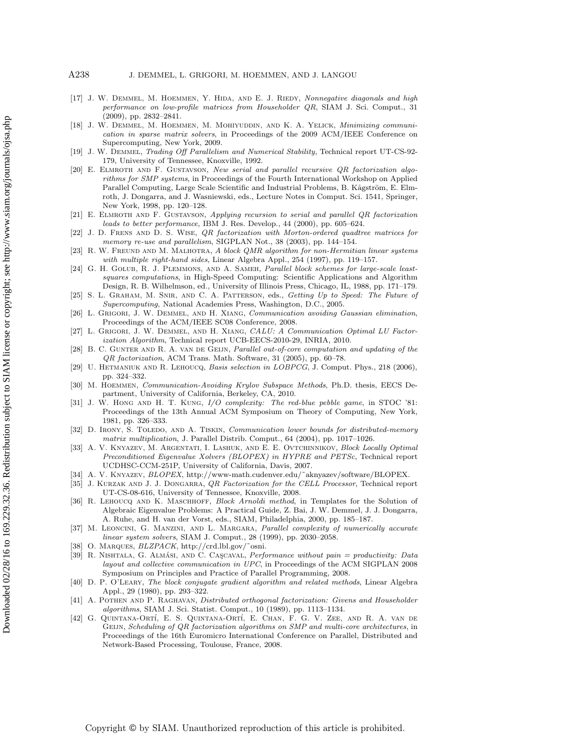[17] J. W. Demmel, M. Hoemmen, Y. Hida, and E. J. Riedy, *Nonnegative diagonals and high performance on low-profile matrices from Householder QR*, SIAM J. Sci. Comput., 31 (2009), pp. 2832–2841.

[18] J. W. Demmel, M. Hoemmen, M. Mohiyuddin, and K. A. Yelick, *Minimizing communication in sparse matrix solvers*, in Proceedings of the 2009 ACM/IEEE Conference on Supercomputing, New York, 2009.

[19] J. W. Demmel, *Trading Off Parallelism and Numerical Stability*, Technical report UT-CS-92-179, University of Tennessee, Knoxville, 1992.

[20] E. Elmroth and F. Gustavson, *New serial and parallel recursive QR factorization algorithms for SMP systems*, in Proceedings of the Fourth International Workshop on Applied Parallel Computing, Large Scale Scientific and Industrial Problems, B. Kågström, E. Elmroth, J. Dongarra, and J. Wasniewski, eds., Lecture Notes in Comput. Sci. 1541, Springer, New York, 1998, pp. 120–128.

[21] E. Elmroth and F. Gustavson, *Applying recursion to serial and parallel QR factorization leads to better performance*, IBM J. Res. Develop., 44 (2000), pp. 605–624.

[22] J. D. Frens and D. S. Wise, *QR factorization with Morton-ordered quadtree matrices for memory re-use and parallelism*, SIGPLAN Not., 38 (2003), pp. 144–154.

[23] R. W. Freund and M. Malhotra, *A block QMR algorithm for non-Hermitian linear systems with multiple right-hand sides*, Linear Algebra Appl., 254 (1997), pp. 119–157.

[24] G. H. Golub, R. J. Plemmons, and A. Sameh, *Parallel block schemes for large-scale least-squares computations*, in High-Speed Computing: Scientific Applications and Algorithm Design, R. B. Wilhelmson, ed., University of Illinois Press, Chicago, IL, 1988, pp. 171–179.

[25] S. L. Graham, M. Snir, and C. A. Patterson, eds., *Getting Up to Speed: The Future of Supercomputing*, National Academies Press, Washington, D.C., 2005.

[26] L. Grigori, J. W. Demmel, and H. Xiang, *Communication avoiding Gaussian elimination*, Proceedings of the ACM/IEEE SC08 Conference, 2008.

[27] L. Grigori, J. W. Demmel, and H. Xiang, *CALU: A Communication Optimal LU Factorization Algorithm*, Technical report UCB-EECS-2010-29, INRIA, 2010.

[28] B. C. Gunter and R. A. van de Geijn, *Parallel out-of-core computation and updating of the QR factorization*, ACM Trans. Math. Software, 31 (2005), pp. 60–78.

[29] U. Hetmaniuk and R. Lehoucq, *Basis selection in LOBPCG*, J. Comput. Phys., 218 (2006), pp. 324–332.

[30] M. Hoemmen, *Communication-Avoiding Krylov Subspace Methods*, Ph.D. thesis, EECS Department, University of California, Berkeley, CA, 2010.

[31] J. W. Hong and H. T. Kung, *I/O complexity: The red-blue pebble game*, in STOC '81: Proceedings of the 13th Annual ACM Symposium on Theory of Computing, New York, 1981, pp. 326–333.

[32] D. Irony, S. Toledo, and A. Tiskin, *Communication lower bounds for distributed-memory matrix multiplication*, J. Parallel Distrib. Comput., 64 (2004), pp. 1017–1026.

[33] A. V. Knyazev, M. Argentati, I. Lashuk, and E. E. Ovtchinnikov, *Block Locally Optimal Preconditioned Eigenvalue Xolvers (BLOPEX) in HYPRE and PETSc*, Technical report UCDHSC-CCM-251P, University of California, Davis, 2007.

[34] A. V. Knyazev, *BLOPEX*, http://www-math.cudenver.edu/~aknyazev/software/BLOPEX.

[35] J. Kurzak and J. J. Dongarra, *QR Factorization for the CELL Processor*, Technical report UT-CS-08-616, University of Tennessee, Knoxville, 2008.

[36] R. Lehoucq and K. Maschhoff, *Block Arnoldi method*, in Templates for the Solution of Algebraic Eigenvalue Problems: A Practical Guide, Z. Bai, J. W. Demmel, J. J. Dongarra, A. Ruhe, and H. van der Vorst, eds., SIAM, Philadelphia, 2000, pp. 185–187.

[37] M. Leoncini, G. Manzini, and L. Margara, *Parallel complexity of numerically accurate linear system solvers*, SIAM J. Comput., 28 (1999), pp. 2030–2058.

[38] O. Marques, *BLZPACK*, http://crd.lbl.gov/~osni.

[39] R. Nishtala, G. Almási, and C. Caşcaval, *Performance without pain = productivity: Data layout and collective communication in UPC*, in Proceedings of the ACM SIGPLAN 2008 Symposium on Principles and Practice of Parallel Programming, 2008.

[40] D. P. O'Leary, *The block conjugate gradient algorithm and related methods*, Linear Algebra Appl., 29 (1980), pp. 293–322.

[41] A. Pothen and P. Raghavan, *Distributed orthogonal factorization: Givens and Householder algorithms*, SIAM J. Sci. Statist. Comput., 10 (1989), pp. 1113–1134.

[42] G. Quintana-Ortí, E. S. Quintana-Ortí, E. Chan, F. G. V. Zee, and R. A. van de Geijn, *Scheduling of QR factorization algorithms on SMP and multi-core architectures*, in Proceedings of the 16th Euromicro International Conference on Parallel, Distributed and Network-Based Processing, Toulouse, France, 2008.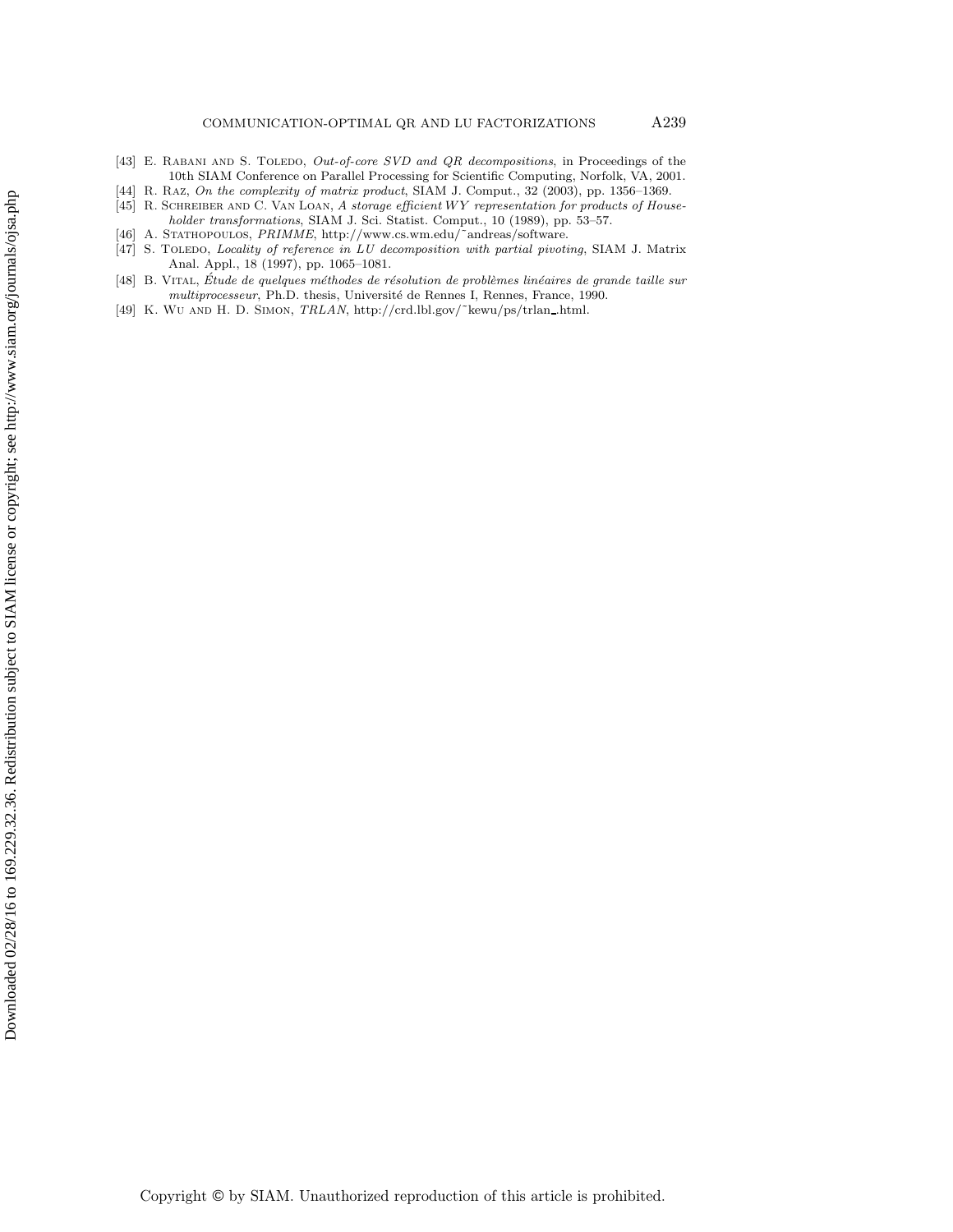[43] E. Rabani and S. Toledo, *Out-of-core SVD and QR decompositions*, in Proceedings of the 10th SIAM Conference on Parallel Processing for Scientific Computing, Norfolk, VA, 2001.

[44] R. Raz, *On the complexity of matrix product*, SIAM J. Comput., 32 (2003), pp. 1356–1369.

[45] R. Schreiber and C. Van Loan, *A storage efficient WY representation for products of Householder transformations*, SIAM J. Sci. Statist. Comput., 10 (1989), pp. 53–57.

[46] A. Stathopoulos, *PRIMME*, http://www.cs.wm.edu/~andreas/software.

[47] S. Toledo, *Locality of reference in LU decomposition with partial pivoting*, SIAM J. Matrix Anal. Appl., 18 (1997), pp. 1065–1081.

[48] B. Vital, *Étude de quelques méthodes de résolution de problèmes linéaires de grande taille sur multiprocesseur*, Ph.D. thesis, Université de Rennes I, Rennes, France, 1990.

[49] K. Wu and H. D. Simon, *TRLAN*, http://crd.lbl.gov/~kewu/ps/trlan_.html.